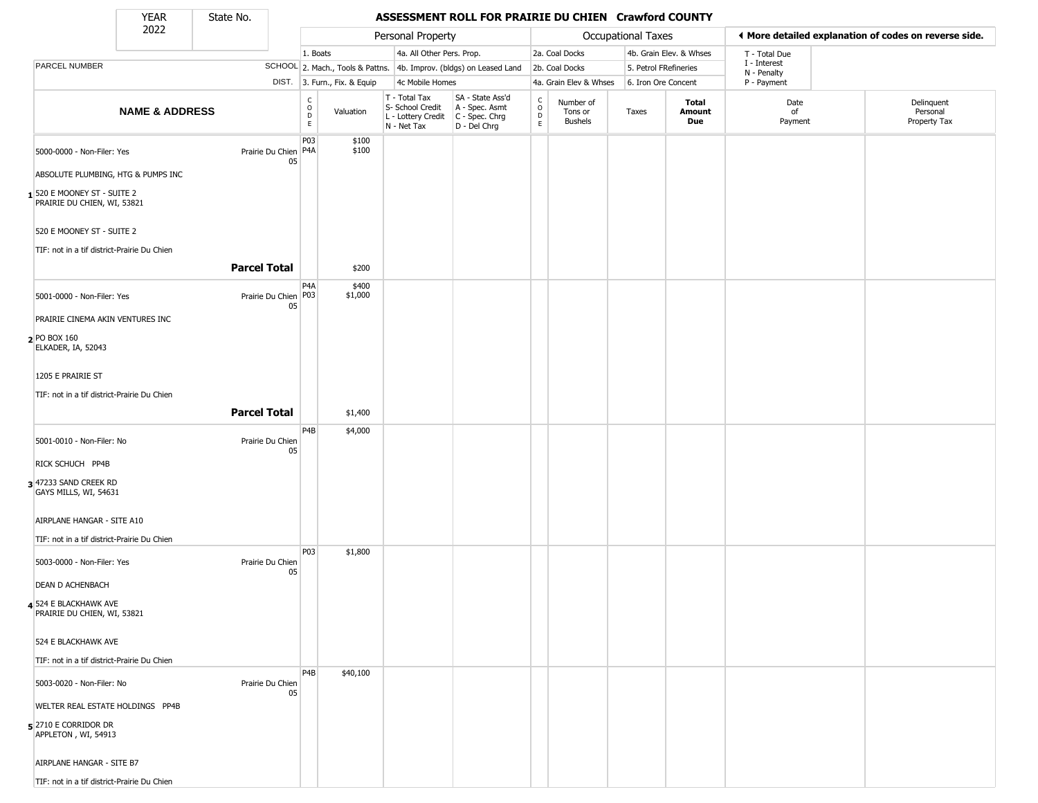# ASSESSMENT ROLL FOR PRAIRIE DU CHIEN Crawford COUNTY

YEAR 2022 | State No.

**Personal Property:** 1. Boats; 2. Mach., Tools & Pattns.; 3. Furn., Fix. & Equip; 4a. All Other Pers. Prop.; 4b. Improv. (bldgs) on Leased Land; 4c Mobile Homes

**Occupational Taxes:** 2a. Coal Docks; 2b. Coal Docks; 4a. Grain Elev & Whses; 4b. Grain Elev. & Whses; 5. Petrol FRefineries; 6. Iron Ore Concent

◄ More detailed explanation of codes on reverse side.

T - Total Due; I - Interest; N - Penalty; P - Payment

| | NAME & ADDRESS | SCHOOL DIST. | CODE | Valuation | T - Total Tax S- School Credit L - Lottery Credit N - Net Tax | SA - State Ass'd A - Spec. Asmt C - Spec. Chrg D - Del Chrg | CODE | Number of Tons or Bushels | Taxes | Total Amount Due | Date of Payment | Delinquent Personal Property Tax |
|---|---|---|---|---|---|---|---|---|---|---|---|---|
| 1 | 5000-0000 - Non-Filer: Yes<br>ABSOLUTE PLUMBING, HTG & PUMPS INC<br>520 E MOONEY ST - SUITE 2<br>PRAIRIE DU CHIEN, WI, 53821<br>520 E MOONEY ST - SUITE 2<br>TIF: not in a tif district-Prairie Du Chien | Prairie Du Chien 05 | P03<br>P4A | $100<br>$100 | | | | | | | | |
| | **Parcel Total** | | | $200 | | | | | | | | |
| 2 | 5001-0000 - Non-Filer: Yes<br>PRAIRIE CINEMA AKIN VENTURES INC<br>PO BOX 160<br>ELKADER, IA, 52043<br>1205 E PRAIRIE ST<br>TIF: not in a tif district-Prairie Du Chien | Prairie Du Chien 05 | P4A<br>P03 | $400<br>$1,000 | | | | | | | | |
| | **Parcel Total** | | | $1,400 | | | | | | | | |
| 3 | 5001-0010 - Non-Filer: No<br>RICK SCHUCH PP4B<br>47233 SAND CREEK RD<br>GAYS MILLS, WI, 54631<br>AIRPLANE HANGAR - SITE A10<br>TIF: not in a tif district-Prairie Du Chien | Prairie Du Chien 05 | P4B | $4,000 | | | | | | | | |
| 4 | 5003-0000 - Non-Filer: Yes<br>DEAN D ACHENBACH<br>524 E BLACKHAWK AVE<br>PRAIRIE DU CHIEN, WI, 53821<br>524 E BLACKHAWK AVE<br>TIF: not in a tif district-Prairie Du Chien | Prairie Du Chien 05 | P03 | $1,800 | | | | | | | | |
| 5 | 5003-0020 - Non-Filer: No<br>WELTER REAL ESTATE HOLDINGS PP4B<br>2710 E CORRIDOR DR<br>APPLETON , WI, 54913<br>AIRPLANE HANGAR - SITE B7<br>TIF: not in a tif district-Prairie Du Chien | Prairie Du Chien 05 | P4B | $40,100 | | | | | | | | |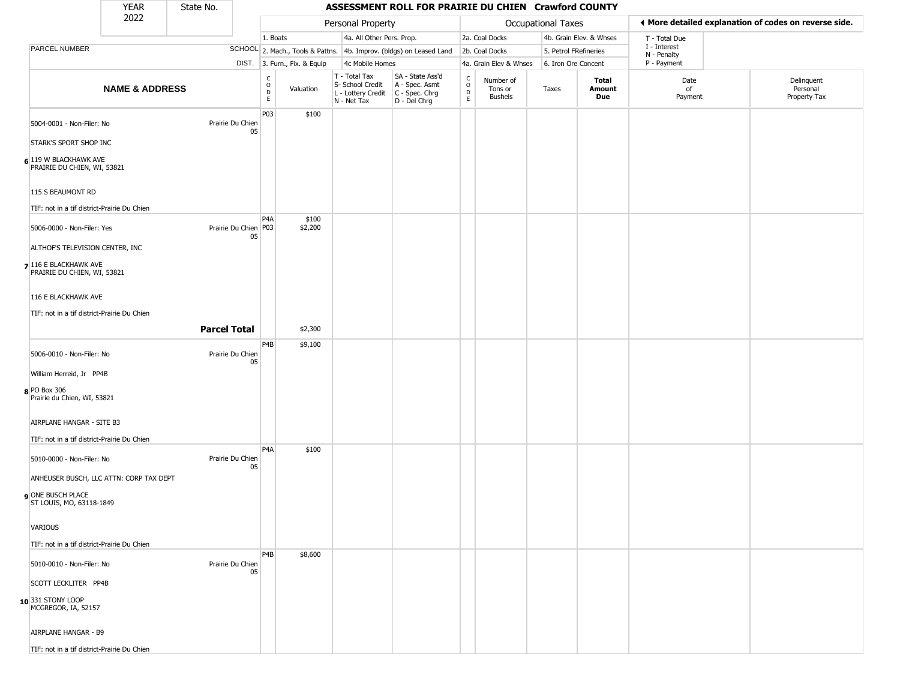# ASSESSMENT ROLL FOR PRAIRIE DU CHIEN Crawford COUNTY

YEAR 2022 | State No.

| | | Personal Property | | | | Occupational Taxes | | | | ◄ More detailed explanation of codes on reverse side. | |
|---|---|---|---|---|---|---|---|---|---|---|---|
| PARCEL NUMBER | SCHOOL DIST. | 1. Boats<br>2. Mach., Tools & Pattns.<br>3. Furn., Fix. & Equip | | 4a. All Other Pers. Prop.<br>4b. Improv. (bldgs) on Leased Land<br>4c Mobile Homes | | 2a. Coal Docks<br>2b. Coal Docks<br>4a. Grain Elev & Whses | | 4b. Grain Elev. & Whses<br>5. Petrol FRefineries<br>6. Iron Ore Concent | | T - Total Due<br>I - Interest<br>N - Penalty<br>P - Payment | |
| **NAME & ADDRESS** | | CODE | Valuation | T - Total Tax<br>S- School Credit<br>L - Lottery Credit<br>N - Net Tax | SA - State Ass'd<br>A - Spec. Asmt<br>C - Spec. Chrg<br>D - Del Chrg | CODE | Number of Tons or Bushels | Taxes | **Total Amount Due** | Date of Payment | Delinquent Personal Property Tax |
| 6 5004-0001 - Non-Filer: No<br>STARK'S SPORT SHOP INC<br>119 W BLACKHAWK AVE<br>PRAIRIE DU CHIEN, WI, 53821<br>115 S BEAUMONT RD<br>TIF: not in a tif district-Prairie Du Chien | Prairie Du Chien 05 | P03 | $100 | | | | | | | | |
| 7 5006-0000 - Non-Filer: Yes<br>ALTHOF'S TELEVISION CENTER, INC<br>116 E BLACKHAWK AVE<br>PRAIRIE DU CHIEN, WI, 53821<br>116 E BLACKHAWK AVE<br>TIF: not in a tif district-Prairie Du Chien | Prairie Du Chien 05 | P4A<br>P03 | $100<br>$2,200 | | | | | | | | |
| | **Parcel Total** | | $2,300 | | | | | | | | |
| 8 5006-0010 - Non-Filer: No<br>William Herreid, Jr PP4B<br>PO Box 306<br>Prairie du Chien, WI, 53821<br>AIRPLANE HANGAR - SITE B3<br>TIF: not in a tif district-Prairie Du Chien | Prairie Du Chien 05 | P4B | $9,100 | | | | | | | | |
| 9 5010-0000 - Non-Filer: No<br>ANHEUSER BUSCH, LLC ATTN: CORP TAX DEPT<br>ONE BUSCH PLACE<br>ST LOUIS, MO, 63118-1849<br>VARIOUS<br>TIF: not in a tif district-Prairie Du Chien | Prairie Du Chien 05 | P4A | $100 | | | | | | | | |
| 10 5010-0010 - Non-Filer: No<br>SCOTT LECKLITER PP4B<br>331 STONY LOOP<br>MCGREGOR, IA, 52157<br>AIRPLANE HANGAR - B9<br>TIF: not in a tif district-Prairie Du Chien | Prairie Du Chien 05 | P4B | $8,600 | | | | | | | | |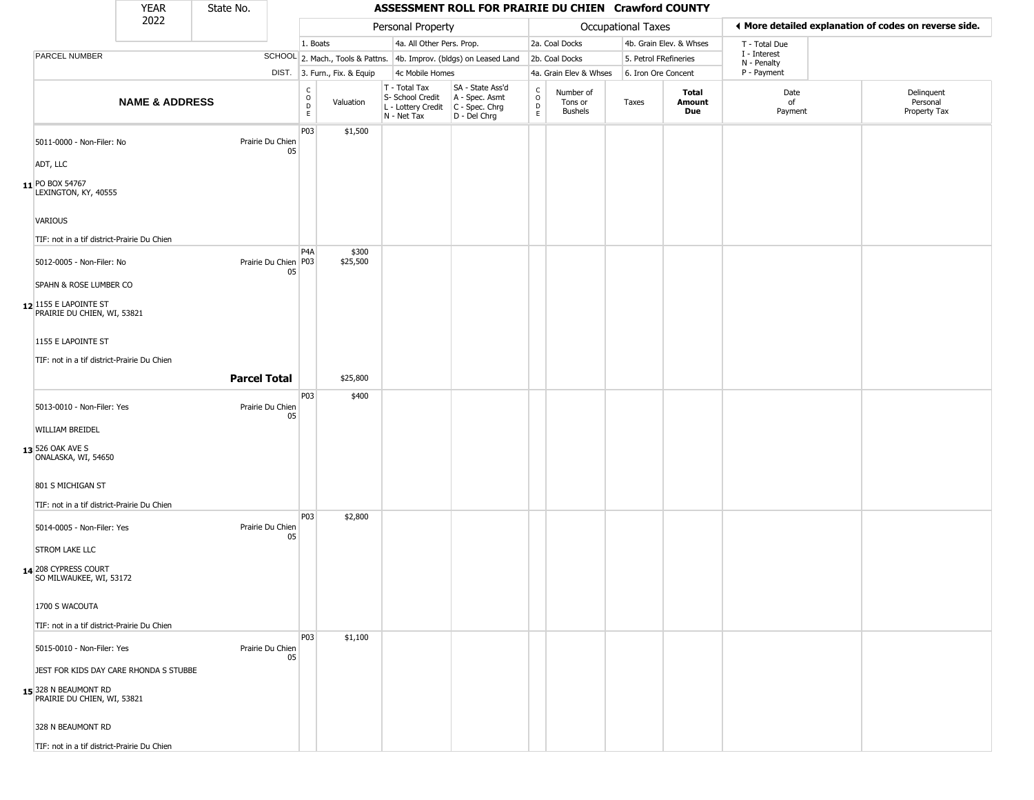| YEAR 2022 | State No. | ASSESSMENT ROLL FOR PRAIRIE DU CHIEN Crawford COUNTY | | | | | | | | | | |
|---|---|---|---|---|---|---|---|---|---|---|---|---|

| | | Personal Property | | | | Occupational Taxes | | | | ◀ More detailed explanation of codes on reverse side. | |
|---|---|---|---|---|---|---|---|---|---|---|---|
| | | 1. Boats | | 4a. All Other Pers. Prop. | | 2a. Coal Docks | | 4b. Grain Elev. & Whses | | T - Total Due | |
| PARCEL NUMBER | SCHOOL | 2. Mach., Tools & Pattns. | | 4b. Improv. (bldgs) on Leased Land | | 2b. Coal Docks | | 5. Petrol FRefineries | | I - Interest N - Penalty | |
| | DIST. | 3. Furn., Fix. & Equip | | 4c Mobile Homes | | 4a. Grain Elev & Whses | | 6. Iron Ore Concent | | P - Payment | |
| **NAME & ADDRESS** | | CODE | Valuation | T - Total Tax S- School Credit L - Lottery Credit N - Net Tax | SA - State Ass'd A - Spec. Asmt C - Spec. Chrg D - Del Chrg | CODE | Number of Tons or Bushels | Taxes | **Total Amount Due** | Date of Payment | Delinquent Personal Property Tax |
| 11 5011-0000 - Non-Filer: No<br>ADT, LLC<br>PO BOX 54767<br>LEXINGTON, KY, 40555<br>VARIOUS<br>TIF: not in a tif district-Prairie Du Chien | Prairie Du Chien 05 | P03 | $1,500 | | | | | | | | |
| 12 5012-0005 - Non-Filer: No<br>SPAHN & ROSE LUMBER CO<br>1155 E LAPOINTE ST<br>PRAIRIE DU CHIEN, WI, 53821<br>1155 E LAPOINTE ST<br>TIF: not in a tif district-Prairie Du Chien | Prairie Du Chien 05 | P4A<br>P03 | $300<br>$25,500 | | | | | | | | |
| | **Parcel Total** | | $25,800 | | | | | | | | |
| 13 5013-0010 - Non-Filer: Yes<br>WILLIAM BREIDEL<br>526 OAK AVE S<br>ONALASKA, WI, 54650<br>801 S MICHIGAN ST<br>TIF: not in a tif district-Prairie Du Chien | Prairie Du Chien 05 | P03 | $400 | | | | | | | | |
| 14 5014-0005 - Non-Filer: Yes<br>STROM LAKE LLC<br>208 CYPRESS COURT<br>SO MILWAUKEE, WI, 53172<br>1700 S WACOUTA<br>TIF: not in a tif district-Prairie Du Chien | Prairie Du Chien 05 | P03 | $2,800 | | | | | | | | |
| 15 5015-0010 - Non-Filer: Yes<br>JEST FOR KIDS DAY CARE RHONDA S STUBBE<br>328 N BEAUMONT RD<br>PRAIRIE DU CHIEN, WI, 53821<br>328 N BEAUMONT RD<br>TIF: not in a tif district-Prairie Du Chien | Prairie Du Chien 05 | P03 | $1,100 | | | | | | | | |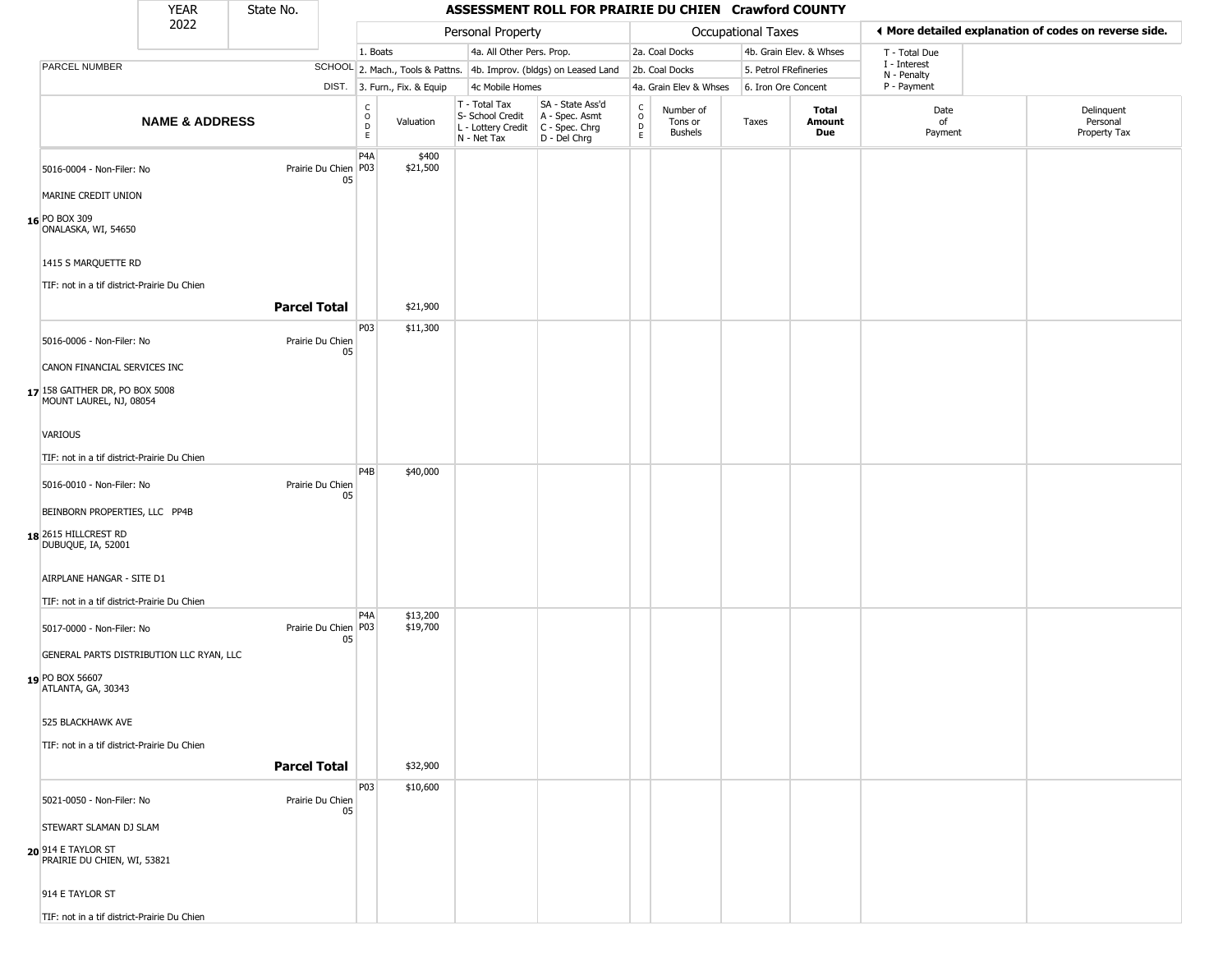| YEAR 2022 | State No. | ASSESSMENT ROLL FOR PRAIRIE DU CHIEN Crawford COUNTY | | | | | | | | | | | |
|---|---|---|---|---|---|---|---|---|---|---|---|---|---|

| | | Personal Property | | | | | Occupational Taxes | | | | ◀ More detailed explanation of codes on reverse side. | |
|---|---|---|---|---|---|---|---|---|---|---|---|---|
| PARCEL NUMBER | SCHOOL DIST. | 1. Boats<br>2. Mach., Tools & Pattns.<br>3. Furn., Fix. & Equip | | 4a. All Other Pers. Prop.<br>4b. Improv. (bldgs) on Leased Land<br>4c Mobile Homes | | | 2a. Coal Docks<br>2b. Coal Docks<br>4a. Grain Elev & Whses | | 4b. Grain Elev. & Whses<br>5. Petrol FRefineries<br>6. Iron Ore Concent | | T - Total Due<br>I - Interest<br>N - Penalty<br>P - Payment | |
| **NAME & ADDRESS** | | CODE | Valuation | T - Total Tax<br>S- School Credit<br>L - Lottery Credit<br>N - Net Tax | SA - State Ass'd<br>A - Spec. Asmt<br>C - Spec. Chrg<br>D - Del Chrg | CODE | Number of Tons or Bushels | Taxes | **Total Amount Due** | Date of Payment | Delinquent Personal Property Tax |
| **16** 5016-0004 - Non-Filer: No<br>MARINE CREDIT UNION<br>PO BOX 309<br>ONALASKA, WI, 54650<br>1415 S MARQUETTE RD<br>TIF: not in a tif district-Prairie Du Chien | Prairie Du Chien 05 | P4A<br>P03 | $400<br>$21,500 | | | | | | | | |
| | **Parcel Total** | | $21,900 | | | | | | | | |
| **17** 5016-0006 - Non-Filer: No<br>CANON FINANCIAL SERVICES INC<br>158 GAITHER DR, PO BOX 5008<br>MOUNT LAUREL, NJ, 08054<br>VARIOUS<br>TIF: not in a tif district-Prairie Du Chien | Prairie Du Chien 05 | P03 | $11,300 | | | | | | | | |
| **18** 5016-0010 - Non-Filer: No<br>BEINBORN PROPERTIES, LLC PP4B<br>2615 HILLCREST RD<br>DUBUQUE, IA, 52001<br>AIRPLANE HANGAR - SITE D1<br>TIF: not in a tif district-Prairie Du Chien | Prairie Du Chien 05 | P4B | $40,000 | | | | | | | | |
| **19** 5017-0000 - Non-Filer: No<br>GENERAL PARTS DISTRIBUTION LLC RYAN, LLC<br>PO BOX 56607<br>ATLANTA, GA, 30343<br>525 BLACKHAWK AVE<br>TIF: not in a tif district-Prairie Du Chien | Prairie Du Chien 05 | P4A<br>P03 | $13,200<br>$19,700 | | | | | | | | |
| | **Parcel Total** | | $32,900 | | | | | | | | |
| **20** 5021-0050 - Non-Filer: No<br>STEWART SLAMAN DJ SLAM<br>914 E TAYLOR ST<br>PRAIRIE DU CHIEN, WI, 53821<br>914 E TAYLOR ST<br>TIF: not in a tif district-Prairie Du Chien | Prairie Du Chien 05 | P03 | $10,600 | | | | | | | | |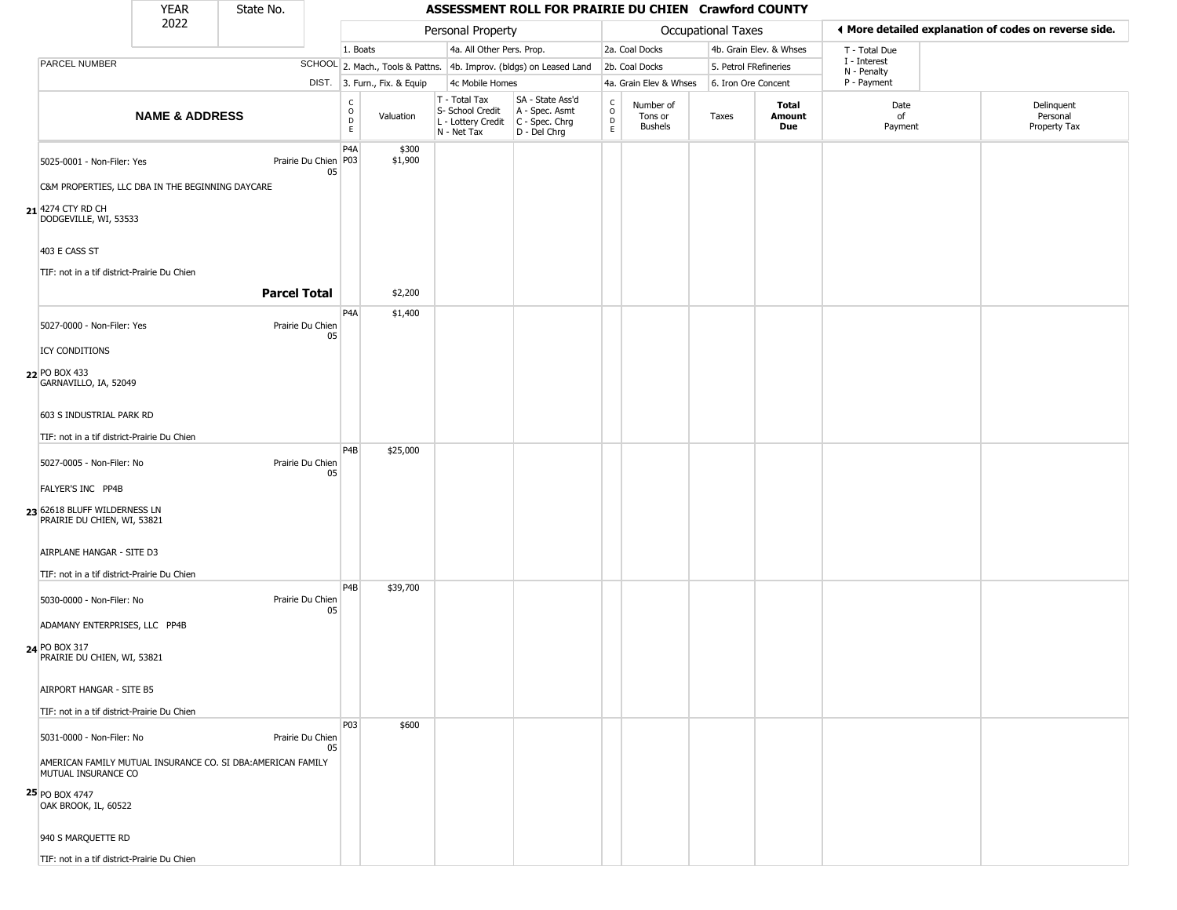| YEAR 2022 | State No. | ASSESSMENT ROLL FOR PRAIRIE DU CHIEN Crawford COUNTY | | | | | | | | | | |
|---|---|---|---|---|---|---|---|---|---|---|---|---|

| | | Personal Property | | | | Occupational Taxes | | | | ◄ More detailed explanation of codes on reverse side. | | |
|---|---|---|---|---|---|---|---|---|---|---|---|---|
| | | 1. Boats | | 4a. All Other Pers. Prop. | | 2a. Coal Docks | | 4b. Grain Elev. & Whses | | T - Total Due | | |
| PARCEL NUMBER | SCHOOL | 2. Mach., Tools & Pattns. | | 4b. Improv. (bldgs) on Leased Land | | 2b. Coal Docks | | 5. Petrol FRefineries | | I - Interest, N - Penalty | | |
| | DIST. | 3. Furn., Fix. & Equip | | 4c Mobile Homes | | 4a. Grain Elev & Whses | | 6. Iron Ore Concent | | P - Payment | | |
| **NAME & ADDRESS** | | CODE | Valuation | T - Total Tax, S- School Credit, L - Lottery Credit, N - Net Tax | SA - State Ass'd, A - Spec. Asmt, C - Spec. Chrg, D - Del Chrg | CODE | Number of Tons or Bushels | Taxes | **Total Amount Due** | Date of Payment | Delinquent Personal Property Tax | |
| **21** 5025-0001 - Non-Filer: Yes<br>C&M PROPERTIES, LLC DBA IN THE BEGINNING DAYCARE<br>4274 CTY RD CH<br>DODGEVILLE, WI, 53533<br>403 E CASS ST<br>TIF: not in a tif district-Prairie Du Chien | Prairie Du Chien 05 | P4A<br>P03 | $300<br>$1,900 | | | | | | | | | |
| **Parcel Total** | | | $2,200 | | | | | | | | | |
| **22** 5027-0000 - Non-Filer: Yes<br>ICY CONDITIONS<br>PO BOX 433<br>GARNAVILLO, IA, 52049<br>603 S INDUSTRIAL PARK RD<br>TIF: not in a tif district-Prairie Du Chien | Prairie Du Chien 05 | P4A | $1,400 | | | | | | | | | |
| **23** 5027-0005 - Non-Filer: No<br>FALYER'S INC PP4B<br>62618 BLUFF WILDERNESS LN<br>PRAIRIE DU CHIEN, WI, 53821<br>AIRPLANE HANGAR - SITE D3<br>TIF: not in a tif district-Prairie Du Chien | Prairie Du Chien 05 | P4B | $25,000 | | | | | | | | | |
| **24** 5030-0000 - Non-Filer: No<br>ADAMANY ENTERPRISES, LLC PP4B<br>PO BOX 317<br>PRAIRIE DU CHIEN, WI, 53821<br>AIRPORT HANGAR - SITE B5<br>TIF: not in a tif district-Prairie Du Chien | Prairie Du Chien 05 | P4B | $39,700 | | | | | | | | | |
| **25** 5031-0000 - Non-Filer: No<br>AMERICAN FAMILY MUTUAL INSURANCE CO. SI DBA:AMERICAN FAMILY MUTUAL INSURANCE CO<br>PO BOX 4747<br>OAK BROOK, IL, 60522<br>940 S MARQUETTE RD<br>TIF: not in a tif district-Prairie Du Chien | Prairie Du Chien 05 | P03 | $600 | | | | | | | | | |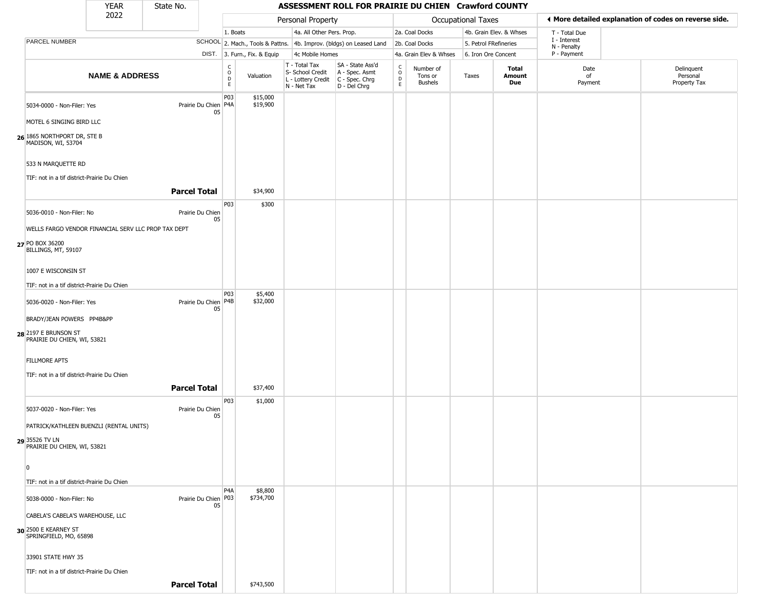# ASSESSMENT ROLL FOR PRAIRIE DU CHIEN Crawford COUNTY

YEAR 2022 | State No.

| | | Personal Property | | | | Occupational Taxes | | | | ◀ More detailed explanation of codes on reverse side. | |
|---|---|---|---|---|---|---|---|---|---|---|---|
| | | 1. Boats | | 4a. All Other Pers. Prop. | | 2a. Coal Docks | | 4b. Grain Elev. & Whses | | T - Total Due | |
| PARCEL NUMBER | SCHOOL | 2. Mach., Tools & Pattns. | | 4b. Improv. (bldgs) on Leased Land | | 2b. Coal Docks | | 5. Petrol FRefineries | | I - Interest N - Penalty | |
| | DIST. | 3. Furn., Fix. & Equip | | 4c Mobile Homes | | 4a. Grain Elev & Whses | | 6. Iron Ore Concent | | P - Payment | |

| | NAME & ADDRESS | | CODE | Valuation | T - Total Tax S- School Credit L - Lottery Credit N - Net Tax | SA - State Ass'd A - Spec. Asmt C - Spec. Chrg D - Del Chrg | CODE | Number of Tons or Bushels | Taxes | Total Amount Due | Date of Payment | Delinquent Personal Property Tax |
|---|---|---|---|---|---|---|---|---|---|---|---|---|
| 26 | 5034-0000 - Non-Filer: Yes MOTEL 6 SINGING BIRD LLC 1865 NORTHPORT DR, STE B MADISON, WI, 53704 533 N MARQUETTE RD TIF: not in a tif district-Prairie Du Chien | Prairie Du Chien 05 | P03 P4A | $15,000 $19,900 | | | | | | | | |
| | **Parcel Total** | | | $34,900 | | | | | | | | |
| 27 | 5036-0010 - Non-Filer: No WELLS FARGO VENDOR FINANCIAL SERV LLC PROP TAX DEPT PO BOX 36200 BILLINGS, MT, 59107 1007 E WISCONSIN ST TIF: not in a tif district-Prairie Du Chien | Prairie Du Chien 05 | P03 | $300 | | | | | | | | |
| 28 | 5036-0020 - Non-Filer: Yes BRADY/JEAN POWERS PP4B&PP 2197 E BRUNSON ST PRAIRIE DU CHIEN, WI, 53821 FILLMORE APTS TIF: not in a tif district-Prairie Du Chien | Prairie Du Chien 05 | P03 P4B | $5,400 $32,000 | | | | | | | | |
| | **Parcel Total** | | | $37,400 | | | | | | | | |
| 29 | 5037-0020 - Non-Filer: Yes PATRICK/KATHLEEN BUENZLI (RENTAL UNITS) 35526 TV LN PRAIRIE DU CHIEN, WI, 53821 0 TIF: not in a tif district-Prairie Du Chien | Prairie Du Chien 05 | P03 | $1,000 | | | | | | | | |
| 30 | 5038-0000 - Non-Filer: No CABELA'S CABELA'S WAREHOUSE, LLC 2500 E KEARNEY ST SPRINGFIELD, MO, 65898 33901 STATE HWY 35 TIF: not in a tif district-Prairie Du Chien | Prairie Du Chien 05 | P4A P03 | $8,800 $734,700 | | | | | | | | |
| | **Parcel Total** | | | $743,500 | | | | | | | | |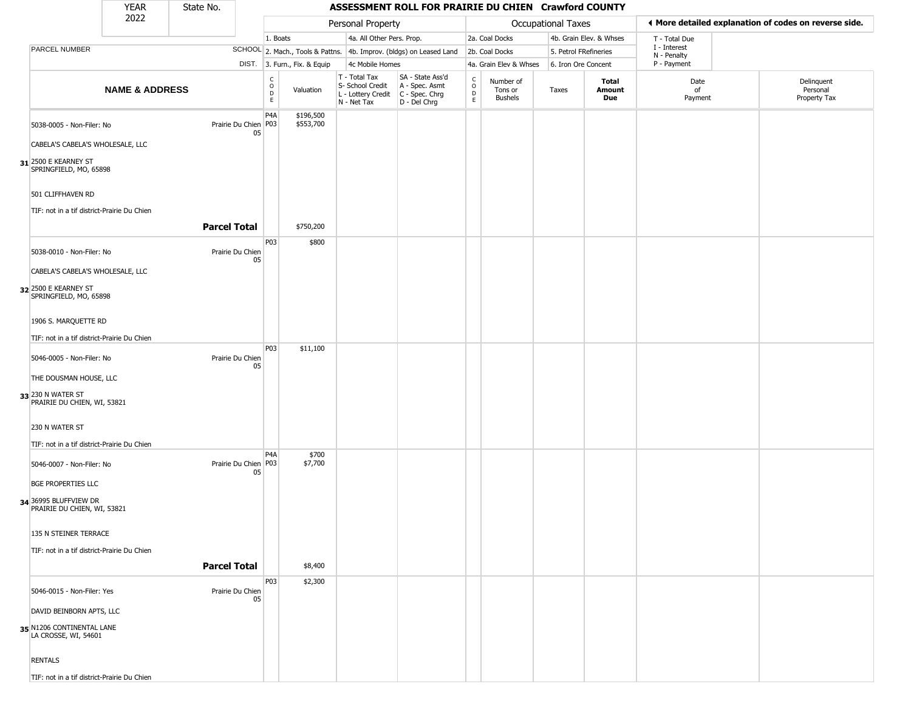# ASSESSMENT ROLL FOR PRAIRIE DU CHIEN Crawford COUNTY

YEAR 2022 | State No.

| | NAME & ADDRESS | SCHOOL DIST. | CODE | Valuation | T - Total Tax / S- School Credit / L - Lottery Credit / N - Net Tax | SA - State Ass'd / A - Spec. Asmt / C - Spec. Chrg / D - Del Chrg | CODE | Number of Tons or Bushels | Taxes | Total Amount Due | Date of Payment | Delinquent Personal Property Tax |
|---|---|---|---|---|---|---|---|---|---|---|---|---|
| 31 | 5038-0005 - Non-Filer: No<br>CABELA'S CABELA'S WHOLESALE, LLC<br>2500 E KEARNEY ST<br>SPRINGFIELD, MO, 65898<br>501 CLIFFHAVEN RD<br>TIF: not in a tif district-Prairie Du Chien | Prairie Du Chien 05 | P4A<br>P03 | $196,500<br>$553,700 | | | | | | | | |
| | **Parcel Total** | | | $750,200 | | | | | | | | |
| 32 | 5038-0010 - Non-Filer: No<br>CABELA'S CABELA'S WHOLESALE, LLC<br>2500 E KEARNEY ST<br>SPRINGFIELD, MO, 65898<br>1906 S. MARQUETTE RD<br>TIF: not in a tif district-Prairie Du Chien | Prairie Du Chien 05 | P03 | $800 | | | | | | | | |
| 33 | 5046-0005 - Non-Filer: No<br>THE DOUSMAN HOUSE, LLC<br>230 N WATER ST<br>PRAIRIE DU CHIEN, WI, 53821<br>230 N WATER ST<br>TIF: not in a tif district-Prairie Du Chien | Prairie Du Chien 05 | P03 | $11,100 | | | | | | | | |
| 34 | 5046-0007 - Non-Filer: No<br>BGE PROPERTIES LLC<br>36995 BLUFFVIEW DR<br>PRAIRIE DU CHIEN, WI, 53821<br>135 N STEINER TERRACE<br>TIF: not in a tif district-Prairie Du Chien | Prairie Du Chien 05 | P4A<br>P03 | $700<br>$7,700 | | | | | | | | |
| | **Parcel Total** | | | $8,400 | | | | | | | | |
| 35 | 5046-0015 - Non-Filer: Yes<br>DAVID BEINBORN APTS, LLC<br>N1206 CONTINENTAL LANE<br>LA CROSSE, WI, 54601<br>RENTALS<br>TIF: not in a tif district-Prairie Du Chien | Prairie Du Chien 05 | P03 | $2,300 | | | | | | | | |

Personal Property codes: 1. Boats; 2. Mach., Tools & Pattns.; 3. Furn., Fix. & Equip; 4a. All Other Pers. Prop.; 4b. Improv. (bldgs) on Leased Land; 4c Mobile Homes

Occupational Taxes codes: 2a. Coal Docks; 2b. Coal Docks; 4a. Grain Elev & Whses; 4b. Grain Elev. & Whses; 5. Petrol FRefineries; 6. Iron Ore Concent

T - Total Due; I - Interest; N - Penalty; P - Payment

◀ More detailed explanation of codes on reverse side.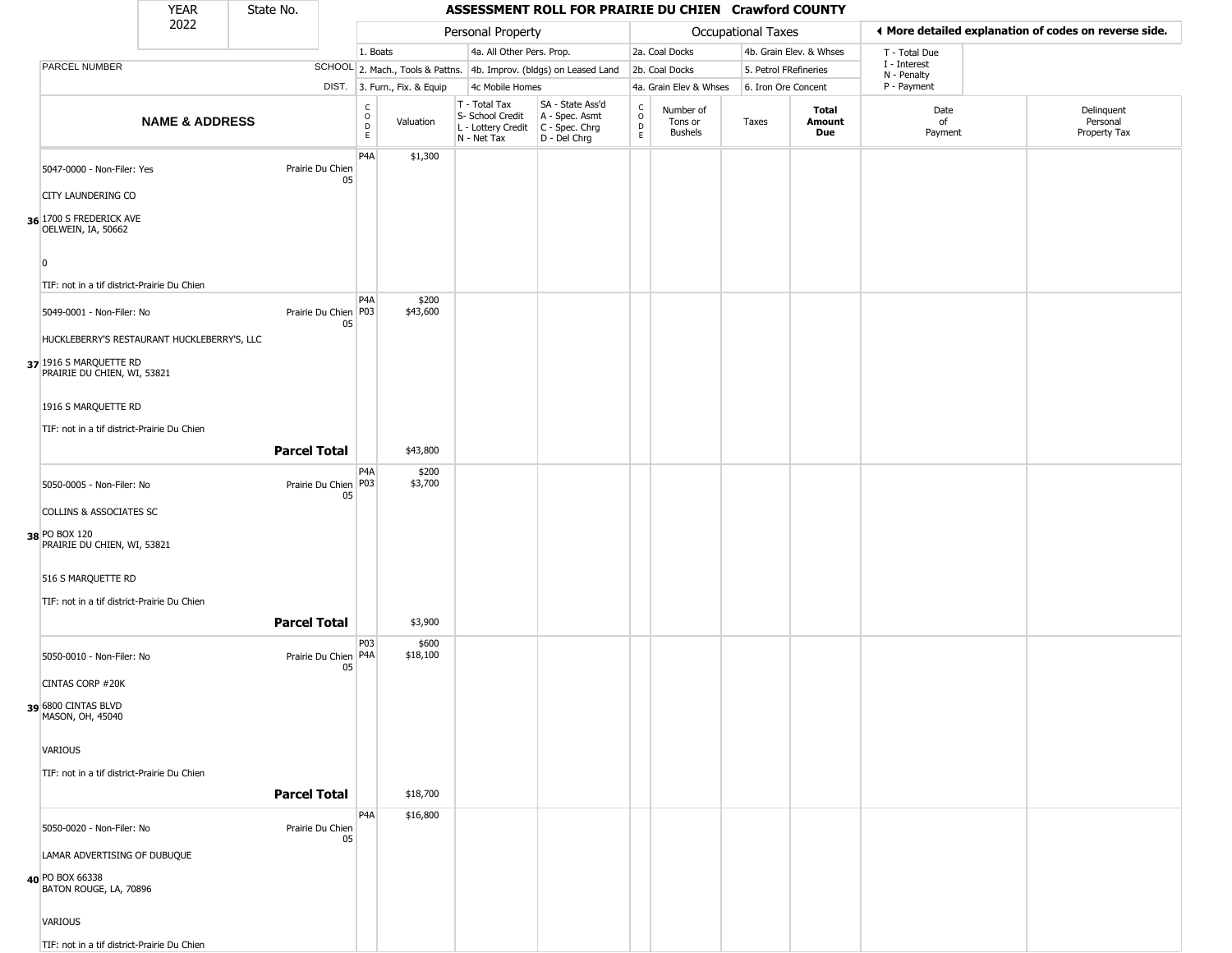| YEAR 2022 | State No. | ASSESSMENT ROLL FOR PRAIRIE DU CHIEN Crawford COUNTY | | | | | | | | | | |
|---|---|---|---|---|---|---|---|---|---|---|---|---|

| | | Personal Property | | | | Occupational Taxes | | | | ◄ More detailed explanation of codes on reverse side. | | |
|---|---|---|---|---|---|---|---|---|---|---|---|---|
| PARCEL NUMBER | SCHOOL DIST. | 1. Boats<br>2. Mach., Tools & Pattns.<br>3. Furn., Fix. & Equip | | 4a. All Other Pers. Prop.<br>4b. Improv. (bldgs) on Leased Land<br>4c Mobile Homes | | 2a. Coal Docks<br>2b. Coal Docks<br>4a. Grain Elev & Whses | | 4b. Grain Elev. & Whses<br>5. Petrol FRefineries<br>6. Iron Ore Concent | | T - Total Due<br>I - Interest<br>N - Penalty<br>P - Payment | | |
| **NAME & ADDRESS** | | CODE | Valuation | T - Total Tax<br>S- School Credit<br>L - Lottery Credit<br>N - Net Tax | SA - State Ass'd<br>A - Spec. Asmt<br>C - Spec. Chrg<br>D - Del Chrg | CODE | Number of Tons or Bushels | Taxes | **Total Amount Due** | Date of Payment | Delinquent Personal Property Tax |
| 36 5047-0000 - Non-Filer: Yes<br>CITY LAUNDERING CO<br>1700 S FREDERICK AVE<br>OELWEIN, IA, 50662<br>0<br>TIF: not in a tif district-Prairie Du Chien | Prairie Du Chien 05 | P4A | $1,300 | | | | | | | | |
| 37 5049-0001 - Non-Filer: No<br>HUCKLEBERRY'S RESTAURANT HUCKLEBERRY'S, LLC<br>1916 S MARQUETTE RD<br>PRAIRIE DU CHIEN, WI, 53821<br>1916 S MARQUETTE RD<br>TIF: not in a tif district-Prairie Du Chien | Prairie Du Chien 05 | P4A<br>P03 | $200<br>$43,600 | | | | | | | | |
| | **Parcel Total** | | $43,800 | | | | | | | | |
| 38 5050-0005 - Non-Filer: No<br>COLLINS & ASSOCIATES SC<br>PO BOX 120<br>PRAIRIE DU CHIEN, WI, 53821<br>516 S MARQUETTE RD<br>TIF: not in a tif district-Prairie Du Chien | Prairie Du Chien 05 | P4A<br>P03 | $200<br>$3,700 | | | | | | | | |
| | **Parcel Total** | | $3,900 | | | | | | | | |
| 39 5050-0010 - Non-Filer: No<br>CINTAS CORP #20K<br>6800 CINTAS BLVD<br>MASON, OH, 45040<br>VARIOUS<br>TIF: not in a tif district-Prairie Du Chien | Prairie Du Chien 05 | P03<br>P4A | $600<br>$18,100 | | | | | | | | |
| | **Parcel Total** | | $18,700 | | | | | | | | |
| 40 5050-0020 - Non-Filer: No<br>LAMAR ADVERTISING OF DUBUQUE<br>PO BOX 66338<br>BATON ROUGE, LA, 70896<br>VARIOUS<br>TIF: not in a tif district-Prairie Du Chien | Prairie Du Chien 05 | P4A | $16,800 | | | | | | | | |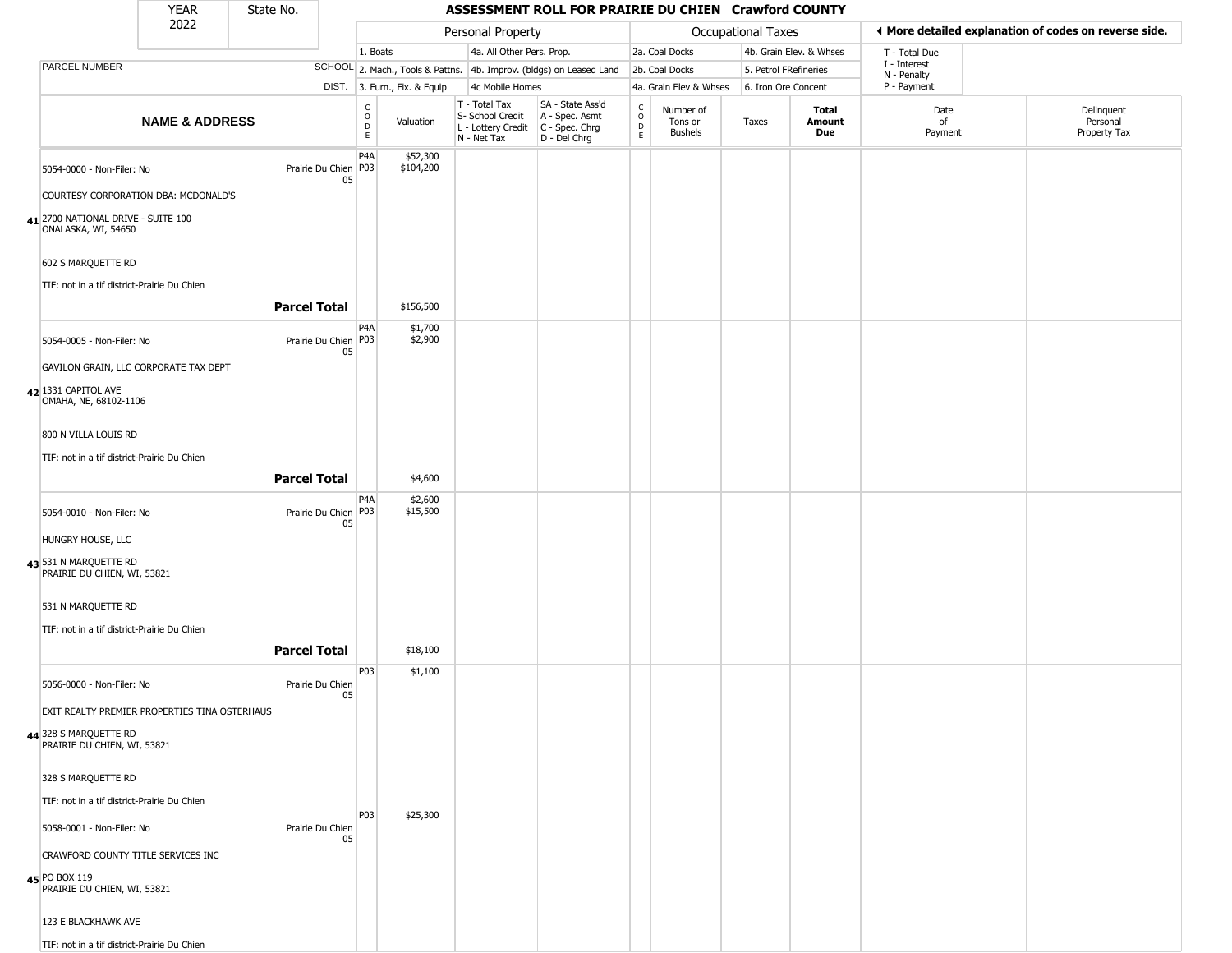YEAR 2022 | State No.

# ASSESSMENT ROLL FOR PRAIRIE DU CHIEN Crawford COUNTY

◄ More detailed explanation of codes on reverse side.

| | | Personal Property | | | | Occupational Taxes | | | | | |
|---|---|---|---|---|---|---|---|---|---|---|---|
| PARCEL NUMBER | SCHOOL DIST. | 1. Boats<br>2. Mach., Tools & Pattns.<br>3. Furn., Fix. & Equip | | 4a. All Other Pers. Prop.<br>4b. Improv. (bldgs) on Leased Land<br>4c Mobile Homes | | 2a. Coal Docks<br>2b. Coal Docks<br>4a. Grain Elev & Whses | | 4b. Grain Elev. & Whses<br>5. Petrol FRefineries<br>6. Iron Ore Concent | | T - Total Due<br>I - Interest<br>N - Penalty<br>P - Payment | |
| **NAME & ADDRESS** | | CODE | Valuation | T - Total Tax<br>S- School Credit<br>L - Lottery Credit<br>N - Net Tax | SA - State Ass'd<br>A - Spec. Asmt<br>C - Spec. Chrg<br>D - Del Chrg | CODE | Number of Tons or Bushels | Taxes | **Total Amount Due** | Date of Payment | Delinquent Personal Property Tax |
| **41** 5054-0000 - Non-Filer: No<br>COURTESY CORPORATION DBA: MCDONALD'S<br>2700 NATIONAL DRIVE - SUITE 100<br>ONALASKA, WI, 54650<br>602 S MARQUETTE RD<br>TIF: not in a tif district-Prairie Du Chien | Prairie Du Chien 05 | P4A<br>P03 | $52,300<br>$104,200 | | | | | | | | |
| | **Parcel Total** | | $156,500 | | | | | | | | |
| **42** 5054-0005 - Non-Filer: No<br>GAVILON GRAIN, LLC CORPORATE TAX DEPT<br>1331 CAPITOL AVE<br>OMAHA, NE, 68102-1106<br>800 N VILLA LOUIS RD<br>TIF: not in a tif district-Prairie Du Chien | Prairie Du Chien 05 | P4A<br>P03 | $1,700<br>$2,900 | | | | | | | | |
| | **Parcel Total** | | $4,600 | | | | | | | | |
| **43** 5054-0010 - Non-Filer: No<br>HUNGRY HOUSE, LLC<br>531 N MARQUETTE RD<br>PRAIRIE DU CHIEN, WI, 53821<br>531 N MARQUETTE RD<br>TIF: not in a tif district-Prairie Du Chien | Prairie Du Chien 05 | P4A<br>P03 | $2,600<br>$15,500 | | | | | | | | |
| | **Parcel Total** | | $18,100 | | | | | | | | |
| **44** 5056-0000 - Non-Filer: No<br>EXIT REALTY PREMIER PROPERTIES TINA OSTERHAUS<br>328 S MARQUETTE RD<br>PRAIRIE DU CHIEN, WI, 53821<br>328 S MARQUETTE RD<br>TIF: not in a tif district-Prairie Du Chien | Prairie Du Chien 05 | P03 | $1,100 | | | | | | | | |
| **45** 5058-0001 - Non-Filer: No<br>CRAWFORD COUNTY TITLE SERVICES INC<br>PO BOX 119<br>PRAIRIE DU CHIEN, WI, 53821<br>123 E BLACKHAWK AVE<br>TIF: not in a tif district-Prairie Du Chien | Prairie Du Chien 05 | P03 | $25,300 | | | | | | | | |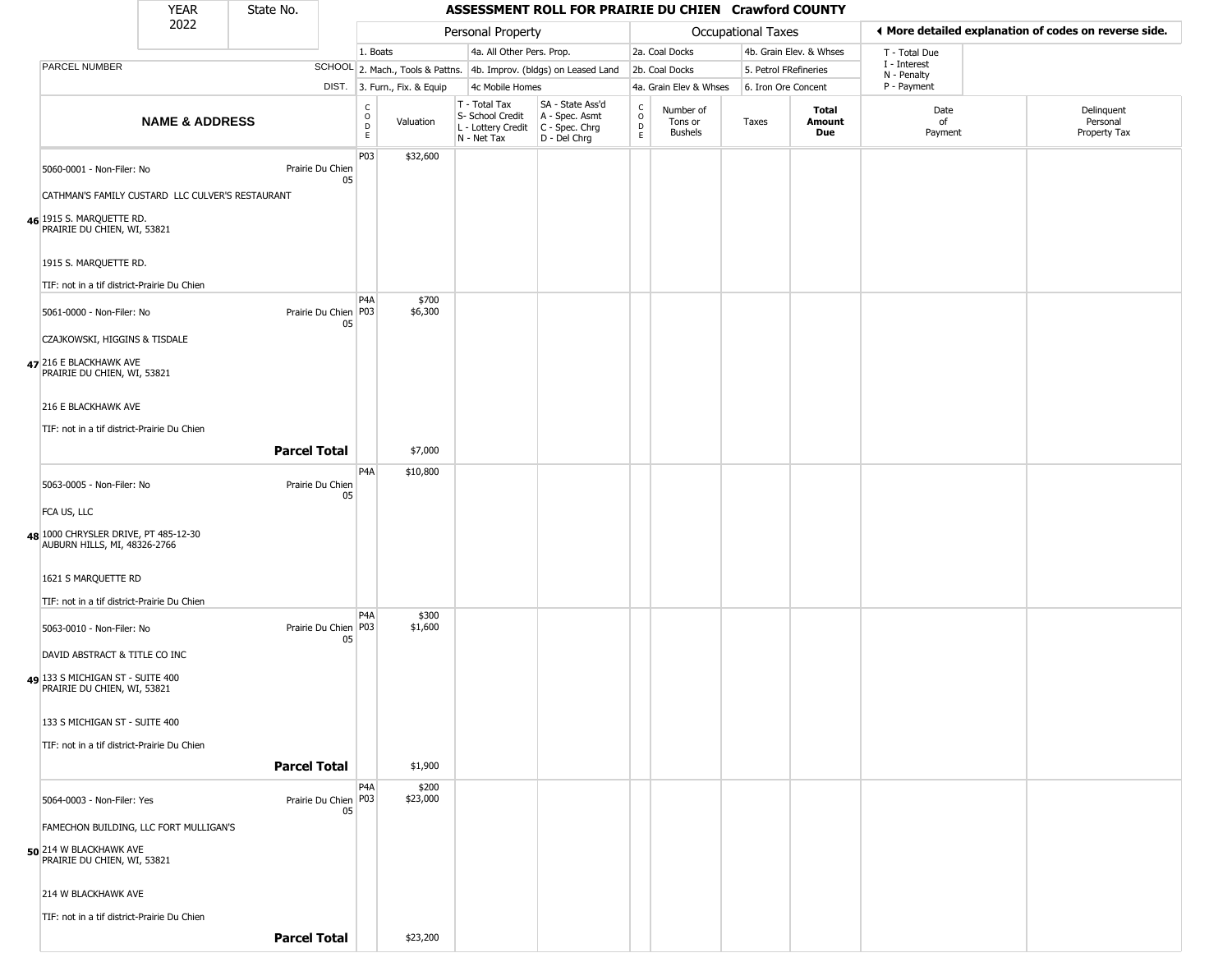# ASSESSMENT ROLL FOR PRAIRIE DU CHIEN Crawford COUNTY

| YEAR | State No. |
|---|---|
| 2022 | |

| PARCEL NUMBER / NAME & ADDRESS | SCHOOL DIST. | Personal Property CODE | Valuation | T - Total Tax / S- School Credit / L - Lottery Credit / N - Net Tax | SA - State Ass'd / A - Spec. Asmt / C - Spec. Chrg / D - Del Chrg | Occupational Taxes CODE | Number of Tons or Bushels | Taxes | Total Amount Due | Date of Payment | Delinquent Personal Property Tax |
|---|---|---|---|---|---|---|---|---|---|---|---|
| **46** 5060-0001 - Non-Filer: No<br>CATHMAN'S FAMILY CUSTARD LLC CULVER'S RESTAURANT<br>1915 S. MARQUETTE RD.<br>PRAIRIE DU CHIEN, WI, 53821<br>1915 S. MARQUETTE RD.<br>TIF: not in a tif district-Prairie Du Chien | Prairie Du Chien 05 | P03 | $32,600 | | | | | | | | |
| **47** 5061-0000 - Non-Filer: No<br>CZAJKOWSKI, HIGGINS & TISDALE<br>216 E BLACKHAWK AVE<br>PRAIRIE DU CHIEN, WI, 53821<br>216 E BLACKHAWK AVE<br>TIF: not in a tif district-Prairie Du Chien | Prairie Du Chien 05 | P4A<br>P03 | $700<br>$6,300 | | | | | | | | |
| **Parcel Total** | | | $7,000 | | | | | | | | |
| **48** 5063-0005 - Non-Filer: No<br>FCA US, LLC<br>1000 CHRYSLER DRIVE, PT 485-12-30<br>AUBURN HILLS, MI, 48326-2766<br>1621 S MARQUETTE RD<br>TIF: not in a tif district-Prairie Du Chien | Prairie Du Chien 05 | P4A | $10,800 | | | | | | | | |
| **49** 5063-0010 - Non-Filer: No<br>DAVID ABSTRACT & TITLE CO INC<br>133 S MICHIGAN ST - SUITE 400<br>PRAIRIE DU CHIEN, WI, 53821<br>133 S MICHIGAN ST - SUITE 400<br>TIF: not in a tif district-Prairie Du Chien | Prairie Du Chien 05 | P4A<br>P03 | $300<br>$1,600 | | | | | | | | |
| **Parcel Total** | | | $1,900 | | | | | | | | |
| **50** 5064-0003 - Non-Filer: Yes<br>FAMECHON BUILDING, LLC FORT MULLIGAN'S<br>214 W BLACKHAWK AVE<br>PRAIRIE DU CHIEN, WI, 53821<br>214 W BLACKHAWK AVE<br>TIF: not in a tif district-Prairie Du Chien | Prairie Du Chien 05 | P4A<br>P03 | $200<br>$23,000 | | | | | | | | |
| **Parcel Total** | | | $23,200 | | | | | | | | |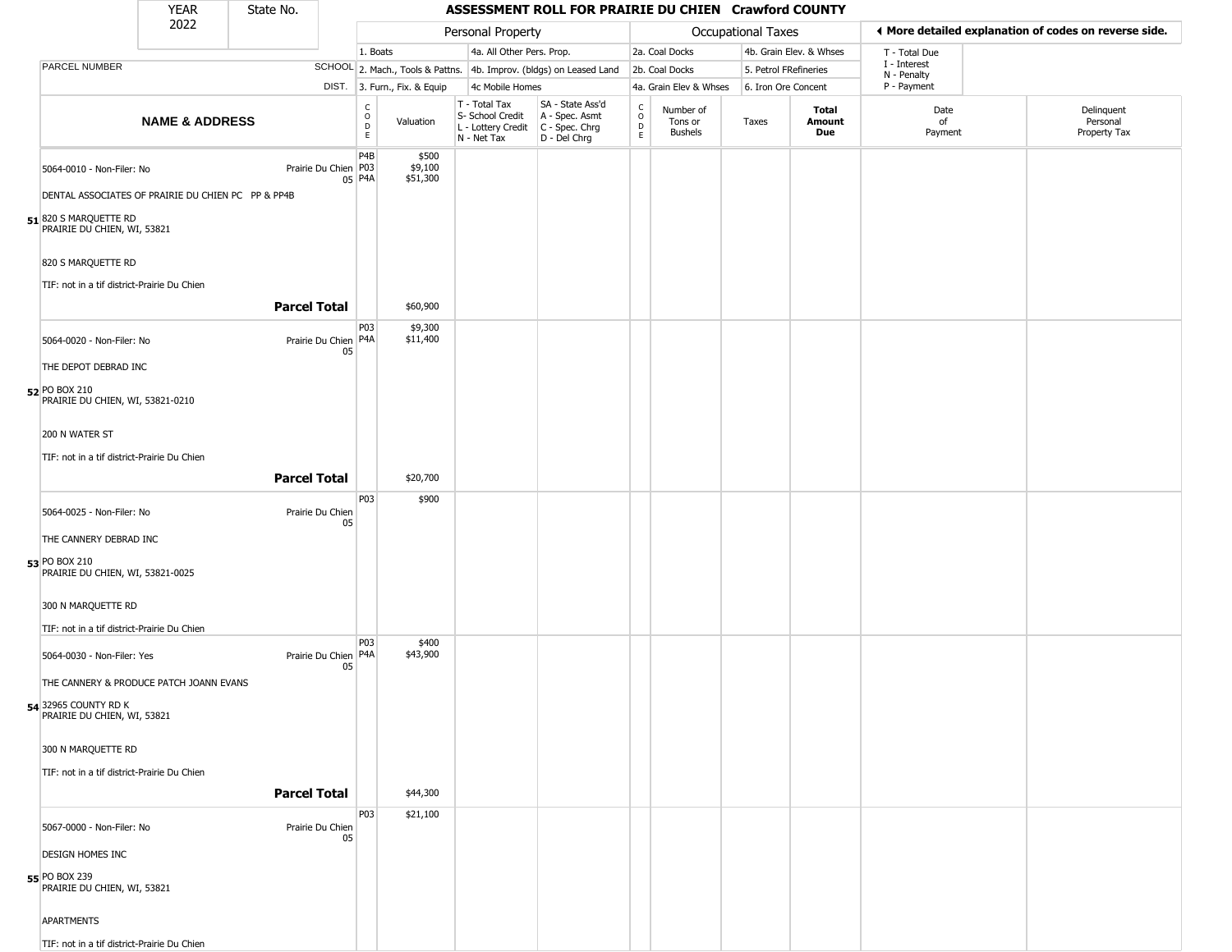| YEAR 2022 | State No. | ASSESSMENT ROLL FOR PRAIRIE DU CHIEN Crawford COUNTY | | | | | | | | | |
|---|---|---|---|---|---|---|---|---|---|---|---|

| | | Personal Property | | | | Occupational Taxes | | | | ◂ More detailed explanation of codes on reverse side. | |
|---|---|---|---|---|---|---|---|---|---|---|---|
| | | 1. Boats | | 4a. All Other Pers. Prop. | | 2a. Coal Docks | | 4b. Grain Elev. & Whses | | T - Total Due | |
| PARCEL NUMBER | SCHOOL | 2. Mach., Tools & Pattns. | | 4b. Improv. (bldgs) on Leased Land | | 2b. Coal Docks | | 5. Petrol FRefineries | | I - Interest N - Penalty | |
| | DIST. | 3. Furn., Fix. & Equip | | 4c Mobile Homes | | 4a. Grain Elev & Whses | | 6. Iron Ore Concent | | P - Payment | |
| **NAME & ADDRESS** | | CODE | Valuation | T - Total Tax S- School Credit L - Lottery Credit N - Net Tax | SA - State Ass'd A - Spec. Asmt C - Spec. Chrg D - Del Chrg | CODE | Number of Tons or Bushels | Taxes | **Total Amount Due** | Date of Payment | Delinquent Personal Property Tax |
| 51 5064-0010 - Non-Filer: No<br>DENTAL ASSOCIATES OF PRAIRIE DU CHIEN PC PP & PP4B<br>820 S MARQUETTE RD<br>PRAIRIE DU CHIEN, WI, 53821<br>820 S MARQUETTE RD<br>TIF: not in a tif district-Prairie Du Chien | Prairie Du Chien 05 | P4B<br>P03<br>P4A | $500<br>$9,100<br>$51,300 | | | | | | | | |
| **Parcel Total** | | | $60,900 | | | | | | | | |
| 52 5064-0020 - Non-Filer: No<br>THE DEPOT DEBRAD INC<br>PO BOX 210<br>PRAIRIE DU CHIEN, WI, 53821-0210<br>200 N WATER ST<br>TIF: not in a tif district-Prairie Du Chien | Prairie Du Chien 05 | P03<br>P4A | $9,300<br>$11,400 | | | | | | | | |
| **Parcel Total** | | | $20,700 | | | | | | | | |
| 53 5064-0025 - Non-Filer: No<br>THE CANNERY DEBRAD INC<br>PO BOX 210<br>PRAIRIE DU CHIEN, WI, 53821-0025<br>300 N MARQUETTE RD<br>TIF: not in a tif district-Prairie Du Chien | Prairie Du Chien 05 | P03 | $900 | | | | | | | | |
| 54 5064-0030 - Non-Filer: Yes<br>THE CANNERY & PRODUCE PATCH JOANN EVANS<br>32965 COUNTY RD K<br>PRAIRIE DU CHIEN, WI, 53821<br>300 N MARQUETTE RD<br>TIF: not in a tif district-Prairie Du Chien | Prairie Du Chien 05 | P03<br>P4A | $400<br>$43,900 | | | | | | | | |
| **Parcel Total** | | | $44,300 | | | | | | | | |
| 55 5067-0000 - Non-Filer: No<br>DESIGN HOMES INC<br>PO BOX 239<br>PRAIRIE DU CHIEN, WI, 53821<br>APARTMENTS<br>TIF: not in a tif district-Prairie Du Chien | Prairie Du Chien 05 | P03 | $21,100 | | | | | | | | |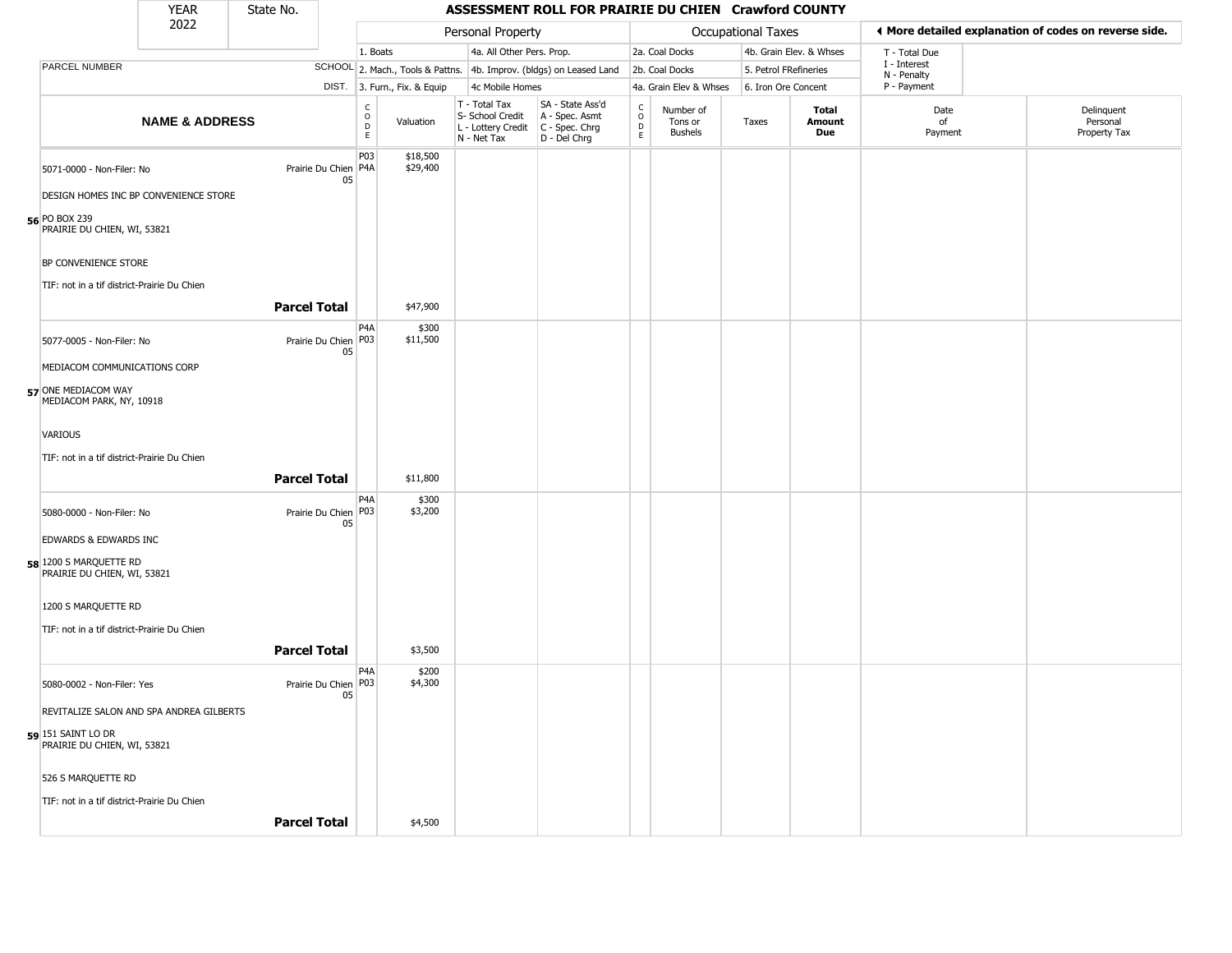| YEAR 2022 | State No. | ASSESSMENT ROLL FOR PRAIRIE DU CHIEN Crawford COUNTY |
|---|---|---|

| | | Personal Property | | | | Occupational Taxes | | | | More detailed explanation of codes on reverse side. | |
|---|---|---|---|---|---|---|---|---|---|---|---|
| | | 1. Boats | | 4a. All Other Pers. Prop. | | 2a. Coal Docks | | 4b. Grain Elev. & Whses | | T - Total Due | |
| PARCEL NUMBER | SCHOOL | 2. Mach., Tools & Pattns. | | 4b. Improv. (bldgs) on Leased Land | | 2b. Coal Docks | | 5. Petrol FRefineries | | I - Interest, N - Penalty | |
| | DIST. | 3. Furn., Fix. & Equip | | 4c Mobile Homes | | 4a. Grain Elev & Whses | | 6. Iron Ore Concent | | P - Payment | |
| NAME & ADDRESS | | CODE | Valuation | T - Total Tax, S- School Credit, L - Lottery Credit, N - Net Tax | SA - State Ass'd, A - Spec. Asmt, C - Spec. Chrg, D - Del Chrg | CODE | Number of Tons or Bushels | Taxes | Total Amount Due | Date of Payment | Delinquent Personal Property Tax |
| 56 5071-0000 - Non-Filer: No<br>DESIGN HOMES INC BP CONVENIENCE STORE<br>PO BOX 239<br>PRAIRIE DU CHIEN, WI, 53821<br>BP CONVENIENCE STORE<br>TIF: not in a tif district-Prairie Du Chien | Prairie Du Chien 05 | P03<br>P4A | $18,500<br>$29,400 | | | | | | | | |
| **Parcel Total** | | | $47,900 | | | | | | | | |
| 57 5077-0005 - Non-Filer: No<br>MEDIACOM COMMUNICATIONS CORP<br>ONE MEDIACOM WAY<br>MEDIACOM PARK, NY, 10918<br>VARIOUS<br>TIF: not in a tif district-Prairie Du Chien | Prairie Du Chien 05 | P4A<br>P03 | $300<br>$11,500 | | | | | | | | |
| **Parcel Total** | | | $11,800 | | | | | | | | |
| 58 5080-0000 - Non-Filer: No<br>EDWARDS & EDWARDS INC<br>1200 S MARQUETTE RD<br>PRAIRIE DU CHIEN, WI, 53821<br>1200 S MARQUETTE RD<br>TIF: not in a tif district-Prairie Du Chien | Prairie Du Chien 05 | P4A<br>P03 | $300<br>$3,200 | | | | | | | | |
| **Parcel Total** | | | $3,500 | | | | | | | | |
| 59 5080-0002 - Non-Filer: Yes<br>REVITALIZE SALON AND SPA ANDREA GILBERTS<br>151 SAINT LO DR<br>PRAIRIE DU CHIEN, WI, 53821<br>526 S MARQUETTE RD<br>TIF: not in a tif district-Prairie Du Chien | Prairie Du Chien 05 | P4A<br>P03 | $200<br>$4,300 | | | | | | | | |
| **Parcel Total** | | | $4,500 | | | | | | | | |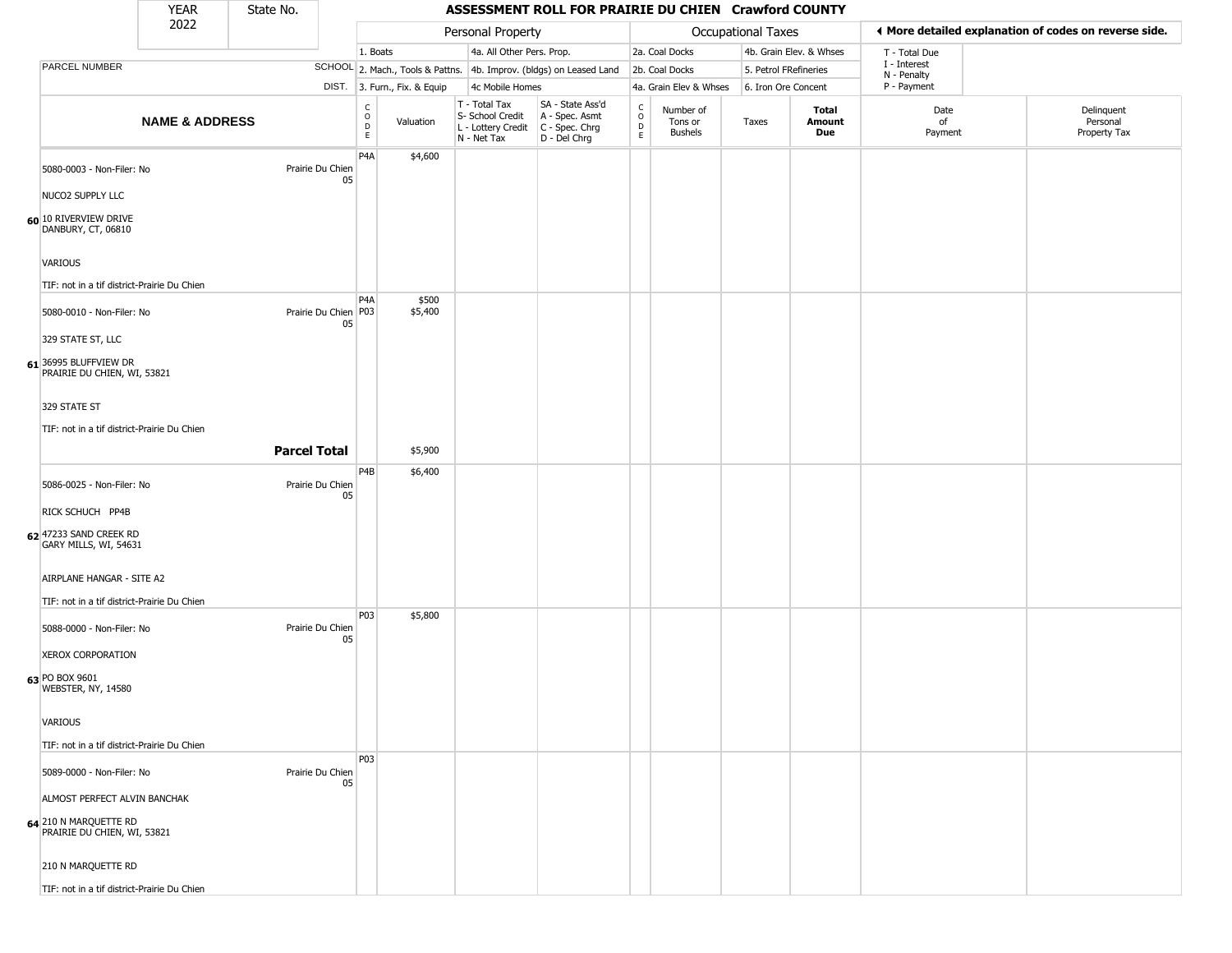| YEAR 2022 | State No. |
|---|---|

# ASSESSMENT ROLL FOR PRAIRIE DU CHIEN Crawford COUNTY

◄ More detailed explanation of codes on reverse side.

| | | Personal Property | | | | Occupational Taxes | | | | | | |
|---|---|---|---|---|---|---|---|---|---|---|---|---|
| PARCEL NUMBER | SCHOOL DIST. | 1. Boats<br>2. Mach., Tools & Pattns.<br>3. Furn., Fix. & Equip | | 4a. All Other Pers. Prop.<br>4b. Improv. (bldgs) on Leased Land<br>4c Mobile Homes | | 2a. Coal Docks<br>2b. Coal Docks<br>4a. Grain Elev & Whses | | 4b. Grain Elev. & Whses<br>5. Petrol FRefineries<br>6. Iron Ore Concent | | T - Total Due<br>I - Interest<br>N - Penalty<br>P - Payment | | |
| **NAME & ADDRESS** | | CODE | Valuation | T - Total Tax<br>S- School Credit<br>L - Lottery Credit<br>N - Net Tax | SA - State Ass'd<br>A - Spec. Asmt<br>C - Spec. Chrg<br>D - Del Chrg | CODE | Number of Tons or Bushels | Taxes | Total Amount Due | Date of Payment | Delinquent Personal Property Tax |
| **60** 5080-0003 - Non-Filer: No<br>NUCO2 SUPPLY LLC<br>10 RIVERVIEW DRIVE<br>DANBURY, CT, 06810<br>VARIOUS<br>TIF: not in a tif district-Prairie Du Chien | Prairie Du Chien 05 | P4A | $4,600 | | | | | | | | |
| **61** 5080-0010 - Non-Filer: No<br>329 STATE ST, LLC<br>36995 BLUFFVIEW DR<br>PRAIRIE DU CHIEN, WI, 53821<br>329 STATE ST<br>TIF: not in a tif district-Prairie Du Chien | Prairie Du Chien 05 | P4A<br>P03 | $500<br>$5,400 | | | | | | | | |
| **Parcel Total** | | | $5,900 | | | | | | | | |
| **62** 5086-0025 - Non-Filer: No<br>RICK SCHUCH PP4B<br>47233 SAND CREEK RD<br>GARY MILLS, WI, 54631<br>AIRPLANE HANGAR - SITE A2<br>TIF: not in a tif district-Prairie Du Chien | Prairie Du Chien 05 | P4B | $6,400 | | | | | | | | |
| **63** 5088-0000 - Non-Filer: No<br>XEROX CORPORATION<br>PO BOX 9601<br>WEBSTER, NY, 14580<br>VARIOUS<br>TIF: not in a tif district-Prairie Du Chien | Prairie Du Chien 05 | P03 | $5,800 | | | | | | | | |
| **64** 5089-0000 - Non-Filer: No<br>ALMOST PERFECT ALVIN BANCHAK<br>210 N MARQUETTE RD<br>PRAIRIE DU CHIEN, WI, 53821<br>210 N MARQUETTE RD<br>TIF: not in a tif district-Prairie Du Chien | Prairie Du Chien 05 | P03 | | | | | | | | | |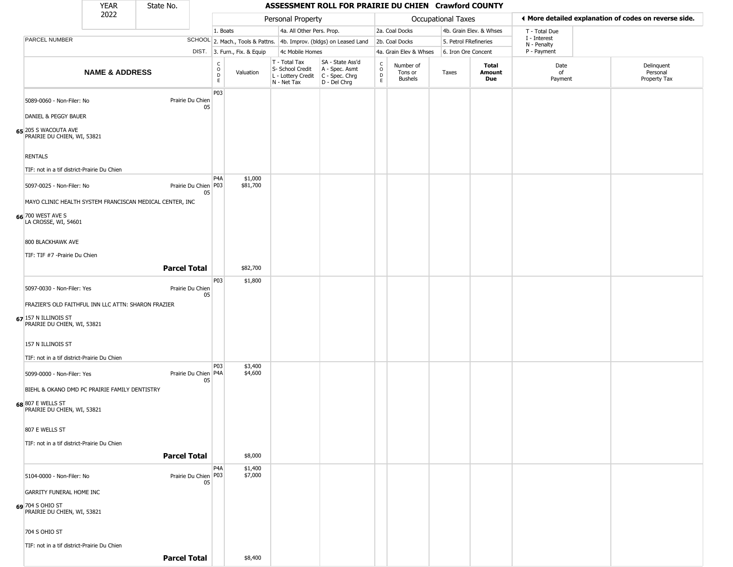# ASSESSMENT ROLL FOR PRAIRIE DU CHIEN Crawford COUNTY

YEAR 2022 | State No.

| | Personal Property | | | | Occupational Taxes | | | |
|---|---|---|---|---|---|---|---|---|
| | 1. Boats | | 4a. All Other Pers. Prop. | | 2a. Coal Docks | | 4b. Grain Elev. & Whses | |
| | 2. Mach., Tools & Pattns. | | 4b. Improv. (bldgs) on Leased Land | | 2b. Coal Docks | | 5. Petrol FRefineries | |
| | 3. Furn., Fix. & Equip | | 4c Mobile Homes | | 4a. Grain Elev & Whses | | 6. Iron Ore Concent | |

◀ More detailed explanation of codes on reverse side.

T - Total Due
I - Interest
N - Penalty
P - Payment

| | PARCEL NUMBER / NAME & ADDRESS | SCHOOL DIST. | CODE | Valuation | T - Total Tax S- School Credit L - Lottery Credit N - Net Tax | SA - State Ass'd A - Spec. Asmt C - Spec. Chrg D - Del Chrg | CODE | Number of Tons or Bushels | Taxes | Total Amount Due | Date of Payment | Delinquent Personal Property Tax |
|---|---|---|---|---|---|---|---|---|---|---|---|---|
| 65 | 5089-0060 - Non-Filer: No<br>DANIEL & PEGGY BAUER<br>205 S WACOUTA AVE<br>PRAIRIE DU CHIEN, WI, 53821<br>RENTALS<br>TIF: not in a tif district-Prairie Du Chien | Prairie Du Chien 05 | P03 | | | | | | | | | |
| 66 | 5097-0025 - Non-Filer: No<br>MAYO CLINIC HEALTH SYSTEM FRANCISCAN MEDICAL CENTER, INC<br>700 WEST AVE S<br>LA CROSSE, WI, 54601<br>800 BLACKHAWK AVE<br>TIF: TIF #7 -Prairie Du Chien | Prairie Du Chien 05 | P4A<br>P03 | $1,000<br>$81,700 | | | | | | | | |
| | **Parcel Total** | | | $82,700 | | | | | | | | |
| 67 | 5097-0030 - Non-Filer: Yes<br>FRAZIER'S OLD FAITHFUL INN LLC ATTN: SHARON FRAZIER<br>157 N ILLINOIS ST<br>PRAIRIE DU CHIEN, WI, 53821<br>157 N ILLINOIS ST<br>TIF: not in a tif district-Prairie Du Chien | Prairie Du Chien 05 | P03 | $1,800 | | | | | | | | |
| 68 | 5099-0000 - Non-Filer: Yes<br>BIEHL & OKANO DMD PC PRAIRIE FAMILY DENTISTRY<br>807 E WELLS ST<br>PRAIRIE DU CHIEN, WI, 53821<br>807 E WELLS ST<br>TIF: not in a tif district-Prairie Du Chien | Prairie Du Chien 05 | P03<br>P4A | $3,400<br>$4,600 | | | | | | | | |
| | **Parcel Total** | | | $8,000 | | | | | | | | |
| 69 | 5104-0000 - Non-Filer: No<br>GARRITY FUNERAL HOME INC<br>704 S OHIO ST<br>PRAIRIE DU CHIEN, WI, 53821<br>704 S OHIO ST<br>TIF: not in a tif district-Prairie Du Chien | Prairie Du Chien 05 | P4A<br>P03 | $1,400<br>$7,000 | | | | | | | | |
| | **Parcel Total** | | | $8,400 | | | | | | | | |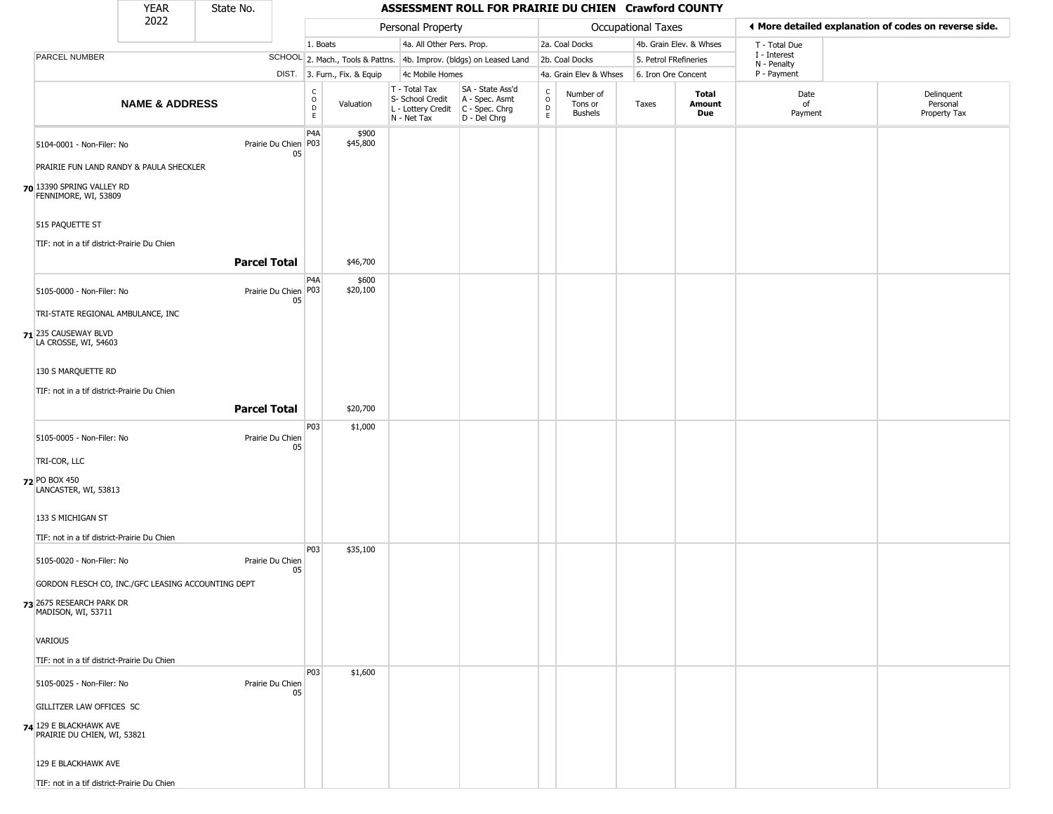| YEAR 2022 | State No. | ASSESSMENT ROLL FOR PRAIRIE DU CHIEN Crawford COUNTY | | | | | | | | | |
|---|---|---|---|---|---|---|---|---|---|---|---|

| PARCEL NUMBER | SCHOOL DIST. | Personal Property: 1. Boats, 2. Mach., Tools & Pattns., 3. Furn., Fix. & Equip, 4a. All Other Pers. Prop., 4b. Improv. (bldgs) on Leased Land, 4c Mobile Homes | | | | Occupational Taxes: 2a. Coal Docks, 2b. Coal Docks, 4a. Grain Elev & Whses, 4b. Grain Elev. & Whses, 5. Petrol FRefineries, 6. Iron Ore Concent | | | | ◄ More detailed explanation of codes on reverse side. T - Total Due, I - Interest, N - Penalty, P - Payment | |
|---|---|---|---|---|---|---|---|---|---|---|---|
| **NAME & ADDRESS** | | CODE | Valuation | T - Total Tax<br>S- School Credit<br>L - Lottery Credit<br>N - Net Tax | SA - State Ass'd<br>A - Spec. Asmt<br>C - Spec. Chrg<br>D - Del Chrg | CODE | Number of Tons or Bushels | Taxes | **Total Amount Due** | Date of Payment | Delinquent Personal Property Tax |
| 5104-0001 - Non-Filer: No<br>PRAIRIE FUN LAND RANDY & PAULA SHECKLER<br>**70** 13390 SPRING VALLEY RD<br>FENNIMORE, WI, 53809<br>515 PAQUETTE ST<br>TIF: not in a tif district-Prairie Du Chien | Prairie Du Chien 05 | P4A<br>P03 | $900<br>$45,800 | | | | | | | | |
| **Parcel Total** | | | $46,700 | | | | | | | | |
| 5105-0000 - Non-Filer: No<br>TRI-STATE REGIONAL AMBULANCE, INC<br>**71** 235 CAUSEWAY BLVD<br>LA CROSSE, WI, 54603<br>130 S MARQUETTE RD<br>TIF: not in a tif district-Prairie Du Chien | Prairie Du Chien 05 | P4A<br>P03 | $600<br>$20,100 | | | | | | | | |
| **Parcel Total** | | | $20,700 | | | | | | | | |
| 5105-0005 - Non-Filer: No<br>TRI-COR, LLC<br>**72** PO BOX 450<br>LANCASTER, WI, 53813<br>133 S MICHIGAN ST<br>TIF: not in a tif district-Prairie Du Chien | Prairie Du Chien 05 | P03 | $1,000 | | | | | | | | |
| 5105-0020 - Non-Filer: No<br>GORDON FLESCH CO, INC./GFC LEASING ACCOUNTING DEPT<br>**73** 2675 RESEARCH PARK DR<br>MADISON, WI, 53711<br>VARIOUS<br>TIF: not in a tif district-Prairie Du Chien | Prairie Du Chien 05 | P03 | $35,100 | | | | | | | | |
| 5105-0025 - Non-Filer: No<br>GILLITZER LAW OFFICES SC<br>**74** 129 E BLACKHAWK AVE<br>PRAIRIE DU CHIEN, WI, 53821<br>129 E BLACKHAWK AVE<br>TIF: not in a tif district-Prairie Du Chien | Prairie Du Chien 05 | P03 | $1,600 | | | | | | | | |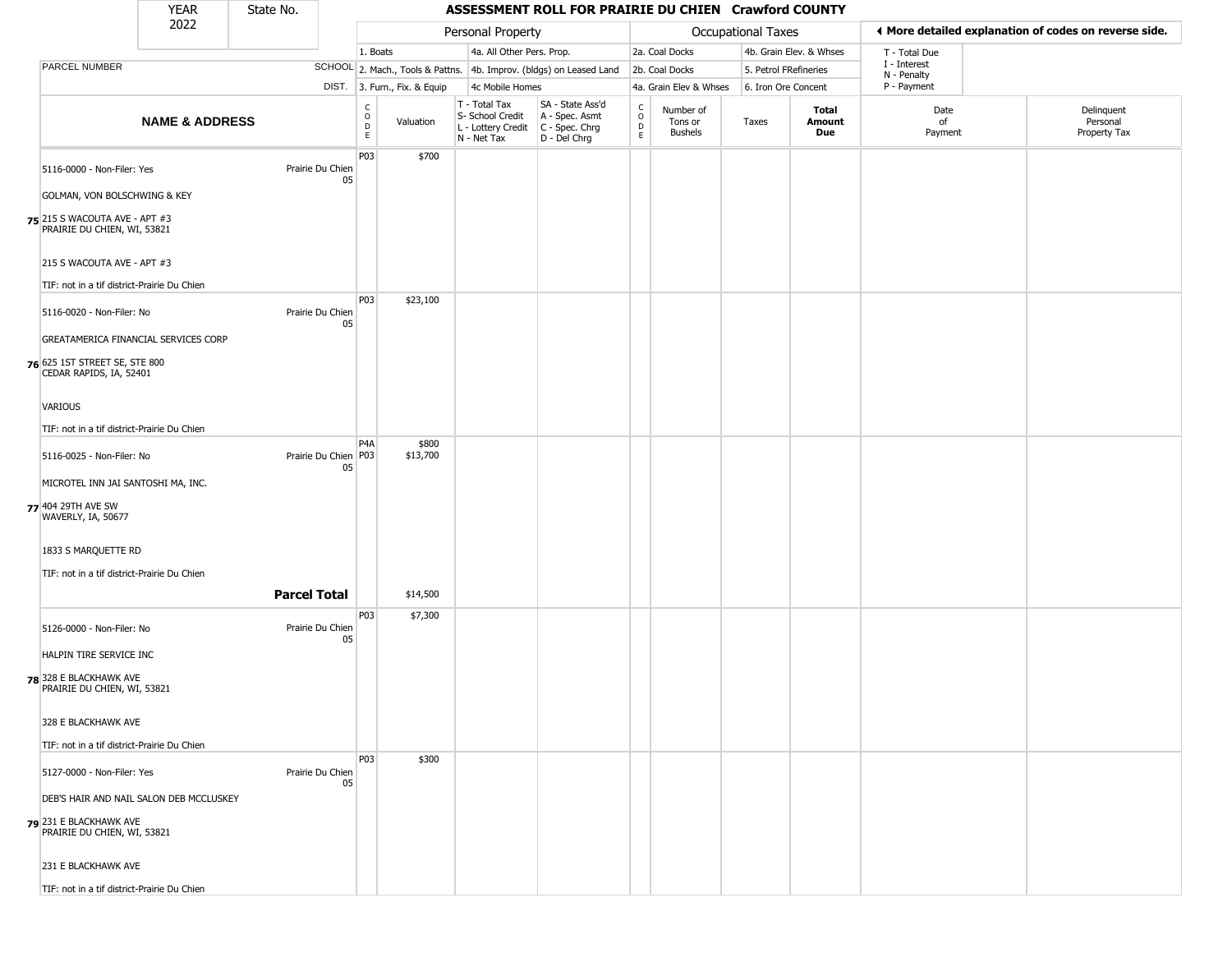| YEAR 2022 | State No. | | ASSESSMENT ROLL FOR PRAIRIE DU CHIEN Crawford COUNTY | | | | | | | | | |
|---|---|---|---|---|---|---|---|---|---|---|---|---|

| | | Personal Property | | | | Occupational Taxes | | | | ◀ More detailed explanation of codes on reverse side. | |
|---|---|---|---|---|---|---|---|---|---|---|---|
| PARCEL NUMBER | SCHOOL DIST. | 1. Boats<br>2. Mach., Tools & Pattns.<br>3. Furn., Fix. & Equip | | 4a. All Other Pers. Prop.<br>4b. Improv. (bldgs) on Leased Land<br>4c Mobile Homes | | 2a. Coal Docks<br>2b. Coal Docks<br>4a. Grain Elev & Whses | | 4b. Grain Elev. & Whses<br>5. Petrol FRefineries<br>6. Iron Ore Concent | | T - Total Due<br>I - Interest<br>N - Penalty<br>P - Payment | |

| | NAME & ADDRESS | | CODE | Valuation | T - Total Tax<br>S- School Credit<br>L - Lottery Credit<br>N - Net Tax | SA - State Ass'd<br>A - Spec. Asmt<br>C - Spec. Chrg<br>D - Del Chrg | CODE | Number of Tons or Bushels | Taxes | Total Amount Due | Date of Payment | Delinquent Personal Property Tax |
|---|---|---|---|---|---|---|---|---|---|---|---|---|
| 75 | 5116-0000 - Non-Filer: Yes<br>GOLMAN, VON BOLSCHWING & KEY<br>215 S WACOUTA AVE - APT #3<br>PRAIRIE DU CHIEN, WI, 53821<br>215 S WACOUTA AVE - APT #3<br>TIF: not in a tif district-Prairie Du Chien | Prairie Du Chien 05 | P03 | $700 | | | | | | | | |
| 76 | 5116-0020 - Non-Filer: No<br>GREATAMERICA FINANCIAL SERVICES CORP<br>625 1ST STREET SE, STE 800<br>CEDAR RAPIDS, IA, 52401<br>VARIOUS<br>TIF: not in a tif district-Prairie Du Chien | Prairie Du Chien 05 | P03 | $23,100 | | | | | | | | |
| 77 | 5116-0025 - Non-Filer: No<br>MICROTEL INN JAI SANTOSHI MA, INC.<br>404 29TH AVE SW<br>WAVERLY, IA, 50677<br>1833 S MARQUETTE RD<br>TIF: not in a tif district-Prairie Du Chien | Prairie Du Chien 05 | P4A<br>P03 | $800<br>$13,700 | | | | | | | | |
| | | **Parcel Total** | | $14,500 | | | | | | | | |
| 78 | 5126-0000 - Non-Filer: No<br>HALPIN TIRE SERVICE INC<br>328 E BLACKHAWK AVE<br>PRAIRIE DU CHIEN, WI, 53821<br>328 E BLACKHAWK AVE<br>TIF: not in a tif district-Prairie Du Chien | Prairie Du Chien 05 | P03 | $7,300 | | | | | | | | |
| 79 | 5127-0000 - Non-Filer: Yes<br>DEB'S HAIR AND NAIL SALON DEB MCCLUSKEY<br>231 E BLACKHAWK AVE<br>PRAIRIE DU CHIEN, WI, 53821<br>231 E BLACKHAWK AVE<br>TIF: not in a tif district-Prairie Du Chien | Prairie Du Chien 05 | P03 | $300 | | | | | | | | |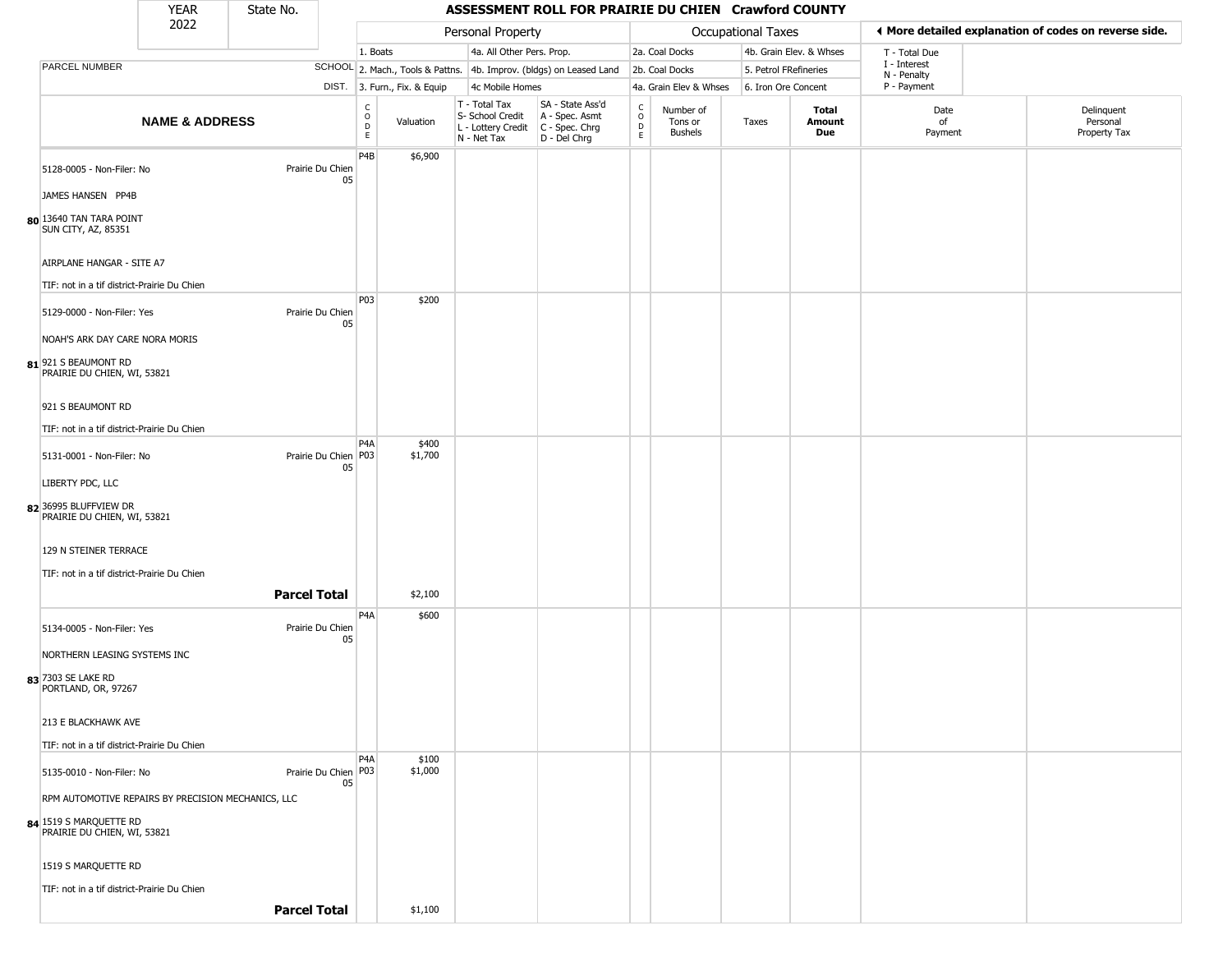| YEAR 2022 | State No. | ASSESSMENT ROLL FOR PRAIRIE DU CHIEN Crawford COUNTY | | | | | | | | | | |
|---|---|---|---|---|---|---|---|---|---|---|---|---|

**Personal Property:** 1. Boats; 2. Mach., Tools & Pattns.; 3. Furn., Fix. & Equip; 4a. All Other Pers. Prop.; 4b. Improv. (bldgs) on Leased Land; 4c Mobile Homes

**Occupational Taxes:** 2a. Coal Docks; 2b. Coal Docks; 4a. Grain Elev & Whses; 4b. Grain Elev. & Whses; 5. Petrol FRefineries; 6. Iron Ore Concent

◀ More detailed explanation of codes on reverse side.

T - Total Due; I - Interest; N - Penalty; P - Payment

| | PARCEL NUMBER / NAME & ADDRESS | SCHOOL DIST. | CODE | Valuation | T - Total Tax S- School Credit L - Lottery Credit N - Net Tax | SA - State Ass'd A - Spec. Asmt C - Spec. Chrg D - Del Chrg | CODE | Number of Tons or Bushels | Taxes | Total Amount Due | Date of Payment | Delinquent Personal Property Tax |
|---|---|---|---|---|---|---|---|---|---|---|---|---|
| 80 | 5128-0005 - Non-Filer: No<br>JAMES HANSEN PP4B<br>13640 TAN TARA POINT<br>SUN CITY, AZ, 85351<br>AIRPLANE HANGAR - SITE A7<br>TIF: not in a tif district-Prairie Du Chien | Prairie Du Chien 05 | P4B | $6,900 | | | | | | | | |
| 81 | 5129-0000 - Non-Filer: Yes<br>NOAH'S ARK DAY CARE NORA MORIS<br>921 S BEAUMONT RD<br>PRAIRIE DU CHIEN, WI, 53821<br>921 S BEAUMONT RD<br>TIF: not in a tif district-Prairie Du Chien | Prairie Du Chien 05 | P03 | $200 | | | | | | | | |
| 82 | 5131-0001 - Non-Filer: No<br>LIBERTY PDC, LLC<br>36995 BLUFFVIEW DR<br>PRAIRIE DU CHIEN, WI, 53821<br>129 N STEINER TERRACE<br>TIF: not in a tif district-Prairie Du Chien | Prairie Du Chien 05 | P4A<br>P03 | $400<br>$1,700 | | | | | | | | |
| | **Parcel Total** | | | $2,100 | | | | | | | | |
| 83 | 5134-0005 - Non-Filer: Yes<br>NORTHERN LEASING SYSTEMS INC<br>7303 SE LAKE RD<br>PORTLAND, OR, 97267<br>213 E BLACKHAWK AVE<br>TIF: not in a tif district-Prairie Du Chien | Prairie Du Chien 05 | P4A | $600 | | | | | | | | |
| 84 | 5135-0010 - Non-Filer: No<br>RPM AUTOMOTIVE REPAIRS BY PRECISION MECHANICS, LLC<br>1519 S MARQUETTE RD<br>PRAIRIE DU CHIEN, WI, 53821<br>1519 S MARQUETTE RD<br>TIF: not in a tif district-Prairie Du Chien | Prairie Du Chien 05 | P4A<br>P03 | $100<br>$1,000 | | | | | | | | |
| | **Parcel Total** | | | $1,100 | | | | | | | | |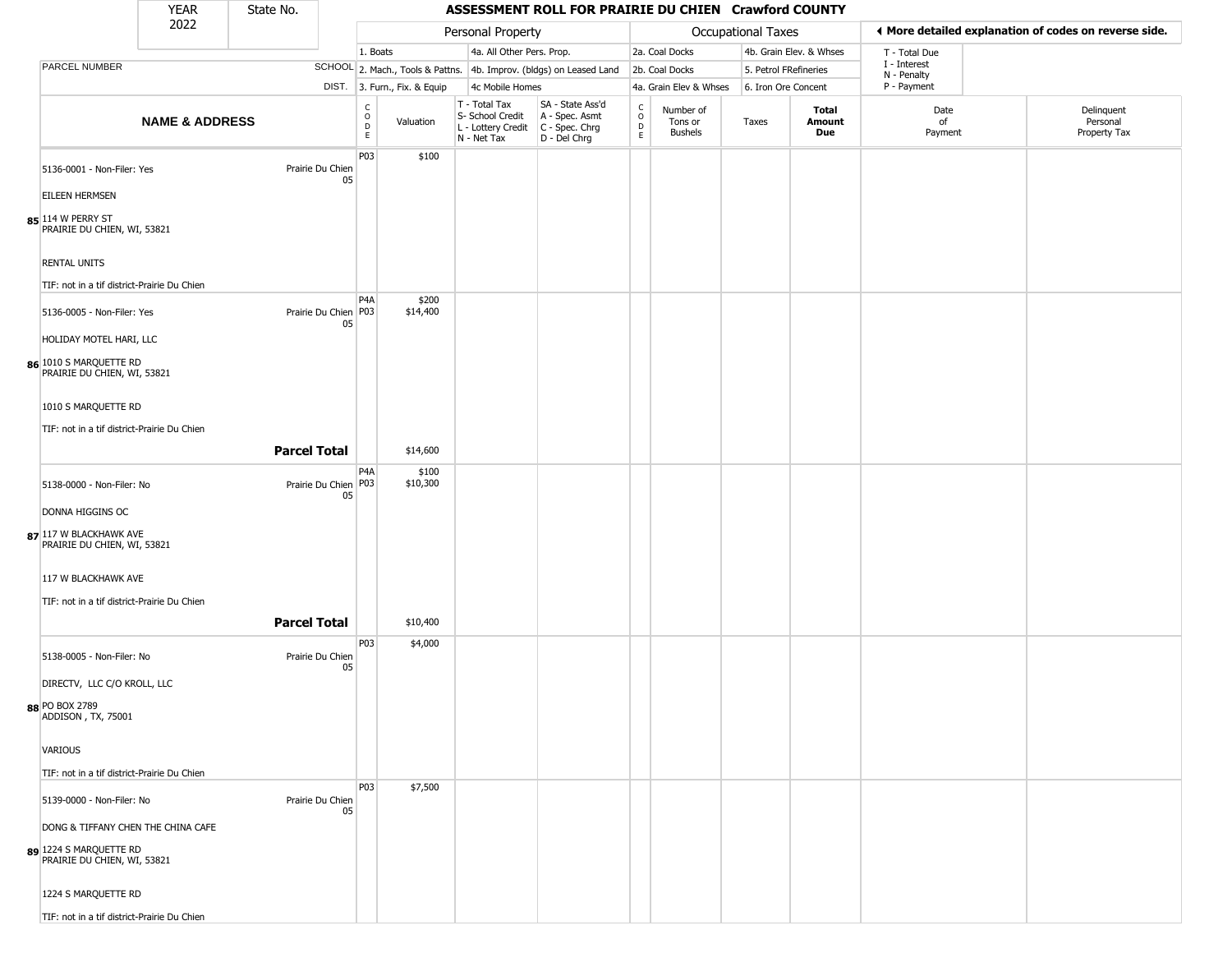| YEAR 2022 | State No. | ASSESSMENT ROLL FOR PRAIRIE DU CHIEN Crawford COUNTY | | | | | | | | | |
|---|---|---|---|---|---|---|---|---|---|---|---|

**Personal Property:** 1. Boats; 2. Mach., Tools & Pattns.; 3. Furn., Fix. & Equip; 4a. All Other Pers. Prop.; 4b. Improv. (bldgs) on Leased Land; 4c Mobile Homes

**Occupational Taxes:** 2a. Coal Docks; 2b. Coal Docks; 4a. Grain Elev & Whses; 4b. Grain Elev. & Whses; 5. Petrol FRefineries; 6. Iron Ore Concent

◀ More detailed explanation of codes on reverse side. T - Total Due; I - Interest; N - Penalty; P - Payment

| | NAME & ADDRESS | SCHOOL DIST. | CODE | Valuation | T - Total Tax S- School Credit L - Lottery Credit N - Net Tax | SA - State Ass'd A - Spec. Asmt C - Spec. Chrg D - Del Chrg | CODE | Number of Tons or Bushels | Taxes | Total Amount Due | Date of Payment | Delinquent Personal Property Tax |
|---|---|---|---|---|---|---|---|---|---|---|---|---|
| 85 | 5136-0001 - Non-Filer: Yes<br>EILEEN HERMSEN<br>114 W PERRY ST<br>PRAIRIE DU CHIEN, WI, 53821<br>RENTAL UNITS<br>TIF: not in a tif district-Prairie Du Chien | Prairie Du Chien 05 | P03 | $100 | | | | | | | | |
| 86 | 5136-0005 - Non-Filer: Yes<br>HOLIDAY MOTEL HARI, LLC<br>1010 S MARQUETTE RD<br>PRAIRIE DU CHIEN, WI, 53821<br>1010 S MARQUETTE RD<br>TIF: not in a tif district-Prairie Du Chien | Prairie Du Chien 05 | P4A<br>P03 | $200<br>$14,400 | | | | | | | | |
| | | **Parcel Total** | | $14,600 | | | | | | | | |
| 87 | 5138-0000 - Non-Filer: No<br>DONNA HIGGINS OC<br>117 W BLACKHAWK AVE<br>PRAIRIE DU CHIEN, WI, 53821<br>117 W BLACKHAWK AVE<br>TIF: not in a tif district-Prairie Du Chien | Prairie Du Chien 05 | P4A<br>P03 | $100<br>$10,300 | | | | | | | | |
| | | **Parcel Total** | | $10,400 | | | | | | | | |
| 88 | 5138-0005 - Non-Filer: No<br>DIRECTV, LLC C/O KROLL, LLC<br>PO BOX 2789<br>ADDISON , TX, 75001<br>VARIOUS<br>TIF: not in a tif district-Prairie Du Chien | Prairie Du Chien 05 | P03 | $4,000 | | | | | | | | |
| 89 | 5139-0000 - Non-Filer: No<br>DONG & TIFFANY CHEN THE CHINA CAFE<br>1224 S MARQUETTE RD<br>PRAIRIE DU CHIEN, WI, 53821<br>1224 S MARQUETTE RD<br>TIF: not in a tif district-Prairie Du Chien | Prairie Du Chien 05 | P03 | $7,500 | | | | | | | | |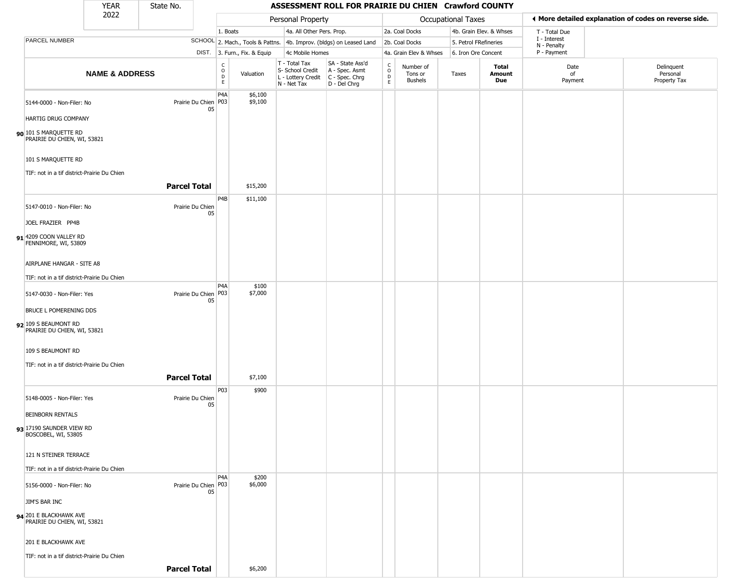| YEAR 2022 | State No. |
|---|---|

# ASSESSMENT ROLL FOR PRAIRIE DU CHIEN Crawford COUNTY

| | | Personal Property | | | | Occupational Taxes | | | | ◄ More detailed explanation of codes on reverse side. | |
|---|---|---|---|---|---|---|---|---|---|---|---|
| PARCEL NUMBER | SCHOOL DIST. | 1. Boats<br>2. Mach., Tools & Pattns.<br>3. Furn., Fix. & Equip | | 4a. All Other Pers. Prop.<br>4b. Improv. (bldgs) on Leased Land<br>4c Mobile Homes | | 2a. Coal Docks<br>2b. Coal Docks<br>4a. Grain Elev & Whses | | 4b. Grain Elev. & Whses<br>5. Petrol FRefineries<br>6. Iron Ore Concent | | T - Total Due<br>I - Interest<br>N - Penalty<br>P - Payment | |
| **NAME & ADDRESS** | | CODE | Valuation | T - Total Tax<br>S- School Credit<br>L - Lottery Credit<br>N - Net Tax | SA - State Ass'd<br>A - Spec. Asmt<br>C - Spec. Chrg<br>D - Del Chrg | CODE | Number of Tons or Bushels | Taxes | **Total Amount Due** | Date of Payment | Delinquent Personal Property Tax |
| 90 5144-0000 - Non-Filer: No<br>HARTIG DRUG COMPANY<br>101 S MARQUETTE RD<br>PRAIRIE DU CHIEN, WI, 53821<br>101 S MARQUETTE RD<br>TIF: not in a tif district-Prairie Du Chien | Prairie Du Chien 05 | P4A<br>P03 | $6,100<br>$9,100 | | | | | | | | |
| **Parcel Total** | | | $15,200 | | | | | | | | |
| 91 5147-0010 - Non-Filer: No<br>JOEL FRAZIER PP4B<br>4209 COON VALLEY RD<br>FENNIMORE, WI, 53809<br>AIRPLANE HANGAR - SITE A8<br>TIF: not in a tif district-Prairie Du Chien | Prairie Du Chien 05 | P4B | $11,100 | | | | | | | | |
| 92 5147-0030 - Non-Filer: Yes<br>BRUCE L POMERENING DDS<br>109 S BEAUMONT RD<br>PRAIRIE DU CHIEN, WI, 53821<br>109 S BEAUMONT RD<br>TIF: not in a tif district-Prairie Du Chien | Prairie Du Chien 05 | P4A<br>P03 | $100<br>$7,000 | | | | | | | | |
| **Parcel Total** | | | $7,100 | | | | | | | | |
| 93 5148-0005 - Non-Filer: Yes<br>BEINBORN RENTALS<br>17190 SAUNDER VIEW RD<br>BOSCOBEL, WI, 53805<br>121 N STEINER TERRACE<br>TIF: not in a tif district-Prairie Du Chien | Prairie Du Chien 05 | P03 | $900 | | | | | | | | |
| 94 5156-0000 - Non-Filer: No<br>JIM'S BAR INC<br>201 E BLACKHAWK AVE<br>PRAIRIE DU CHIEN, WI, 53821<br>201 E BLACKHAWK AVE<br>TIF: not in a tif district-Prairie Du Chien | Prairie Du Chien 05 | P4A<br>P03 | $200<br>$6,000 | | | | | | | | |
| **Parcel Total** | | | $6,200 | | | | | | | | |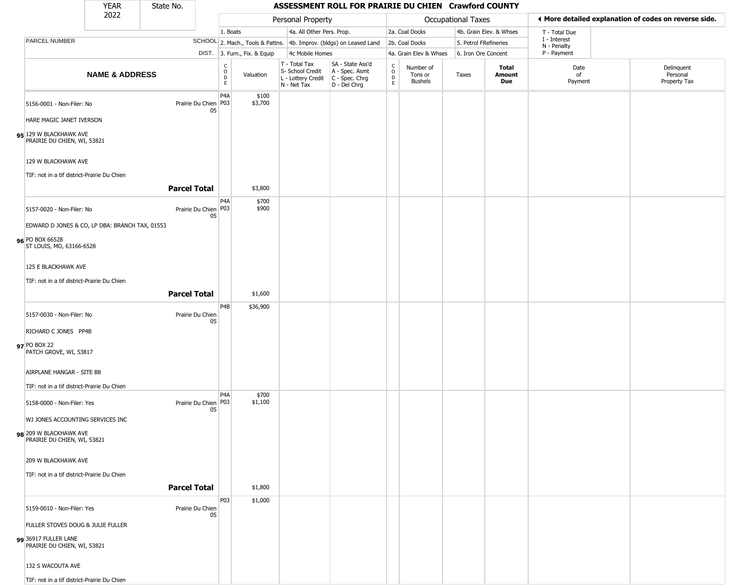| YEAR 2022 | State No. | ASSESSMENT ROLL FOR PRAIRIE DU CHIEN Crawford COUNTY |
|---|---|---|

| | | Personal Property | | | | Occupational Taxes | | | | ◀ More detailed explanation of codes on reverse side. | |
|---|---|---|---|---|---|---|---|---|---|---|---|
| PARCEL NUMBER | SCHOOL | 1. Boats | | 4a. All Other Pers. Prop. | | 2a. Coal Docks | | 4b. Grain Elev. & Whses | | T - Total Due<br>I - Interest<br>N - Penalty<br>P - Payment | |
| | DIST. | 2. Mach., Tools & Pattns. | | 4b. Improv. (bldgs) on Leased Land | | 2b. Coal Docks | | 5. Petrol FRefineries | | | |
| | | 3. Furn., Fix. & Equip | | 4c Mobile Homes | | 4a. Grain Elev & Whses | | 6. Iron Ore Concent | | | |
| **NAME & ADDRESS** | | CODE | Valuation | T - Total Tax<br>S- School Credit<br>L - Lottery Credit<br>N - Net Tax | SA - State Ass'd<br>A - Spec. Asmt<br>C - Spec. Chrg<br>D - Del Chrg | CODE | Number of Tons or Bushels | Taxes | **Total Amount Due** | Date of Payment | Delinquent Personal Property Tax |
| 5156-0001 - Non-Filer: No<br>HARE MAGIC JANET IVERSON<br>95 129 W BLACKHAWK AVE<br>PRAIRIE DU CHIEN, WI, 53821<br>129 W BLACKHAWK AVE<br>TIF: not in a tif district-Prairie Du Chien | Prairie Du Chien 05 | P4A<br>P03 | $100<br>$3,700 | | | | | | | | |
| | **Parcel Total** | | $3,800 | | | | | | | | |
| 5157-0020 - Non-Filer: No<br>EDWARD D JONES & CO, LP DBA: BRANCH TAX, 01553<br>96 PO BOX 66528<br>ST LOUIS, MO, 63166-6528<br>125 E BLACKHAWK AVE<br>TIF: not in a tif district-Prairie Du Chien | Prairie Du Chien 05 | P4A<br>P03 | $700<br>$900 | | | | | | | | |
| | **Parcel Total** | | $1,600 | | | | | | | | |
| 5157-0030 - Non-Filer: No<br>RICHARD C JONES PP4B<br>97 PO BOX 22<br>PATCH GROVE, WI, 53817<br>AIRPLANE HANGAR - SITE B8<br>TIF: not in a tif district-Prairie Du Chien | Prairie Du Chien 05 | P4B | $36,900 | | | | | | | | |
| 5158-0000 - Non-Filer: Yes<br>WJ JONES ACCOUNTING SERVICES INC<br>98 209 W BLACKHAWK AVE<br>PRAIRIE DU CHIEN, WI, 53821<br>209 W BLACKHAWK AVE<br>TIF: not in a tif district-Prairie Du Chien | Prairie Du Chien 05 | P4A<br>P03 | $700<br>$1,100 | | | | | | | | |
| | **Parcel Total** | | $1,800 | | | | | | | | |
| 5159-0010 - Non-Filer: Yes<br>FULLER STOVES DOUG & JULIE FULLER<br>99 36917 FULLER LANE<br>PRAIRIE DU CHIEN, WI, 53821<br>132 S WACOUTA AVE<br>TIF: not in a tif district-Prairie Du Chien | Prairie Du Chien 05 | P03 | $1,000 | | | | | | | | |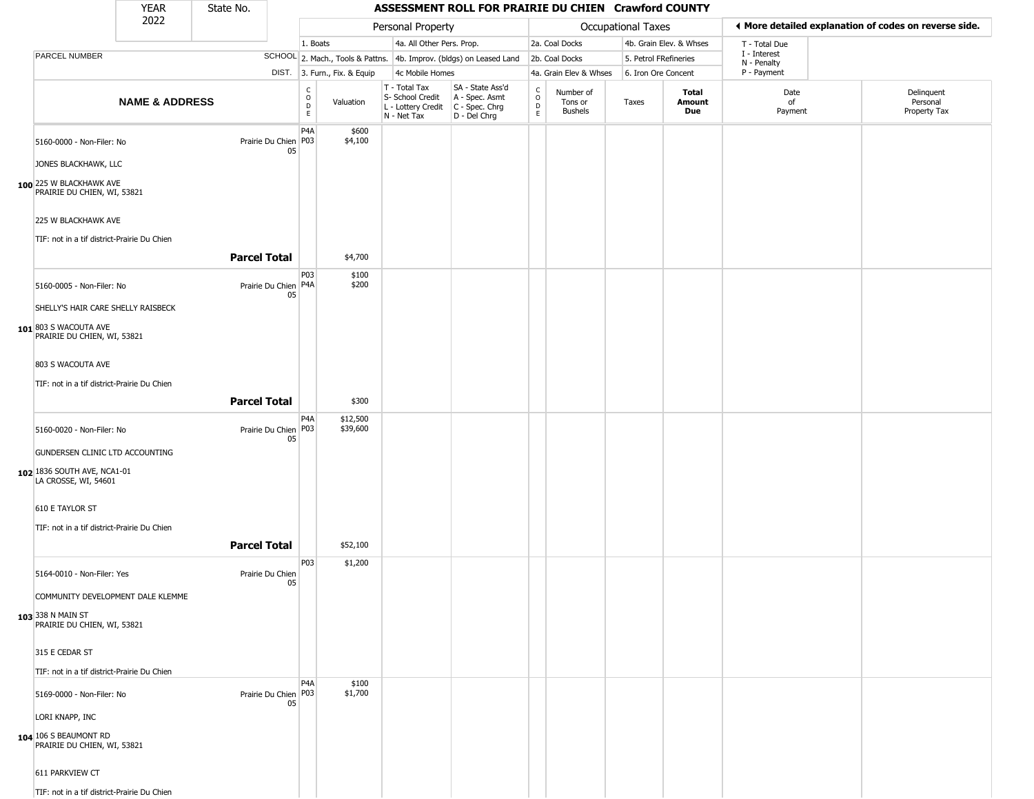# ASSESSMENT ROLL FOR PRAIRIE DU CHIEN Crawford COUNTY

YEAR 2022 | State No.

| PARCEL NUMBER / NAME & ADDRESS | SCHOOL DIST. | CODE | Valuation | T - Total Tax / S- School Credit / L - Lottery Credit / N - Net Tax | SA - State Ass'd / A - Spec. Asmt / C - Spec. Chrg / D - Del Chrg | CODE | Number of Tons or Bushels | Taxes | Total Amount Due | Date of Payment | Delinquent Personal Property Tax |
|---|---|---|---|---|---|---|---|---|---|---|---|
| **Personal Property:** 1. Boats; 2. Mach., Tools & Pattns.; 3. Furn., Fix. & Equip; 4a. All Other Pers. Prop.; 4b. Improv. (bldgs) on Leased Land; 4c Mobile Homes | | | | | | **Occupational Taxes:** 2a. Coal Docks; 2b. Coal Docks; 4a. Grain Elev & Whses; 4b. Grain Elev. & Whses; 5. Petrol FRefineries; 6. Iron Ore Concent | | | | T - Total Due; I - Interest; N - Penalty; P - Payment | |
| **100** 5160-0000 - Non-Filer: No<br>JONES BLACKHAWK, LLC<br>225 W BLACKHAWK AVE<br>PRAIRIE DU CHIEN, WI, 53821<br>225 W BLACKHAWK AVE<br>TIF: not in a tif district-Prairie Du Chien | Prairie Du Chien 05 | P4A<br>P03 | $600<br>$4,100 | | | | | | | | |
| **Parcel Total** | | | $4,700 | | | | | | | | |
| **101** 5160-0005 - Non-Filer: No<br>SHELLY'S HAIR CARE SHELLY RAISBECK<br>803 S WACOUTA AVE<br>PRAIRIE DU CHIEN, WI, 53821<br>803 S WACOUTA AVE<br>TIF: not in a tif district-Prairie Du Chien | Prairie Du Chien 05 | P03<br>P4A | $100<br>$200 | | | | | | | | |
| **Parcel Total** | | | $300 | | | | | | | | |
| **102** 5160-0020 - Non-Filer: No<br>GUNDERSEN CLINIC LTD ACCOUNTING<br>1836 SOUTH AVE, NCA1-01<br>LA CROSSE, WI, 54601<br>610 E TAYLOR ST<br>TIF: not in a tif district-Prairie Du Chien | Prairie Du Chien 05 | P4A<br>P03 | $12,500<br>$39,600 | | | | | | | | |
| **Parcel Total** | | | $52,100 | | | | | | | | |
| **103** 5164-0010 - Non-Filer: Yes<br>COMMUNITY DEVELOPMENT DALE KLEMME<br>338 N MAIN ST<br>PRAIRIE DU CHIEN, WI, 53821<br>315 E CEDAR ST<br>TIF: not in a tif district-Prairie Du Chien | Prairie Du Chien 05 | P03 | $1,200 | | | | | | | | |
| **104** 5169-0000 - Non-Filer: No<br>LORI KNAPP, INC<br>106 S BEAUMONT RD<br>PRAIRIE DU CHIEN, WI, 53821<br>611 PARKVIEW CT<br>TIF: not in a tif district-Prairie Du Chien | Prairie Du Chien 05 | P4A<br>P03 | $100<br>$1,700 | | | | | | | | |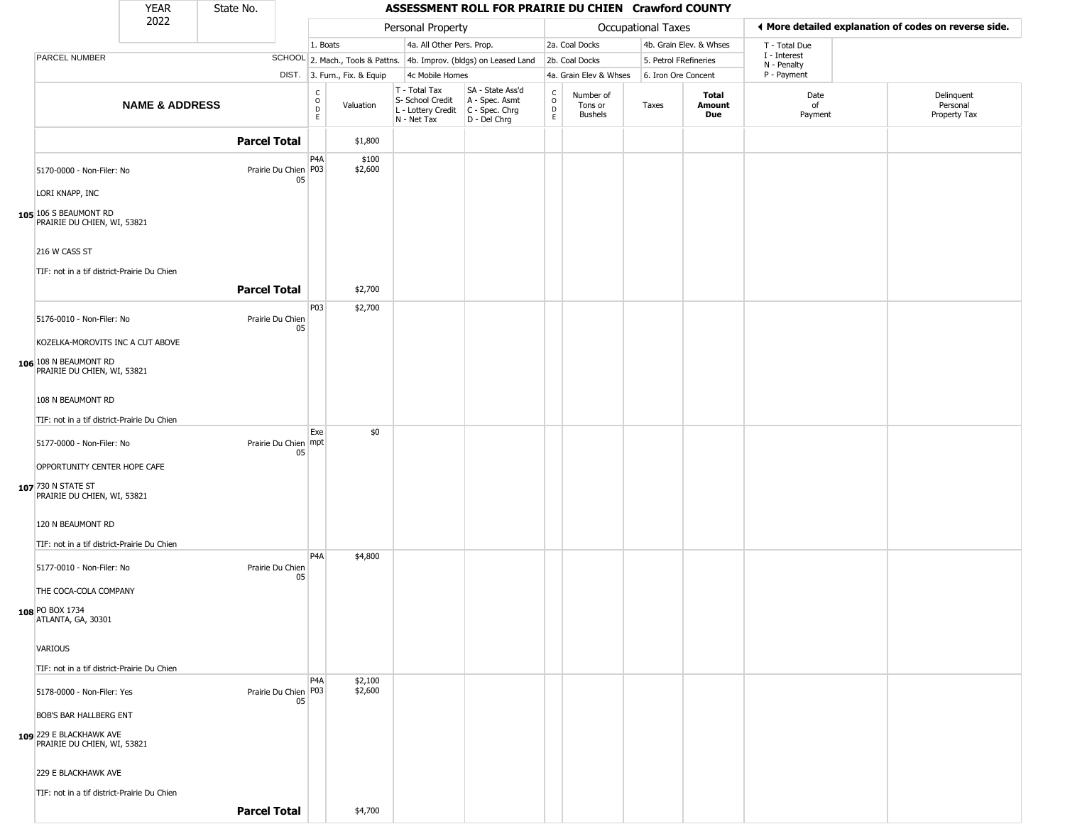| YEAR 2022 | State No. |
|---|---|

## ASSESSMENT ROLL FOR PRAIRIE DU CHIEN Crawford COUNTY

| | | Personal Property | | | | Occupational Taxes | | | | ◀ More detailed explanation of codes on reverse side. | |
|---|---|---|---|---|---|---|---|---|---|---|---|
| PARCEL NUMBER | SCHOOL DIST. | 1. Boats / 2. Mach., Tools & Pattns. / 3. Furn., Fix. & Equip | | 4a. All Other Pers. Prop. / 4b. Improv. (bldgs) on Leased Land / 4c Mobile Homes | | 2a. Coal Docks / 2b. Coal Docks / 4a. Grain Elev & Whses | | 4b. Grain Elev. & Whses / 5. Petrol FRefineries / 6. Iron Ore Concent | | T - Total Due / I - Interest / N - Penalty / P - Payment | |
| NAME & ADDRESS | | CODE | Valuation | T - Total Tax / S- School Credit / L - Lottery Credit / N - Net Tax | SA - State Ass'd / A - Spec. Asmt / C - Spec. Chrg / D - Del Chrg | CODE | Number of Tons or Bushels | Taxes | Total Amount Due | Date of Payment | Delinquent Personal Property Tax |
| | **Parcel Total** | | $1,800 | | | | | | | | |
| 5170-0000 - Non-Filer: No<br>LORI KNAPP, INC<br>**105** 106 S BEAUMONT RD<br>PRAIRIE DU CHIEN, WI, 53821<br>216 W CASS ST<br>TIF: not in a tif district-Prairie Du Chien | Prairie Du Chien 05 | P4A<br>P03 | $100<br>$2,600 | | | | | | | | |
| | **Parcel Total** | | $2,700 | | | | | | | | |
| 5176-0010 - Non-Filer: No<br>KOZELKA-MOROVITS INC A CUT ABOVE<br>**106** 108 N BEAUMONT RD<br>PRAIRIE DU CHIEN, WI, 53821<br>108 N BEAUMONT RD<br>TIF: not in a tif district-Prairie Du Chien | Prairie Du Chien 05 | P03 | $2,700 | | | | | | | | |
| 5177-0000 - Non-Filer: No<br>OPPORTUNITY CENTER HOPE CAFE<br>**107** 730 N STATE ST<br>PRAIRIE DU CHIEN, WI, 53821<br>120 N BEAUMONT RD<br>TIF: not in a tif district-Prairie Du Chien | Prairie Du Chien 05 | Exempt | $0 | | | | | | | | |
| 5177-0010 - Non-Filer: No<br>THE COCA-COLA COMPANY<br>**108** PO BOX 1734<br>ATLANTA, GA, 30301<br>VARIOUS<br>TIF: not in a tif district-Prairie Du Chien | Prairie Du Chien 05 | P4A | $4,800 | | | | | | | | |
| 5178-0000 - Non-Filer: Yes<br>BOB'S BAR HALLBERG ENT<br>**109** 229 E BLACKHAWK AVE<br>PRAIRIE DU CHIEN, WI, 53821<br>229 E BLACKHAWK AVE<br>TIF: not in a tif district-Prairie Du Chien | Prairie Du Chien 05 | P4A<br>P03 | $2,100<br>$2,600 | | | | | | | | |
| | **Parcel Total** | | $4,700 | | | | | | | | |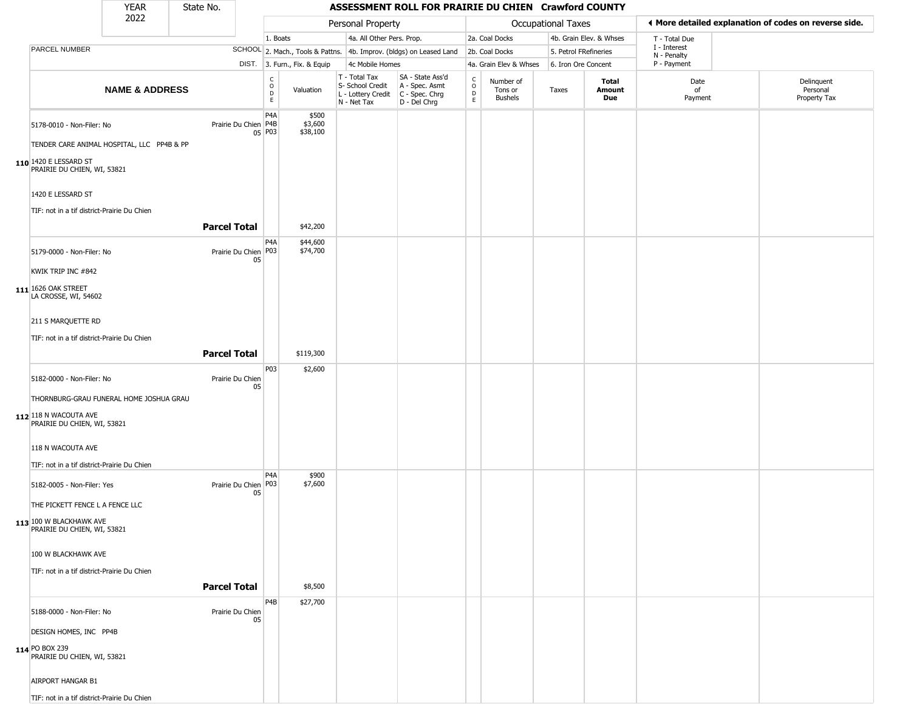# ASSESSMENT ROLL FOR PRAIRIE DU CHIEN Crawford COUNTY

| YEAR | State No. |
|---|---|
| 2022 | |

| | Personal Property | | Occupational Taxes | | ◄ More detailed explanation of codes on reverse side. |
|---|---|---|---|---|---|
| | 1. Boats | 4a. All Other Pers. Prop. | 2a. Coal Docks | 4b. Grain Elev. & Whses | T - Total Due |
| PARCEL NUMBER / SCHOOL DIST. | 2. Mach., Tools & Pattns. | 4b. Improv. (bldgs) on Leased Land | 2b. Coal Docks | 5. Petrol FRefineries | I - Interest, N - Penalty |
| | 3. Furn., Fix. & Equip | 4c Mobile Homes | 4a. Grain Elev & Whses | 6. Iron Ore Concent | P - Payment |

| | NAME & ADDRESS | | CODE | Valuation | T - Total Tax, S- School Credit, L - Lottery Credit, N - Net Tax | SA - State Ass'd, A - Spec. Asmt, C - Spec. Chrg, D - Del Chrg | CODE | Number of Tons or Bushels | Taxes | Total Amount Due | Date of Payment | Delinquent Personal Property Tax |
|---|---|---|---|---|---|---|---|---|---|---|---|---|
| 110 | 5178-0010 - Non-Filer: No<br>TENDER CARE ANIMAL HOSPITAL, LLC PP4B & PP<br>1420 E LESSARD ST<br>PRAIRIE DU CHIEN, WI, 53821<br>1420 E LESSARD ST<br>TIF: not in a tif district-Prairie Du Chien | Prairie Du Chien 05 | P4A<br>P4B<br>P03 | $500<br>$3,600<br>$38,100 | | | | | | | | |
| | | **Parcel Total** | | $42,200 | | | | | | | | |
| 111 | 5179-0000 - Non-Filer: No<br>KWIK TRIP INC #842<br>1626 OAK STREET<br>LA CROSSE, WI, 54602<br>211 S MARQUETTE RD<br>TIF: not in a tif district-Prairie Du Chien | Prairie Du Chien 05 | P4A<br>P03 | $44,600<br>$74,700 | | | | | | | | |
| | | **Parcel Total** | | $119,300 | | | | | | | | |
| 112 | 5182-0000 - Non-Filer: No<br>THORNBURG-GRAU FUNERAL HOME JOSHUA GRAU<br>118 N WACOUTA AVE<br>PRAIRIE DU CHIEN, WI, 53821<br>118 N WACOUTA AVE<br>TIF: not in a tif district-Prairie Du Chien | Prairie Du Chien 05 | P03 | $2,600 | | | | | | | | |
| 113 | 5182-0005 - Non-Filer: Yes<br>THE PICKETT FENCE L A FENCE LLC<br>100 W BLACKHAWK AVE<br>PRAIRIE DU CHIEN, WI, 53821<br>100 W BLACKHAWK AVE<br>TIF: not in a tif district-Prairie Du Chien | Prairie Du Chien 05 | P4A<br>P03 | $900<br>$7,600 | | | | | | | | |
| | | **Parcel Total** | | $8,500 | | | | | | | | |
| 114 | 5188-0000 - Non-Filer: No<br>DESIGN HOMES, INC PP4B<br>PO BOX 239<br>PRAIRIE DU CHIEN, WI, 53821<br>AIRPORT HANGAR B1<br>TIF: not in a tif district-Prairie Du Chien | Prairie Du Chien 05 | P4B | $27,700 | | | | | | | | |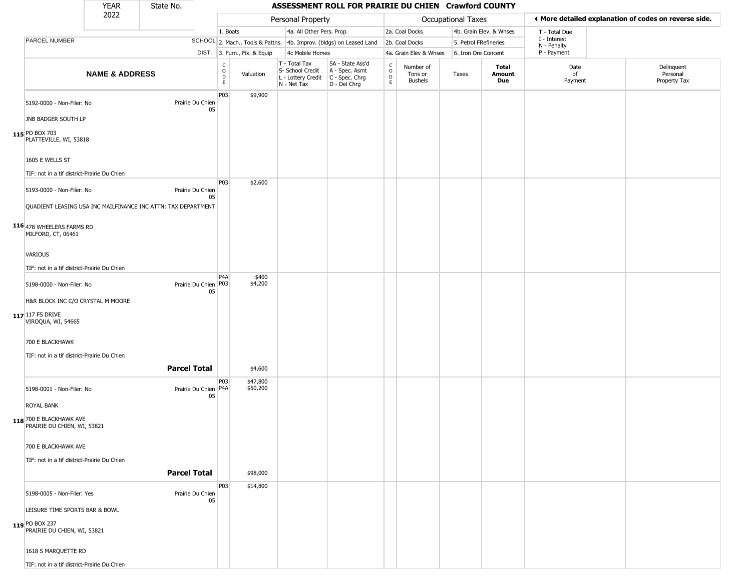| YEAR 2022 | State No. | ASSESSMENT ROLL FOR PRAIRIE DU CHIEN Crawford COUNTY | | | | | | | | | | |
|---|---|---|---|---|---|---|---|---|---|---|---|---|

| | | Personal Property | | | | Occupational Taxes | | | | ◀ More detailed explanation of codes on reverse side. | |
|---|---|---|---|---|---|---|---|---|---|---|---|
| PARCEL NUMBER | SCHOOL DIST. | 1. Boats<br>2. Mach., Tools & Pattns.<br>3. Furn., Fix. & Equip | | 4a. All Other Pers. Prop.<br>4b. Improv. (bldgs) on Leased Land<br>4c Mobile Homes | | 2a. Coal Docks<br>2b. Coal Docks<br>4a. Grain Elev & Whses | 4b. Grain Elev. & Whses<br>5. Petrol FRefineries<br>6. Iron Ore Concent | | | T - Total Due<br>I - Interest<br>N - Penalty<br>P - Payment | |
| **NAME & ADDRESS** | | CODE | Valuation | T - Total Tax<br>S- School Credit<br>L - Lottery Credit<br>N - Net Tax | SA - State Ass'd<br>A - Spec. Asmt<br>C - Spec. Chrg<br>D - Del Chrg | CODE | Number of Tons or Bushels | Taxes | **Total Amount Due** | Date of Payment | Delinquent Personal Property Tax |
| 115 5192-0000 - Non-Filer: No<br>JNB BADGER SOUTH LP<br>PO BOX 703<br>PLATTEVILLE, WI, 53818<br>1605 E WELLS ST<br>TIF: not in a tif district-Prairie Du Chien | Prairie Du Chien 05 | P03 | $9,900 | | | | | | | | |
| 116 5193-0000 - Non-Filer: No<br>QUADIENT LEASING USA INC MAILFINANCE INC ATTN: TAX DEPARTMENT<br>478 WHEELERS FARMS RD<br>MILFORD, CT, 06461<br>VARIOUS<br>TIF: not in a tif district-Prairie Du Chien | Prairie Du Chien 05 | P03 | $2,600 | | | | | | | | |
| 117 5198-0000 - Non-Filer: No<br>H&R BLOCK INC C/O CRYSTAL M MOORE<br>117 FS DRIVE<br>VIROQUA, WI, 54665<br>700 E BLACKHAWK<br>TIF: not in a tif district-Prairie Du Chien | Prairie Du Chien 05 | P4A<br>P03 | $400<br>$4,200 | | | | | | | | |
| **Parcel Total** | | | $4,600 | | | | | | | | |
| 118 5198-0001 - Non-Filer: No<br>ROYAL BANK<br>700 E BLACKHAWK AVE<br>PRAIRIE DU CHIEN, WI, 53821<br>700 E BLACKHAWK AVE<br>TIF: not in a tif district-Prairie Du Chien | Prairie Du Chien 05 | P03<br>P4A | $47,800<br>$50,200 | | | | | | | | |
| **Parcel Total** | | | $98,000 | | | | | | | | |
| 119 5198-0005 - Non-Filer: Yes<br>LEISURE TIME SPORTS BAR & BOWL<br>PO BOX 237<br>PRAIRIE DU CHIEN, WI, 53821<br>1618 S MARQUETTE RD<br>TIF: not in a tif district-Prairie Du Chien | Prairie Du Chien 05 | P03 | $14,800 | | | | | | | | |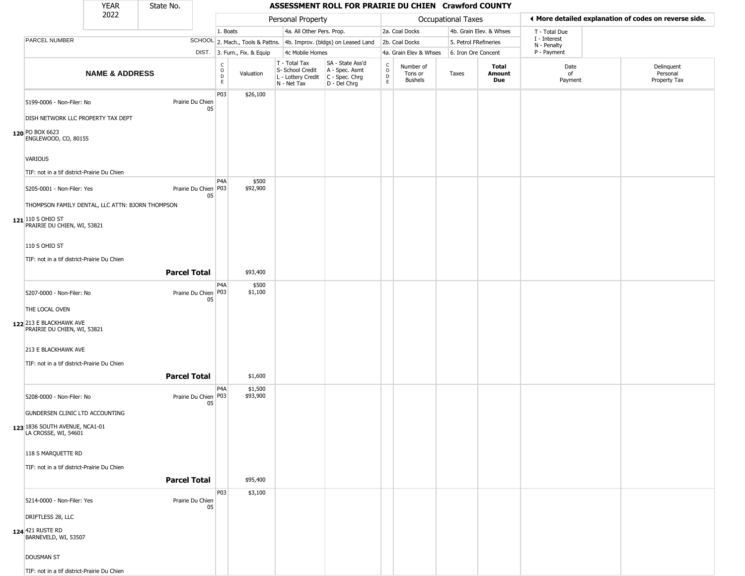# ASSESSMENT ROLL FOR PRAIRIE DU CHIEN Crawford COUNTY

| YEAR 2022 | State No. |
|---|---|

| | | Personal Property | | | | Occupational Taxes | | | | ◀ More detailed explanation of codes on reverse side. | |
|---|---|---|---|---|---|---|---|---|---|---|---|
| PARCEL NUMBER | SCHOOL DIST. | 1. Boats<br>2. Mach., Tools & Pattns.<br>3. Furn., Fix. & Equip | | 4a. All Other Pers. Prop.<br>4b. Improv. (bldgs) on Leased Land<br>4c Mobile Homes | | 2a. Coal Docks<br>2b. Coal Docks<br>4a. Grain Elev & Whses | | 4b. Grain Elev. & Whses<br>5. Petrol FRefineries<br>6. Iron Ore Concent | | T - Total Due<br>I - Interest<br>N - Penalty<br>P - Payment | |
| NAME & ADDRESS | | CODE | Valuation | T - Total Tax<br>S- School Credit<br>L - Lottery Credit<br>N - Net Tax | SA - State Ass'd<br>A - Spec. Asmt<br>C - Spec. Chrg<br>D - Del Chrg | CODE | Number of Tons or Bushels | Taxes | Total Amount Due | Date of Payment | Delinquent Personal Property Tax |
| 120 5199-0006 - Non-Filer: No<br>DISH NETWORK LLC PROPERTY TAX DEPT<br>PO BOX 6623<br>ENGLEWOOD, CO, 80155<br>VARIOUS<br>TIF: not in a tif district-Prairie Du Chien | Prairie Du Chien 05 | P03 | $26,100 | | | | | | | | |
| 121 5205-0001 - Non-Filer: Yes<br>THOMPSON FAMILY DENTAL, LLC ATTN: BJORN THOMPSON<br>110 S OHIO ST<br>PRAIRIE DU CHIEN, WI, 53821<br>110 S OHIO ST<br>TIF: not in a tif district-Prairie Du Chien | Prairie Du Chien 05 | P4A<br>P03 | $500<br>$92,900 | | | | | | | | |
| | **Parcel Total** | | $93,400 | | | | | | | | |
| 122 5207-0000 - Non-Filer: No<br>THE LOCAL OVEN<br>213 E BLACKHAWK AVE<br>PRAIRIE DU CHIEN, WI, 53821<br>213 E BLACKHAWK AVE<br>TIF: not in a tif district-Prairie Du Chien | Prairie Du Chien 05 | P4A<br>P03 | $500<br>$1,100 | | | | | | | | |
| | **Parcel Total** | | $1,600 | | | | | | | | |
| 123 5208-0000 - Non-Filer: No<br>GUNDERSEN CLINIC LTD ACCOUNTING<br>1836 SOUTH AVENUE, NCA1-01<br>LA CROSSE, WI, 54601<br>118 S MARQUETTE RD<br>TIF: not in a tif district-Prairie Du Chien | Prairie Du Chien 05 | P4A<br>P03 | $1,500<br>$93,900 | | | | | | | | |
| | **Parcel Total** | | $95,400 | | | | | | | | |
| 124 5214-0000 - Non-Filer: Yes<br>DRIFTLESS 28, LLC<br>421 RUSTE RD<br>BARNEVELD, WI, 53507<br>DOUSMAN ST<br>TIF: not in a tif district-Prairie Du Chien | Prairie Du Chien 05 | P03 | $3,100 | | | | | | | | |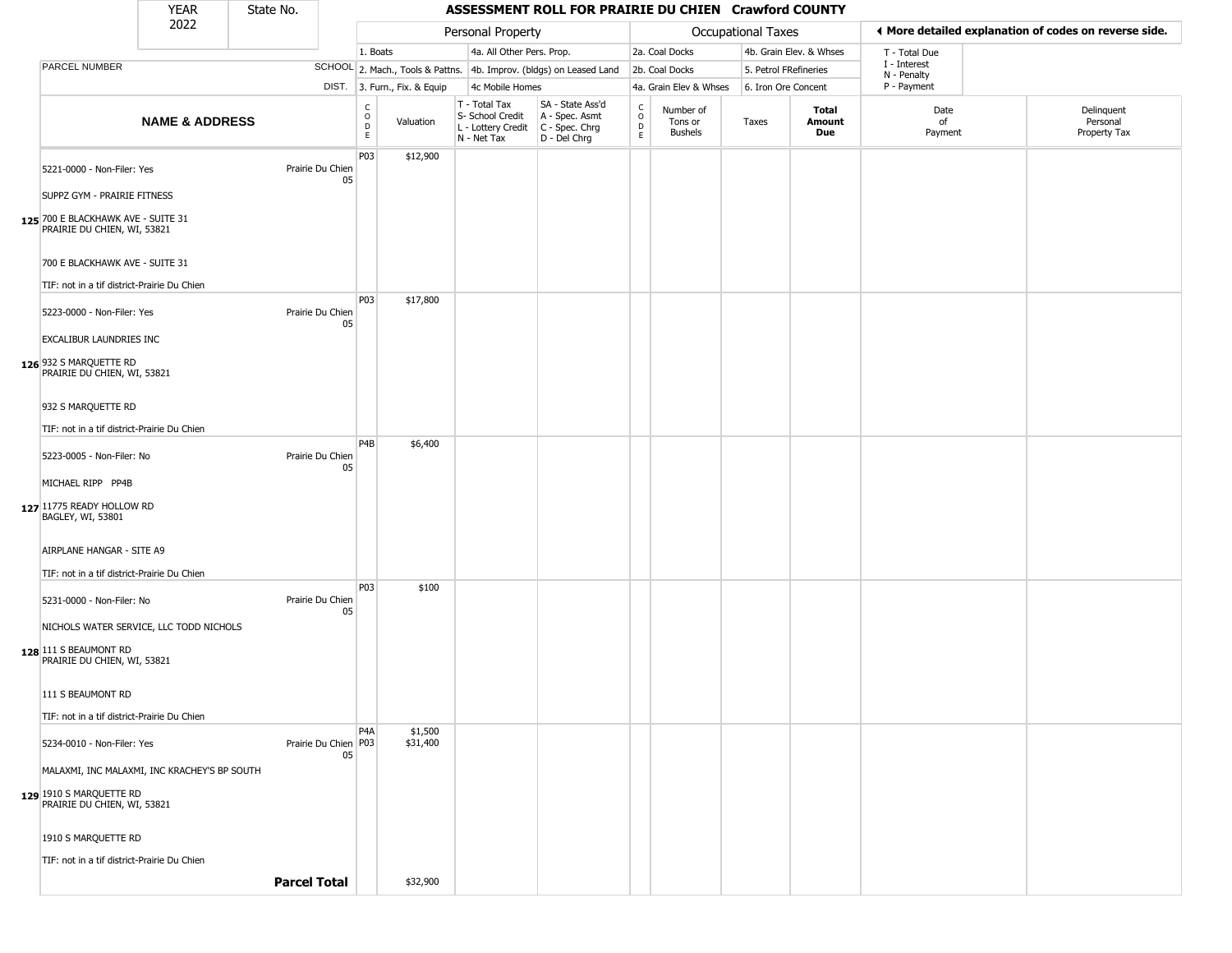| YEAR 2022 | State No. | | ASSESSMENT ROLL FOR PRAIRIE DU CHIEN Crawford COUNTY | | | | | | | | | |
|---|---|---|---|---|---|---|---|---|---|---|---|---|

| | | Personal Property | | | | Occupational Taxes | | | | ◄ More detailed explanation of codes on reverse side. | |
|---|---|---|---|---|---|---|---|---|---|---|---|
| PARCEL NUMBER | SCHOOL DIST. | 1. Boats<br>2. Mach., Tools & Pattns.<br>3. Furn., Fix. & Equip | | 4a. All Other Pers. Prop.<br>4b. Improv. (bldgs) on Leased Land<br>4c Mobile Homes | | 2a. Coal Docks<br>2b. Coal Docks<br>4a. Grain Elev & Whses | | 4b. Grain Elev. & Whses<br>5. Petrol FRefineries<br>6. Iron Ore Concent | | T - Total Due<br>I - Interest<br>N - Penalty<br>P - Payment | |
| **NAME & ADDRESS** | | CODE | Valuation | T - Total Tax<br>S- School Credit<br>L - Lottery Credit<br>N - Net Tax | SA - State Ass'd<br>A - Spec. Asmt<br>C - Spec. Chrg<br>D - Del Chrg | CODE | Number of Tons or Bushels | Taxes | **Total Amount Due** | Date of Payment | Delinquent Personal Property Tax |
| 5221-0000 - Non-Filer: Yes<br><br>SUPPZ GYM - PRAIRIE FITNESS<br><br>**125** 700 E BLACKHAWK AVE - SUITE 31<br>PRAIRIE DU CHIEN, WI, 53821<br><br>700 E BLACKHAWK AVE - SUITE 31<br><br>TIF: not in a tif district-Prairie Du Chien | Prairie Du Chien 05 | P03 | $12,900 | | | | | | | | |
| 5223-0000 - Non-Filer: Yes<br><br>EXCALIBUR LAUNDRIES INC<br><br>**126** 932 S MARQUETTE RD<br>PRAIRIE DU CHIEN, WI, 53821<br><br>932 S MARQUETTE RD<br><br>TIF: not in a tif district-Prairie Du Chien | Prairie Du Chien 05 | P03 | $17,800 | | | | | | | | |
| 5223-0005 - Non-Filer: No<br><br>MICHAEL RIPP PP4B<br><br>**127** 11775 READY HOLLOW RD<br>BAGLEY, WI, 53801<br><br>AIRPLANE HANGAR - SITE A9<br><br>TIF: not in a tif district-Prairie Du Chien | Prairie Du Chien 05 | P4B | $6,400 | | | | | | | | |
| 5231-0000 - Non-Filer: No<br><br>NICHOLS WATER SERVICE, LLC TODD NICHOLS<br><br>**128** 111 S BEAUMONT RD<br>PRAIRIE DU CHIEN, WI, 53821<br><br>111 S BEAUMONT RD<br><br>TIF: not in a tif district-Prairie Du Chien | Prairie Du Chien 05 | P03 | $100 | | | | | | | | |
| 5234-0010 - Non-Filer: Yes<br><br>MALAXMI, INC MALAXMI, INC KRACHEY'S BP SOUTH<br><br>**129** 1910 S MARQUETTE RD<br>PRAIRIE DU CHIEN, WI, 53821<br><br>1910 S MARQUETTE RD<br><br>TIF: not in a tif district-Prairie Du Chien | Prairie Du Chien 05 | P4A<br>P03 | $1,500<br>$31,400 | | | | | | | | |
| | **Parcel Total** | | $32,900 | | | | | | | | |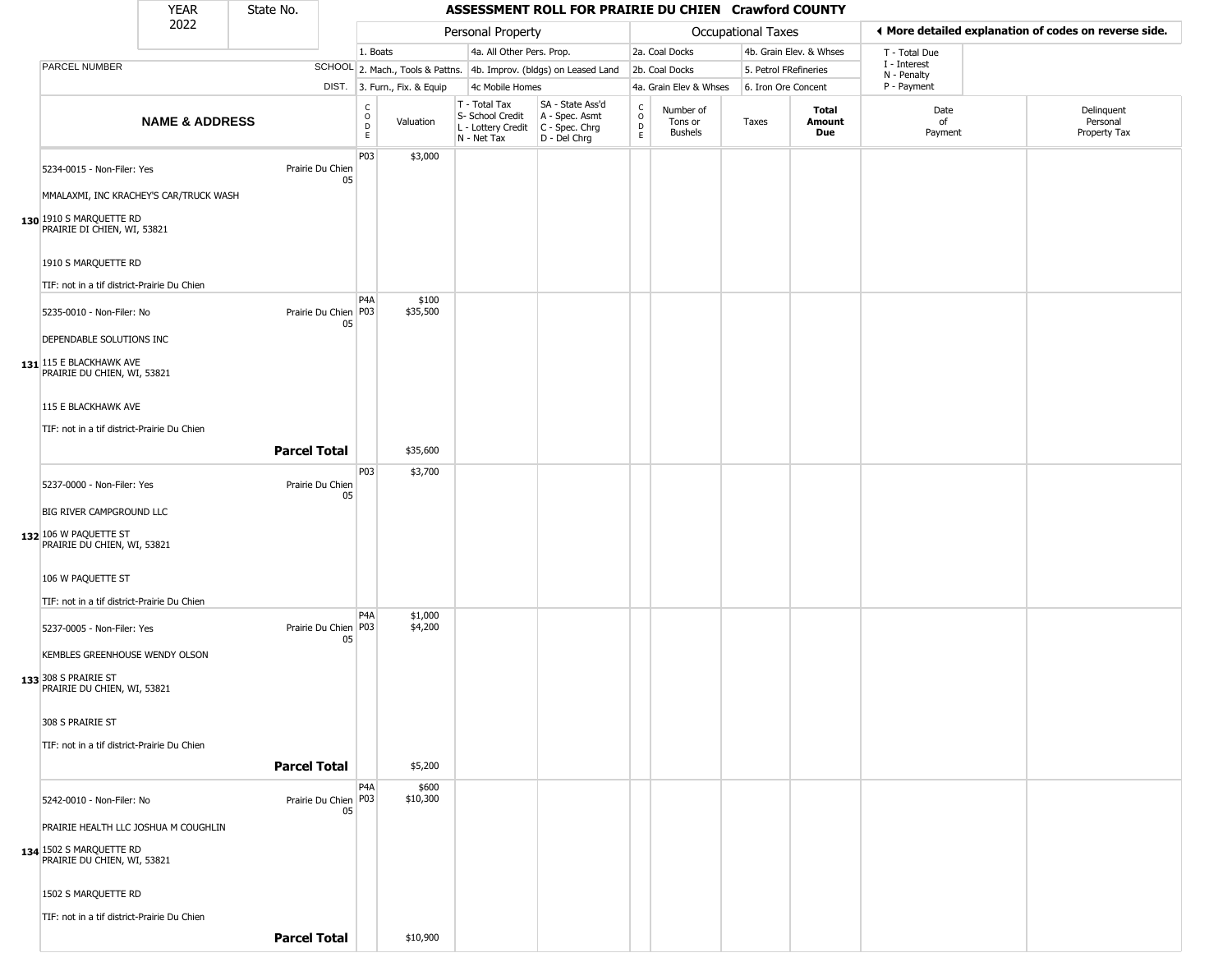# ASSESSMENT ROLL FOR PRAIRIE DU CHIEN Crawford COUNTY

| YEAR | State No. |
|---|---|
| 2022 | |

| | | Personal Property | | | | Occupational Taxes | | | | ◄ More detailed explanation of codes on reverse side. | |
|---|---|---|---|---|---|---|---|---|---|---|---|
| PARCEL NUMBER | SCHOOL DIST. | 1. Boats<br>2. Mach., Tools & Pattns.<br>3. Furn., Fix. & Equip | | 4a. All Other Pers. Prop.<br>4b. Improv. (bldgs) on Leased Land<br>4c Mobile Homes | | 2a. Coal Docks<br>2b. Coal Docks<br>4a. Grain Elev & Whses | | 4b. Grain Elev. & Whses<br>5. Petrol FRefineries<br>6. Iron Ore Concent | | T - Total Due<br>I - Interest<br>N - Penalty<br>P - Payment | |
| **NAME & ADDRESS** | | CODE | Valuation | T - Total Tax<br>S- School Credit<br>L - Lottery Credit<br>N - Net Tax | SA - State Ass'd<br>A - Spec. Asmt<br>C - Spec. Chrg<br>D - Del Chrg | CODE | Number of Tons or Bushels | Taxes | **Total Amount Due** | Date of Payment | Delinquent Personal Property Tax |
| **130** 5234-0015 - Non-Filer: Yes<br>MMALAXMI, INC KRACHEY'S CAR/TRUCK WASH<br>1910 S MARQUETTE RD<br>PRAIRIE DI CHIEN, WI, 53821<br>1910 S MARQUETTE RD<br>TIF: not in a tif district-Prairie Du Chien | Prairie Du Chien 05 | P03 | $3,000 | | | | | | | | |
| **131** 5235-0010 - Non-Filer: No<br>DEPENDABLE SOLUTIONS INC<br>115 E BLACKHAWK AVE<br>PRAIRIE DU CHIEN, WI, 53821<br>115 E BLACKHAWK AVE<br>TIF: not in a tif district-Prairie Du Chien | Prairie Du Chien 05 | P4A<br>P03 | $100<br>$35,500 | | | | | | | | |
| | **Parcel Total** | | $35,600 | | | | | | | | |
| **132** 5237-0000 - Non-Filer: Yes<br>BIG RIVER CAMPGROUND LLC<br>106 W PAQUETTE ST<br>PRAIRIE DU CHIEN, WI, 53821<br>106 W PAQUETTE ST<br>TIF: not in a tif district-Prairie Du Chien | Prairie Du Chien 05 | P03 | $3,700 | | | | | | | | |
| **133** 5237-0005 - Non-Filer: Yes<br>KEMBLES GREENHOUSE WENDY OLSON<br>308 S PRAIRIE ST<br>PRAIRIE DU CHIEN, WI, 53821<br>308 S PRAIRIE ST<br>TIF: not in a tif district-Prairie Du Chien | Prairie Du Chien 05 | P4A<br>P03 | $1,000<br>$4,200 | | | | | | | | |
| | **Parcel Total** | | $5,200 | | | | | | | | |
| **134** 5242-0010 - Non-Filer: No<br>PRAIRIE HEALTH LLC JOSHUA M COUGHLIN<br>1502 S MARQUETTE RD<br>PRAIRIE DU CHIEN, WI, 53821<br>1502 S MARQUETTE RD<br>TIF: not in a tif district-Prairie Du Chien | Prairie Du Chien 05 | P4A<br>P03 | $600<br>$10,300 | | | | | | | | |
| | **Parcel Total** | | $10,900 | | | | | | | | |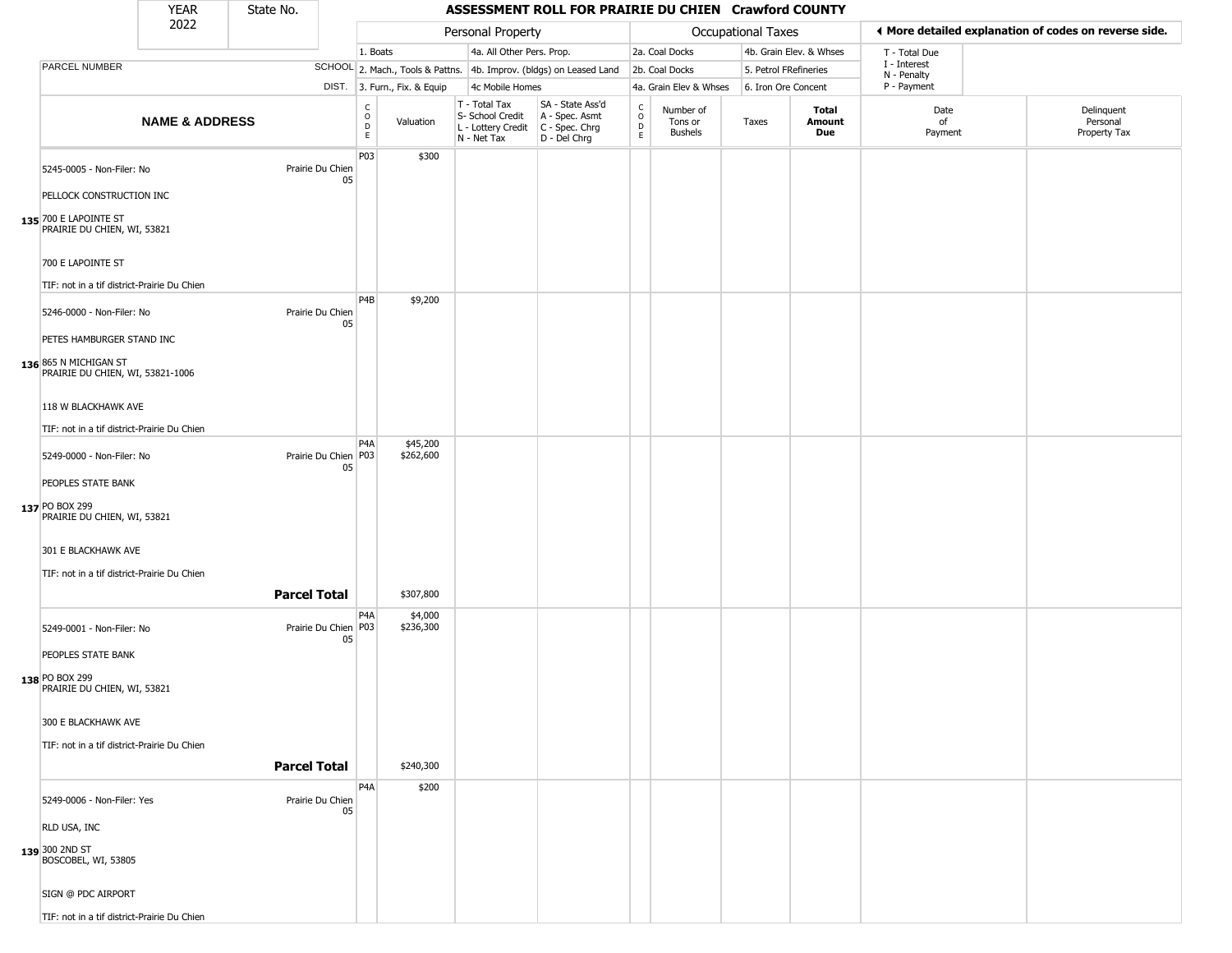| YEAR 2022 | State No. | | ASSESSMENT ROLL FOR PRAIRIE DU CHIEN Crawford COUNTY | | | | | | | | | |
|---|---|---|---|---|---|---|---|---|---|---|---|---|

**Personal Property:** 1. Boats; 2. Mach., Tools & Pattns.; 3. Furn., Fix. & Equip; 4a. All Other Pers. Prop.; 4b. Improv. (bldgs) on Leased Land; 4c Mobile Homes

**Occupational Taxes:** 2a. Coal Docks; 2b. Coal Docks; 4a. Grain Elev & Whses; 4b. Grain Elev. & Whses; 5. Petrol FRefineries; 6. Iron Ore Concent

◄ More detailed explanation of codes on reverse side.

T - Total Due; I - Interest; N - Penalty; P - Payment

| | PARCEL NUMBER / NAME & ADDRESS | SCHOOL DIST. | CODE | Valuation | T - Total Tax S- School Credit L - Lottery Credit N - Net Tax | SA - State Ass'd A - Spec. Asmt C - Spec. Chrg D - Del Chrg | CODE | Number of Tons or Bushels | Taxes | Total Amount Due | Date of Payment | Delinquent Personal Property Tax |
|---|---|---|---|---|---|---|---|---|---|---|---|---|
| 135 | 5245-0005 - Non-Filer: No<br>PELLOCK CONSTRUCTION INC<br>700 E LAPOINTE ST<br>PRAIRIE DU CHIEN, WI, 53821<br>700 E LAPOINTE ST<br>TIF: not in a tif district-Prairie Du Chien | Prairie Du Chien 05 | P03 | $300 | | | | | | | | |
| 136 | 5246-0000 - Non-Filer: No<br>PETES HAMBURGER STAND INC<br>865 N MICHIGAN ST<br>PRAIRIE DU CHIEN, WI, 53821-1006<br>118 W BLACKHAWK AVE<br>TIF: not in a tif district-Prairie Du Chien | Prairie Du Chien 05 | P4B | $9,200 | | | | | | | | |
| 137 | 5249-0000 - Non-Filer: No<br>PEOPLES STATE BANK<br>PO BOX 299<br>PRAIRIE DU CHIEN, WI, 53821<br>301 E BLACKHAWK AVE<br>TIF: not in a tif district-Prairie Du Chien | Prairie Du Chien 05 | P4A<br>P03 | $45,200<br>$262,600 | | | | | | | | |
| | **Parcel Total** | | | $307,800 | | | | | | | | |
| 138 | 5249-0001 - Non-Filer: No<br>PEOPLES STATE BANK<br>PO BOX 299<br>PRAIRIE DU CHIEN, WI, 53821<br>300 E BLACKHAWK AVE<br>TIF: not in a tif district-Prairie Du Chien | Prairie Du Chien 05 | P4A<br>P03 | $4,000<br>$236,300 | | | | | | | | |
| | **Parcel Total** | | | $240,300 | | | | | | | | |
| 139 | 5249-0006 - Non-Filer: Yes<br>RLD USA, INC<br>300 2ND ST<br>BOSCOBEL, WI, 53805<br>SIGN @ PDC AIRPORT<br>TIF: not in a tif district-Prairie Du Chien | Prairie Du Chien 05 | P4A | $200 | | | | | | | | |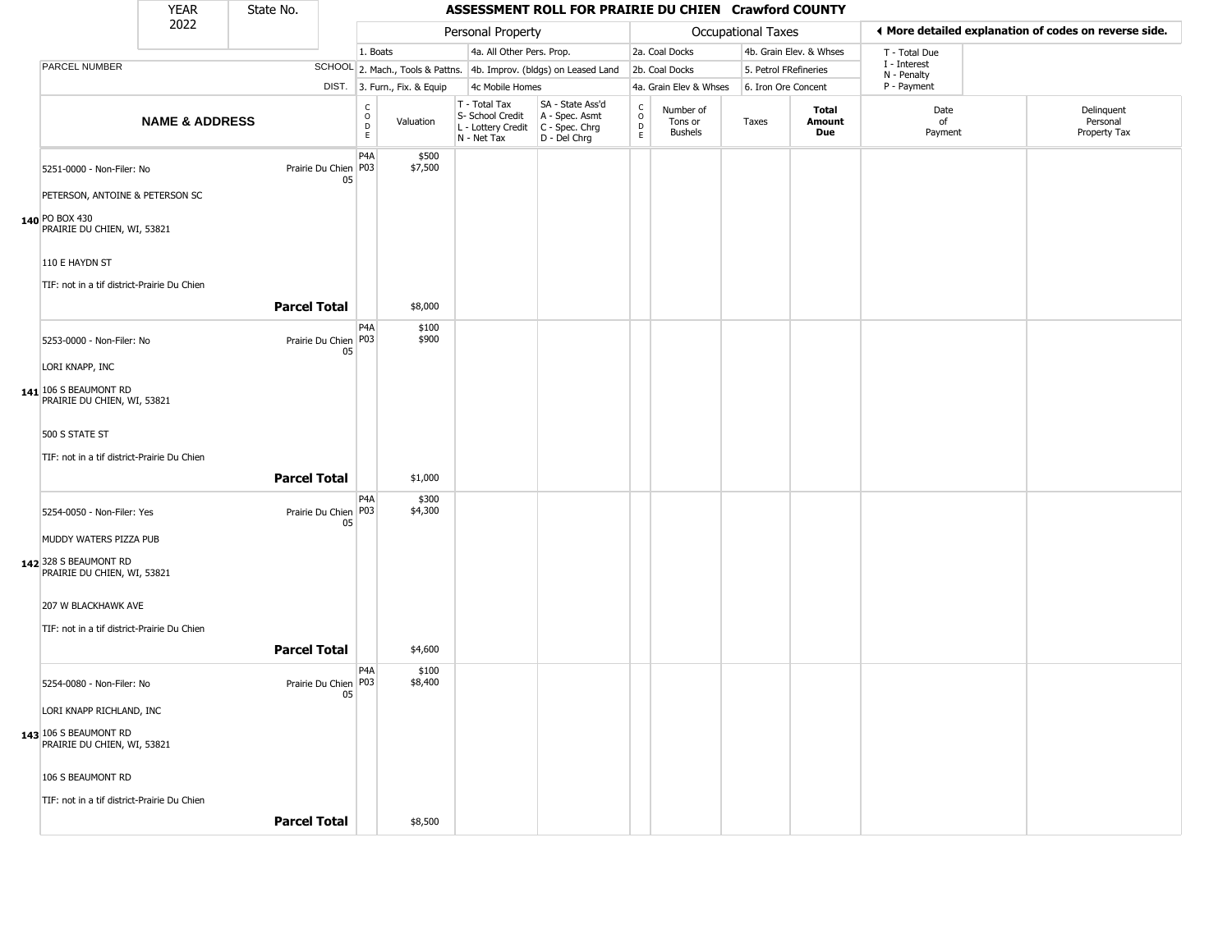| YEAR 2022 | State No. | | ASSESSMENT ROLL FOR PRAIRIE DU CHIEN Crawford COUNTY | | | | | | | | |
|---|---|---|---|---|---|---|---|---|---|---|---|

| | | Personal Property | | | | Occupational Taxes | | | | ◄ More detailed explanation of codes on reverse side. | |
|---|---|---|---|---|---|---|---|---|---|---|---|
| | | 1. Boats | | 4a. All Other Pers. Prop. | | 2a. Coal Docks | | 4b. Grain Elev. & Whses | | T - Total Due | |
| PARCEL NUMBER | SCHOOL | 2. Mach., Tools & Pattns. | | 4b. Improv. (bldgs) on Leased Land | | 2b. Coal Docks | | 5. Petrol FRefineries | | I - Interest N - Penalty | |
| | DIST. | 3. Furn., Fix. & Equip | | 4c Mobile Homes | | 4a. Grain Elev & Whses | | 6. Iron Ore Concent | | P - Payment | |
| **NAME & ADDRESS** | | CODE | Valuation | T - Total Tax S- School Credit L - Lottery Credit N - Net Tax | SA - State Ass'd A - Spec. Asmt C - Spec. Chrg D - Del Chrg | CODE | Number of Tons or Bushels | Taxes | **Total Amount Due** | Date of Payment | Delinquent Personal Property Tax |
| 5251-0000 - Non-Filer: No | Prairie Du Chien 05 | P4A P03 | $500 $7,500 | | | | | | | | |
| PETERSON, ANTOINE & PETERSON SC | | | | | | | | | | | |
| 140 PO BOX 430 PRAIRIE DU CHIEN, WI, 53821 | | | | | | | | | | | |
| 110 E HAYDN ST | | | | | | | | | | | |
| TIF: not in a tif district-Prairie Du Chien | | | | | | | | | | | |
| | **Parcel Total** | | $8,000 | | | | | | | | |
| 5253-0000 - Non-Filer: No | Prairie Du Chien 05 | P4A P03 | $100 $900 | | | | | | | | |
| LORI KNAPP, INC | | | | | | | | | | | |
| 141 106 S BEAUMONT RD PRAIRIE DU CHIEN, WI, 53821 | | | | | | | | | | | |
| 500 S STATE ST | | | | | | | | | | | |
| TIF: not in a tif district-Prairie Du Chien | | | | | | | | | | | |
| | **Parcel Total** | | $1,000 | | | | | | | | |
| 5254-0050 - Non-Filer: Yes | Prairie Du Chien 05 | P4A P03 | $300 $4,300 | | | | | | | | |
| MUDDY WATERS PIZZA PUB | | | | | | | | | | | |
| 142 328 S BEAUMONT RD PRAIRIE DU CHIEN, WI, 53821 | | | | | | | | | | | |
| 207 W BLACKHAWK AVE | | | | | | | | | | | |
| TIF: not in a tif district-Prairie Du Chien | | | | | | | | | | | |
| | **Parcel Total** | | $4,600 | | | | | | | | |
| 5254-0080 - Non-Filer: No | Prairie Du Chien 05 | P4A P03 | $100 $8,400 | | | | | | | | |
| LORI KNAPP RICHLAND, INC | | | | | | | | | | | |
| 143 106 S BEAUMONT RD PRAIRIE DU CHIEN, WI, 53821 | | | | | | | | | | | |
| 106 S BEAUMONT RD | | | | | | | | | | | |
| TIF: not in a tif district-Prairie Du Chien | | | | | | | | | | | |
| | **Parcel Total** | | $8,500 | | | | | | | | |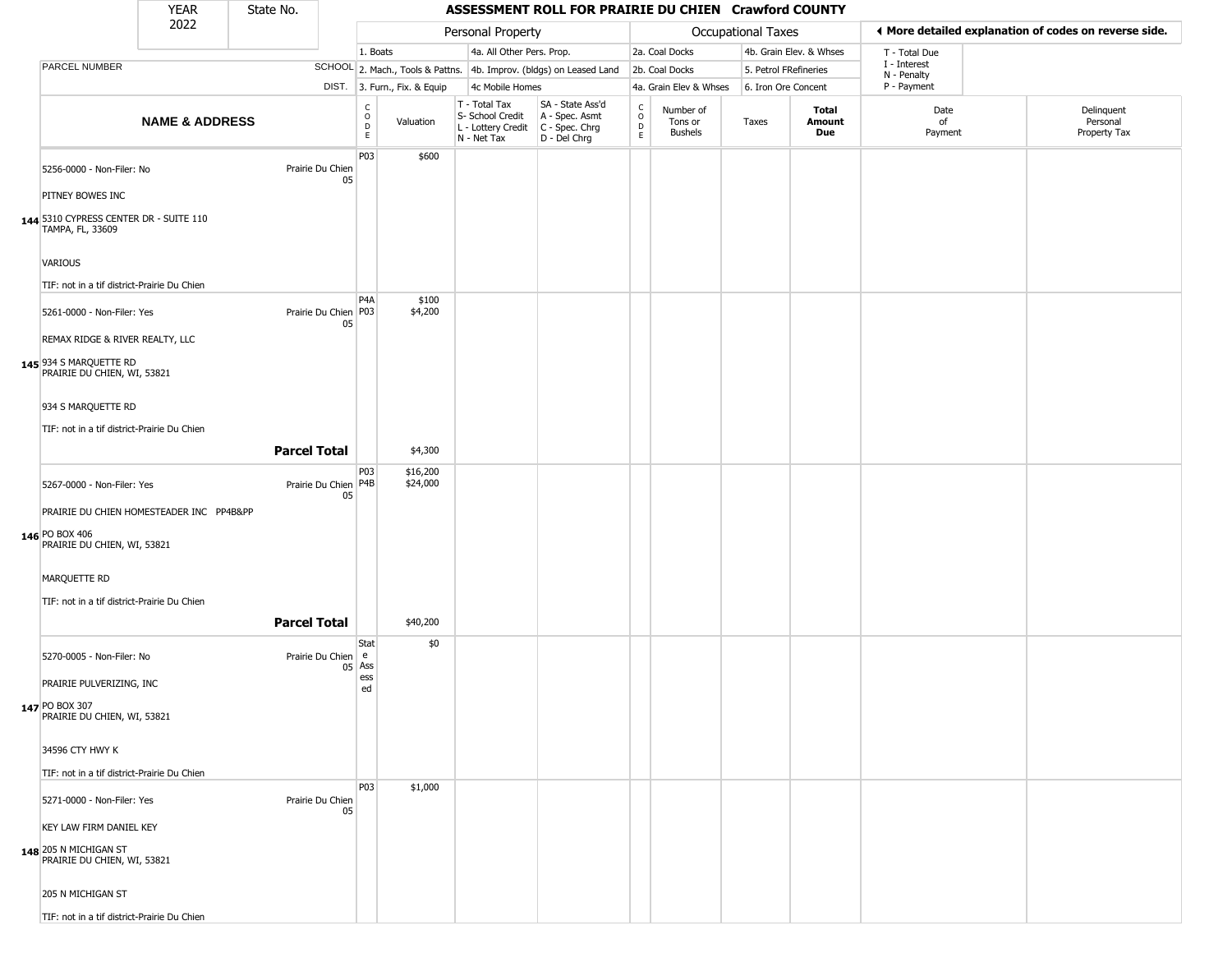| YEAR 2022 | State No. | | **ASSESSMENT ROLL FOR PRAIRIE DU CHIEN Crawford COUNTY** | | | | | | | | | | |
|---|---|---|---|---|---|---|---|---|---|---|---|---|---|

| PARCEL NUMBER | SCHOOL DIST. | Personal Property | | | | Occupational Taxes | | | | ◄ More detailed explanation of codes on reverse side. | |
|---|---|---|---|---|---|---|---|---|---|---|---|
| | | 1. Boats<br>2. Mach., Tools & Pattns.<br>3. Furn., Fix. & Equip | | 4a. All Other Pers. Prop.<br>4b. Improv. (bldgs) on Leased Land<br>4c Mobile Homes | | 2a. Coal Docks<br>2b. Coal Docks<br>4a. Grain Elev & Whses | | 4b. Grain Elev. & Whses<br>5. Petrol FRefineries<br>6. Iron Ore Concent | | T - Total Due<br>I - Interest<br>N - Penalty<br>P - Payment | |
| **NAME & ADDRESS** | | CODE | Valuation | T - Total Tax<br>S- School Credit<br>L - Lottery Credit<br>N - Net Tax | SA - State Ass'd<br>A - Spec. Asmt<br>C - Spec. Chrg<br>D - Del Chrg | CODE | Number of Tons or Bushels | Taxes | **Total Amount Due** | Date of Payment | Delinquent Personal Property Tax |
| 144 5256-0000 - Non-Filer: No<br>PITNEY BOWES INC<br>5310 CYPRESS CENTER DR - SUITE 110<br>TAMPA, FL, 33609<br>VARIOUS<br>TIF: not in a tif district-Prairie Du Chien | Prairie Du Chien 05 | P03 | $600 | | | | | | | | |
| 145 5261-0000 - Non-Filer: Yes<br>REMAX RIDGE & RIVER REALTY, LLC<br>934 S MARQUETTE RD<br>PRAIRIE DU CHIEN, WI, 53821<br>934 S MARQUETTE RD<br>TIF: not in a tif district-Prairie Du Chien | Prairie Du Chien 05 | P4A<br>P03 | $100<br>$4,200 | | | | | | | | |
| | **Parcel Total** | | $4,300 | | | | | | | | |
| 146 5267-0000 - Non-Filer: Yes<br>PRAIRIE DU CHIEN HOMESTEADER INC PP4B&PP<br>PO BOX 406<br>PRAIRIE DU CHIEN, WI, 53821<br>MARQUETTE RD<br>TIF: not in a tif district-Prairie Du Chien | Prairie Du Chien 05 | P03<br>P4B | $16,200<br>$24,000 | | | | | | | | |
| | **Parcel Total** | | $40,200 | | | | | | | | |
| 147 5270-0005 - Non-Filer: No<br>PRAIRIE PULVERIZING, INC<br>PO BOX 307<br>PRAIRIE DU CHIEN, WI, 53821<br>34596 CTY HWY K<br>TIF: not in a tif district-Prairie Du Chien | Prairie Du Chien 05 | State Assessed | $0 | | | | | | | | |
| 148 5271-0000 - Non-Filer: Yes<br>KEY LAW FIRM DANIEL KEY<br>205 N MICHIGAN ST<br>PRAIRIE DU CHIEN, WI, 53821<br>205 N MICHIGAN ST<br>TIF: not in a tif district-Prairie Du Chien | Prairie Du Chien 05 | P03 | $1,000 | | | | | | | | |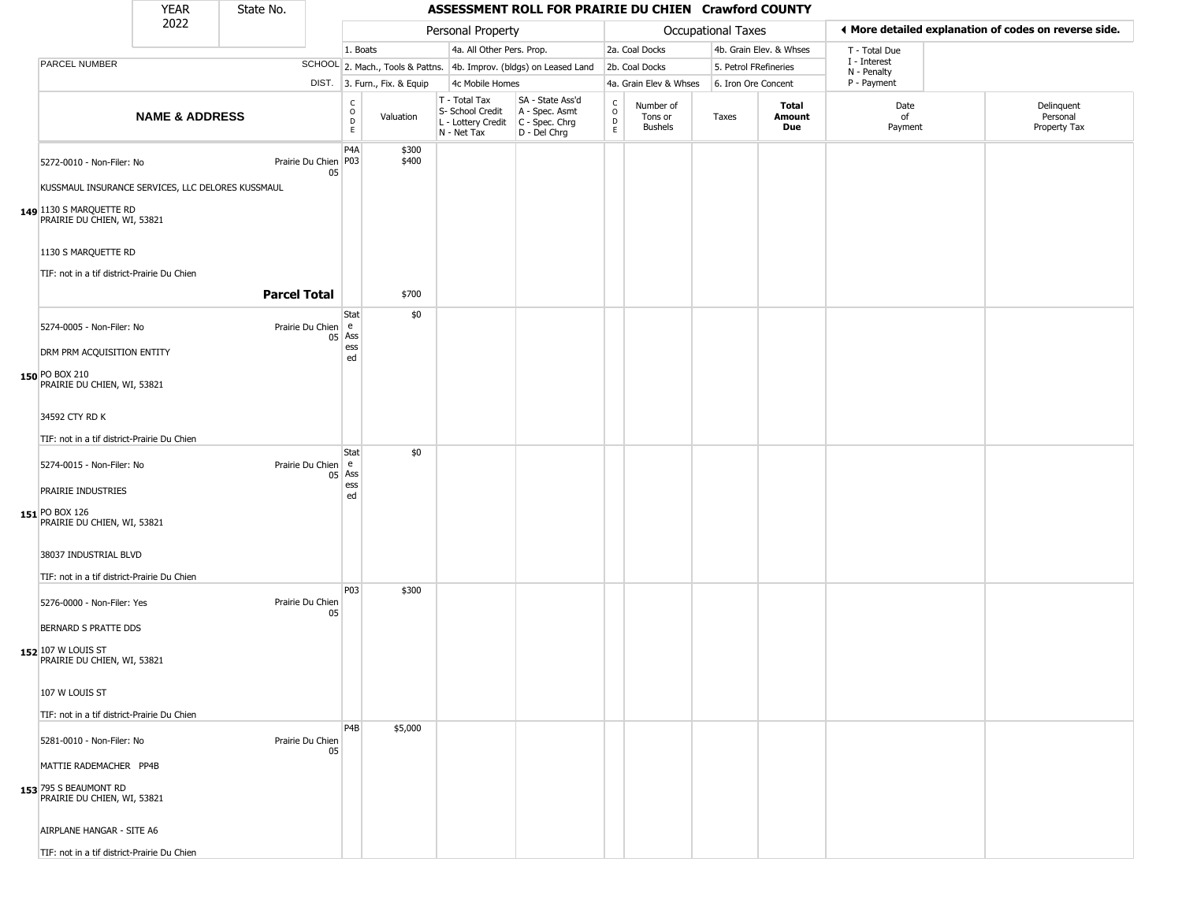| YEAR 2022 | State No. | ASSESSMENT ROLL FOR PRAIRIE DU CHIEN Crawford COUNTY | | | | | | | | | | |
|---|---|---|---|---|---|---|---|---|---|---|---|---|

| | | Personal Property | | | | Occupational Taxes | | | | ◀ More detailed explanation of codes on reverse side. | |
|---|---|---|---|---|---|---|---|---|---|---|---|
| PARCEL NUMBER | SCHOOL DIST. | 1. Boats<br>2. Mach., Tools & Pattns.<br>3. Furn., Fix. & Equip | | 4a. All Other Pers. Prop.<br>4b. Improv. (bldgs) on Leased Land<br>4c Mobile Homes | | 2a. Coal Docks<br>2b. Coal Docks<br>4a. Grain Elev & Whses | | 4b. Grain Elev. & Whses<br>5. Petrol FRefineries<br>6. Iron Ore Concent | | T - Total Due<br>I - Interest<br>N - Penalty<br>P - Payment | |

| | NAME & ADDRESS | | CODE | Valuation | T - Total Tax<br>S- School Credit<br>L - Lottery Credit<br>N - Net Tax | SA - State Ass'd<br>A - Spec. Asmt<br>C - Spec. Chrg<br>D - Del Chrg | CODE | Number of Tons or Bushels | Taxes | Total Amount Due | Date of Payment | Delinquent Personal Property Tax |
|---|---|---|---|---|---|---|---|---|---|---|---|---|
| 149 | 5272-0010 - Non-Filer: No<br>KUSSMAUL INSURANCE SERVICES, LLC DELORES KUSSMAUL<br>1130 S MARQUETTE RD<br>PRAIRIE DU CHIEN, WI, 53821<br>1130 S MARQUETTE RD<br>TIF: not in a tif district-Prairie Du Chien | Prairie Du Chien 05 | P4A<br>P03 | $300<br>$400 | | | | | | | | |
| | **Parcel Total** | | | $700 | | | | | | | | |
| 150 | 5274-0005 - Non-Filer: No<br>DRM PRM ACQUISITION ENTITY<br>PO BOX 210<br>PRAIRIE DU CHIEN, WI, 53821<br>34592 CTY RD K<br>TIF: not in a tif district-Prairie Du Chien | Prairie Du Chien 05 | State Assessed | $0 | | | | | | | | |
| 151 | 5274-0015 - Non-Filer: No<br>PRAIRIE INDUSTRIES<br>PO BOX 126<br>PRAIRIE DU CHIEN, WI, 53821<br>38037 INDUSTRIAL BLVD<br>TIF: not in a tif district-Prairie Du Chien | Prairie Du Chien 05 | State Assessed | $0 | | | | | | | | |
| 152 | 5276-0000 - Non-Filer: Yes<br>BERNARD S PRATTE DDS<br>107 W LOUIS ST<br>PRAIRIE DU CHIEN, WI, 53821<br>107 W LOUIS ST<br>TIF: not in a tif district-Prairie Du Chien | Prairie Du Chien 05 | P03 | $300 | | | | | | | | |
| 153 | 5281-0010 - Non-Filer: No<br>MATTIE RADEMACHER PP4B<br>795 S BEAUMONT RD<br>PRAIRIE DU CHIEN, WI, 53821<br>AIRPLANE HANGAR - SITE A6<br>TIF: not in a tif district-Prairie Du Chien | Prairie Du Chien 05 | P4B | $5,000 | | | | | | | | |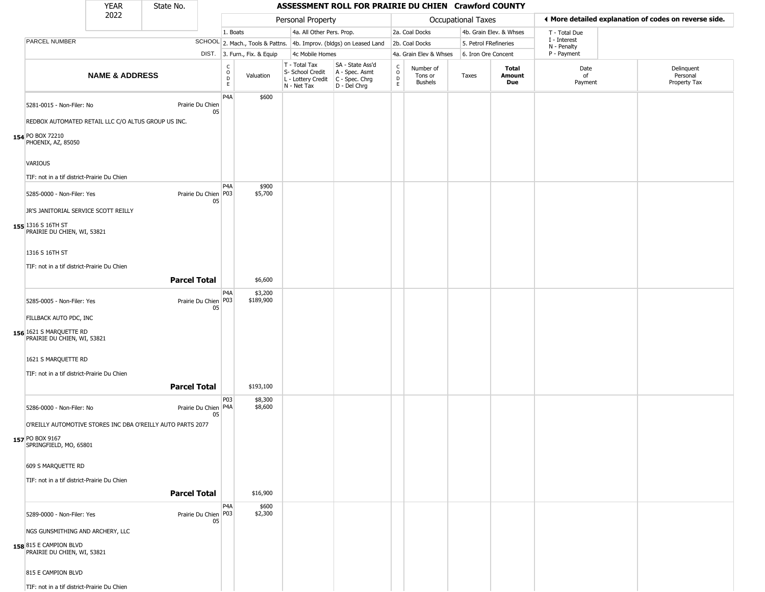| YEAR 2022 | State No. | | | ASSESSMENT ROLL FOR PRAIRIE DU CHIEN Crawford COUNTY | | | | | | | | |
|---|---|---|---|---|---|---|---|---|---|---|---|---|
| | | Personal Property | | | | Occupational Taxes | | | | ◀ More detailed explanation of codes on reverse side. | | |
| | | 1. Boats | | 4a. All Other Pers. Prop. | | 2a. Coal Docks | | 4b. Grain Elev. & Whses | | T - Total Due | | |
| PARCEL NUMBER | SCHOOL | 2. Mach., Tools & Pattns. | | 4b. Improv. (bldgs) on Leased Land | | 2b. Coal Docks | | 5. Petrol FRefineries | | I - Interest N - Penalty | | |
| | DIST. | 3. Furn., Fix. & Equip | | 4c Mobile Homes | | 4a. Grain Elev & Whses | | 6. Iron Ore Concent | | P - Payment | | |

| | NAME & ADDRESS | | CODE | Valuation | T - Total Tax S- School Credit L - Lottery Credit N - Net Tax | SA - State Ass'd A - Spec. Asmt C - Spec. Chrg D - Del Chrg | CODE | Number of Tons or Bushels | Taxes | Total Amount Due | Date of Payment | Delinquent Personal Property Tax |
|---|---|---|---|---|---|---|---|---|---|---|---|---|
| 154 | 5281-0015 - Non-Filer: No<br>REDBOX AUTOMATED RETAIL LLC C/O ALTUS GROUP US INC.<br>PO BOX 72210<br>PHOENIX, AZ, 85050<br>VARIOUS<br>TIF: not in a tif district-Prairie Du Chien | Prairie Du Chien 05 | P4A | $600 | | | | | | | | |
| 155 | 5285-0000 - Non-Filer: Yes<br>JR'S JANITORIAL SERVICE SCOTT REILLY<br>1316 S 16TH ST<br>PRAIRIE DU CHIEN, WI, 53821<br>1316 S 16TH ST<br>TIF: not in a tif district-Prairie Du Chien | Prairie Du Chien 05 | P4A<br>P03 | $900<br>$5,700 | | | | | | | | |
| | | **Parcel Total** | | $6,600 | | | | | | | | |
| 156 | 5285-0005 - Non-Filer: Yes<br>FILLBACK AUTO PDC, INC<br>1621 S MARQUETTE RD<br>PRAIRIE DU CHIEN, WI, 53821<br>1621 S MARQUETTE RD<br>TIF: not in a tif district-Prairie Du Chien | Prairie Du Chien 05 | P4A<br>P03 | $3,200<br>$189,900 | | | | | | | | |
| | | **Parcel Total** | | $193,100 | | | | | | | | |
| 157 | 5286-0000 - Non-Filer: No<br>O'REILLY AUTOMOTIVE STORES INC DBA O'REILLY AUTO PARTS 2077<br>PO BOX 9167<br>SPRINGFIELD, MO, 65801<br>609 S MARQUETTE RD<br>TIF: not in a tif district-Prairie Du Chien | Prairie Du Chien 05 | P03<br>P4A | $8,300<br>$8,600 | | | | | | | | |
| | | **Parcel Total** | | $16,900 | | | | | | | | |
| 158 | 5289-0000 - Non-Filer: Yes<br>NGS GUNSMITHING AND ARCHERY, LLC<br>815 E CAMPION BLVD<br>PRAIRIE DU CHIEN, WI, 53821<br>815 E CAMPION BLVD<br>TIF: not in a tif district-Prairie Du Chien | Prairie Du Chien 05 | P4A<br>P03 | $600<br>$2,300 | | | | | | | | |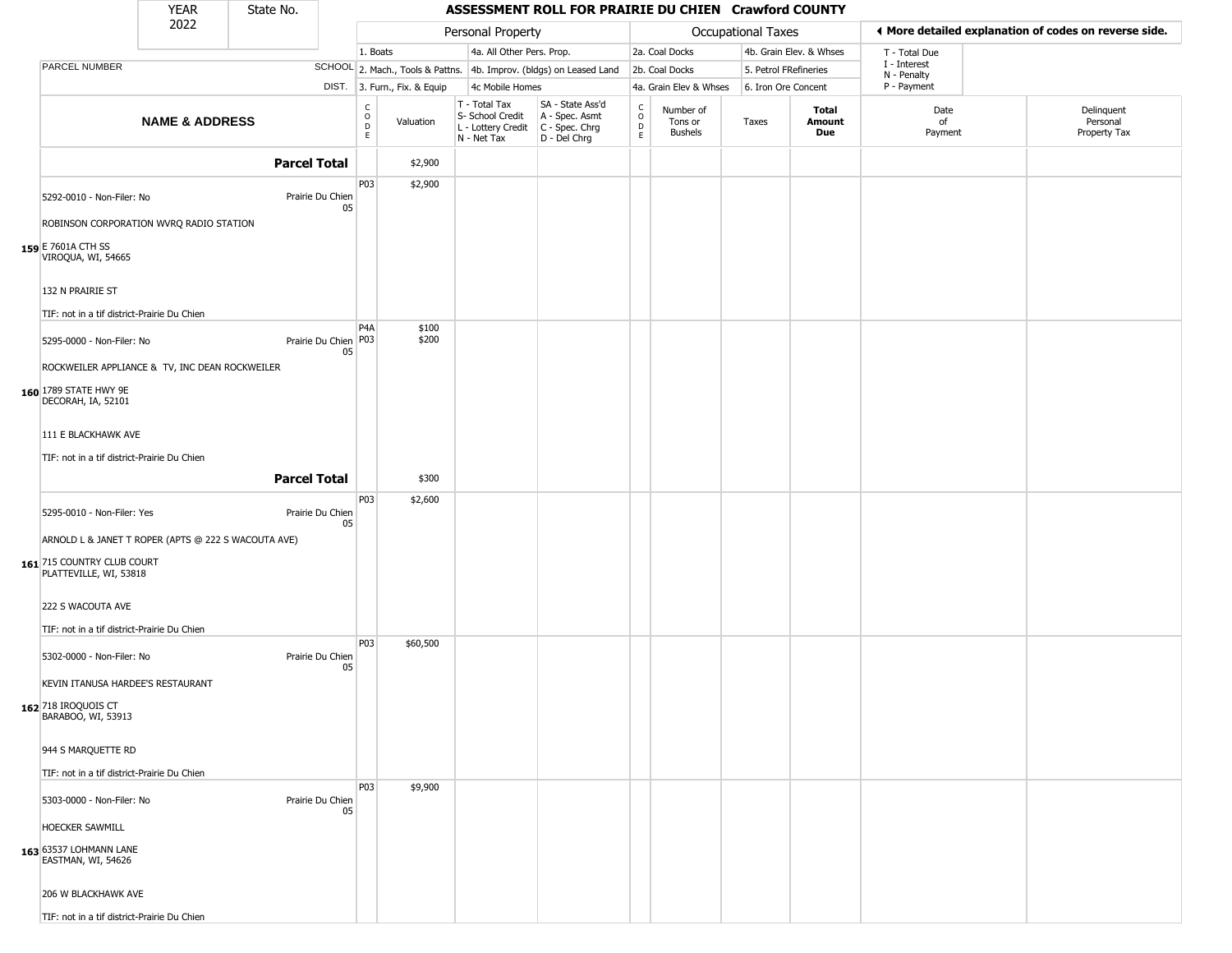| YEAR 2022 | State No. | ASSESSMENT ROLL FOR PRAIRIE DU CHIEN Crawford COUNTY |
|---|---|---|

| | | Personal Property | | | | Occupational Taxes | | | | ◄ More detailed explanation of codes on reverse side. | |
|---|---|---|---|---|---|---|---|---|---|---|---|
| | | 1. Boats | | 4a. All Other Pers. Prop. | | 2a. Coal Docks | | 4b. Grain Elev. & Whses | | T - Total Due | |
| PARCEL NUMBER | SCHOOL | 2. Mach., Tools & Pattns. | | 4b. Improv. (bldgs) on Leased Land | | 2b. Coal Docks | | 5. Petrol FRefineries | | I - Interest, N - Penalty | |
| | DIST. | 3. Furn., Fix. & Equip | | 4c Mobile Homes | | 4a. Grain Elev & Whses | | 6. Iron Ore Concent | | P - Payment | |
| **NAME & ADDRESS** | | CODE | Valuation | T - Total Tax, S- School Credit, L - Lottery Credit, N - Net Tax | SA - State Ass'd, A - Spec. Asmt, C - Spec. Chrg, D - Del Chrg | CODE | Number of Tons or Bushels | Taxes | **Total Amount Due** | Date of Payment | Delinquent Personal Property Tax |
| **Parcel Total** | | | $2,900 | | | | | | | | |
| 159 5292-0010 - Non-Filer: No; ROBINSON CORPORATION WVRQ RADIO STATION; E 7601A CTH SS; VIROQUA, WI, 54665; 132 N PRAIRIE ST; TIF: not in a tif district-Prairie Du Chien | Prairie Du Chien 05 | P03 | $2,900 | | | | | | | | |
| 160 5295-0000 - Non-Filer: No; ROCKWEILER APPLIANCE & TV, INC DEAN ROCKWEILER; 1789 STATE HWY 9E; DECORAH, IA, 52101; 111 E BLACKHAWK AVE; TIF: not in a tif district-Prairie Du Chien | Prairie Du Chien 05 | P4A<br>P03 | $100<br>$200 | | | | | | | | |
| **Parcel Total** | | | $300 | | | | | | | | |
| 161 5295-0010 - Non-Filer: Yes; ARNOLD L & JANET T ROPER (APTS @ 222 S WACOUTA AVE); 715 COUNTRY CLUB COURT; PLATTEVILLE, WI, 53818; 222 S WACOUTA AVE; TIF: not in a tif district-Prairie Du Chien | Prairie Du Chien 05 | P03 | $2,600 | | | | | | | | |
| 162 5302-0000 - Non-Filer: No; KEVIN ITANUSA HARDEE'S RESTAURANT; 718 IROQUOIS CT; BARABOO, WI, 53913; 944 S MARQUETTE RD; TIF: not in a tif district-Prairie Du Chien | Prairie Du Chien 05 | P03 | $60,500 | | | | | | | | |
| 163 5303-0000 - Non-Filer: No; HOECKER SAWMILL; 63537 LOHMANN LANE; EASTMAN, WI, 54626; 206 W BLACKHAWK AVE; TIF: not in a tif district-Prairie Du Chien | Prairie Du Chien 05 | P03 | $9,900 | | | | | | | | |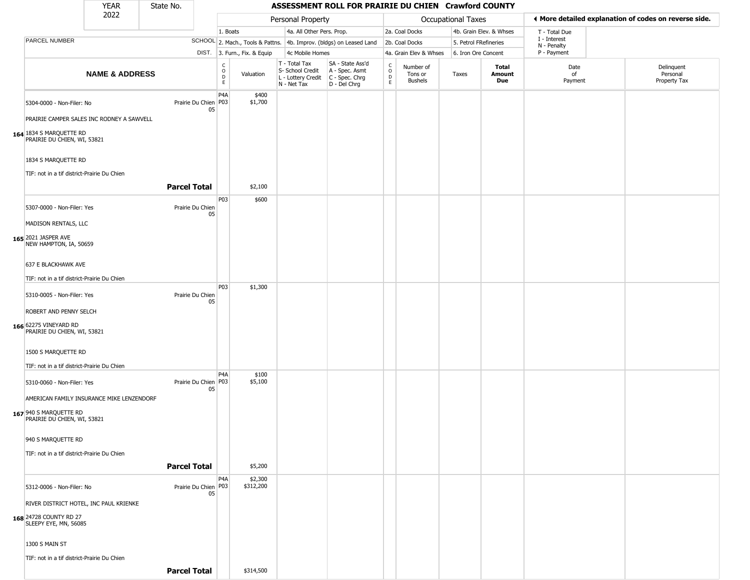# ASSESSMENT ROLL FOR PRAIRIE DU CHIEN Crawford COUNTY

| YEAR 2022 | State No. |
|---|---|

| | | Personal Property | | | | Occupational Taxes | | | | ◄ More detailed explanation of codes on reverse side. | |
|---|---|---|---|---|---|---|---|---|---|---|---|
| PARCEL NUMBER | SCHOOL DIST. | 1. Boats<br>2. Mach., Tools & Pattns.<br>3. Furn., Fix. & Equip | | 4a. All Other Pers. Prop.<br>4b. Improv. (bldgs) on Leased Land<br>4c Mobile Homes | | 2a. Coal Docks<br>2b. Coal Docks<br>4a. Grain Elev & Whses | | 4b. Grain Elev. & Whses<br>5. Petrol FRefineries<br>6. Iron Ore Concent | | T - Total Due<br>I - Interest<br>N - Penalty<br>P - Payment | |
| **NAME & ADDRESS** | | CODE | Valuation | T - Total Tax<br>S- School Credit<br>L - Lottery Credit<br>N - Net Tax | SA - State Ass'd<br>A - Spec. Asmt<br>C - Spec. Chrg<br>D - Del Chrg | CODE | Number of Tons or Bushels | Taxes | **Total Amount Due** | Date of Payment | Delinquent Personal Property Tax |
| 164 5304-0000 - Non-Filer: No<br>PRAIRIE CAMPER SALES INC RODNEY A SAWVELL<br>1834 S MARQUETTE RD<br>PRAIRIE DU CHIEN, WI, 53821<br>1834 S MARQUETTE RD<br>TIF: not in a tif district-Prairie Du Chien | Prairie Du Chien 05 | P4A<br>P03 | $400<br>$1,700 | | | | | | | | |
| | **Parcel Total** | | $2,100 | | | | | | | | |
| 165 5307-0000 - Non-Filer: Yes<br>MADISON RENTALS, LLC<br>2021 JASPER AVE<br>NEW HAMPTON, IA, 50659<br>637 E BLACKHAWK AVE<br>TIF: not in a tif district-Prairie Du Chien | Prairie Du Chien 05 | P03 | $600 | | | | | | | | |
| 166 5310-0005 - Non-Filer: Yes<br>ROBERT AND PENNY SELCH<br>62275 VINEYARD RD<br>PRAIRIE DU CHIEN, WI, 53821<br>1500 S MARQUETTE RD<br>TIF: not in a tif district-Prairie Du Chien | Prairie Du Chien 05 | P03 | $1,300 | | | | | | | | |
| 167 5310-0060 - Non-Filer: Yes<br>AMERICAN FAMILY INSURANCE MIKE LENZENDORF<br>940 S MARQUETTE RD<br>PRAIRIE DU CHIEN, WI, 53821<br>940 S MARQUETTE RD<br>TIF: not in a tif district-Prairie Du Chien | Prairie Du Chien 05 | P4A<br>P03 | $100<br>$5,100 | | | | | | | | |
| | **Parcel Total** | | $5,200 | | | | | | | | |
| 168 5312-0006 - Non-Filer: No<br>RIVER DISTRICT HOTEL, INC PAUL KRIENKE<br>24728 COUNTY RD 27<br>SLEEPY EYE, MN, 56085<br>1300 S MAIN ST<br>TIF: not in a tif district-Prairie Du Chien | Prairie Du Chien 05 | P4A<br>P03 | $2,300<br>$312,200 | | | | | | | | |
| | **Parcel Total** | | $314,500 | | | | | | | | |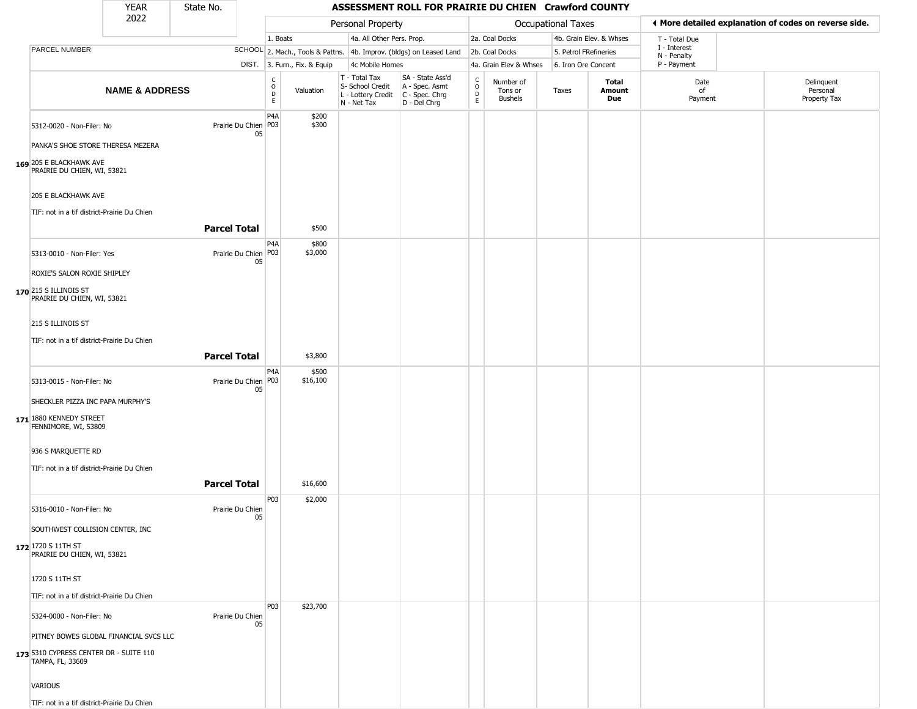# ASSESSMENT ROLL FOR PRAIRIE DU CHIEN Crawford COUNTY

YEAR 2022 | State No.

| | | Personal Property | | | | Occupational Taxes | | | | ◄ More detailed explanation of codes on reverse side. | |
|---|---|---|---|---|---|---|---|---|---|---|---|
| | | 1. Boats | | 4a. All Other Pers. Prop. | | 2a. Coal Docks | | 4b. Grain Elev. & Whses | | T - Total Due | |
| PARCEL NUMBER | SCHOOL | 2. Mach., Tools & Pattns. | | 4b. Improv. (bldgs) on Leased Land | | 2b. Coal Docks | | 5. Petrol FRefineries | | I - Interest N - Penalty | |
| | DIST. | 3. Furn., Fix. & Equip | | 4c Mobile Homes | | 4a. Grain Elev & Whses | | 6. Iron Ore Concent | | P - Payment | |
| **NAME & ADDRESS** | | CODE | Valuation | T - Total Tax S- School Credit L - Lottery Credit N - Net Tax | SA - State Ass'd A - Spec. Asmt C - Spec. Chrg D - Del Chrg | CODE | Number of Tons or Bushels | Taxes | **Total Amount Due** | Date of Payment | Delinquent Personal Property Tax |
| 5312-0020 - Non-Filer: No | Prairie Du Chien 05 | P4A | $200 | | | | | | | | |
| PANKA'S SHOE STORE THERESA MEZERA | | P03 | $300 | | | | | | | | |
| **169** 205 E BLACKHAWK AVE PRAIRIE DU CHIEN, WI, 53821 | | | | | | | | | | | |
| 205 E BLACKHAWK AVE | | | | | | | | | | | |
| TIF: not in a tif district-Prairie Du Chien | | | | | | | | | | | |
| | **Parcel Total** | | $500 | | | | | | | | |
| 5313-0010 - Non-Filer: Yes | Prairie Du Chien 05 | P4A | $800 | | | | | | | | |
| ROXIE'S SALON ROXIE SHIPLEY | | P03 | $3,000 | | | | | | | | |
| **170** 215 S ILLINOIS ST PRAIRIE DU CHIEN, WI, 53821 | | | | | | | | | | | |
| 215 S ILLINOIS ST | | | | | | | | | | | |
| TIF: not in a tif district-Prairie Du Chien | | | | | | | | | | | |
| | **Parcel Total** | | $3,800 | | | | | | | | |
| 5313-0015 - Non-Filer: No | Prairie Du Chien 05 | P4A | $500 | | | | | | | | |
| SHECKLER PIZZA INC PAPA MURPHY'S | | P03 | $16,100 | | | | | | | | |
| **171** 1880 KENNEDY STREET FENNIMORE, WI, 53809 | | | | | | | | | | | |
| 936 S MARQUETTE RD | | | | | | | | | | | |
| TIF: not in a tif district-Prairie Du Chien | | | | | | | | | | | |
| | **Parcel Total** | | $16,600 | | | | | | | | |
| 5316-0010 - Non-Filer: No | Prairie Du Chien 05 | P03 | $2,000 | | | | | | | | |
| SOUTHWEST COLLISION CENTER, INC | | | | | | | | | | | |
| **172** 1720 S 11TH ST PRAIRIE DU CHIEN, WI, 53821 | | | | | | | | | | | |
| 1720 S 11TH ST | | | | | | | | | | | |
| TIF: not in a tif district-Prairie Du Chien | | | | | | | | | | | |
| 5324-0000 - Non-Filer: No | Prairie Du Chien 05 | P03 | $23,700 | | | | | | | | |
| PITNEY BOWES GLOBAL FINANCIAL SVCS LLC | | | | | | | | | | | |
| **173** 5310 CYPRESS CENTER DR - SUITE 110 TAMPA, FL, 33609 | | | | | | | | | | | |
| VARIOUS | | | | | | | | | | | |
| TIF: not in a tif district-Prairie Du Chien | | | | | | | | | | | |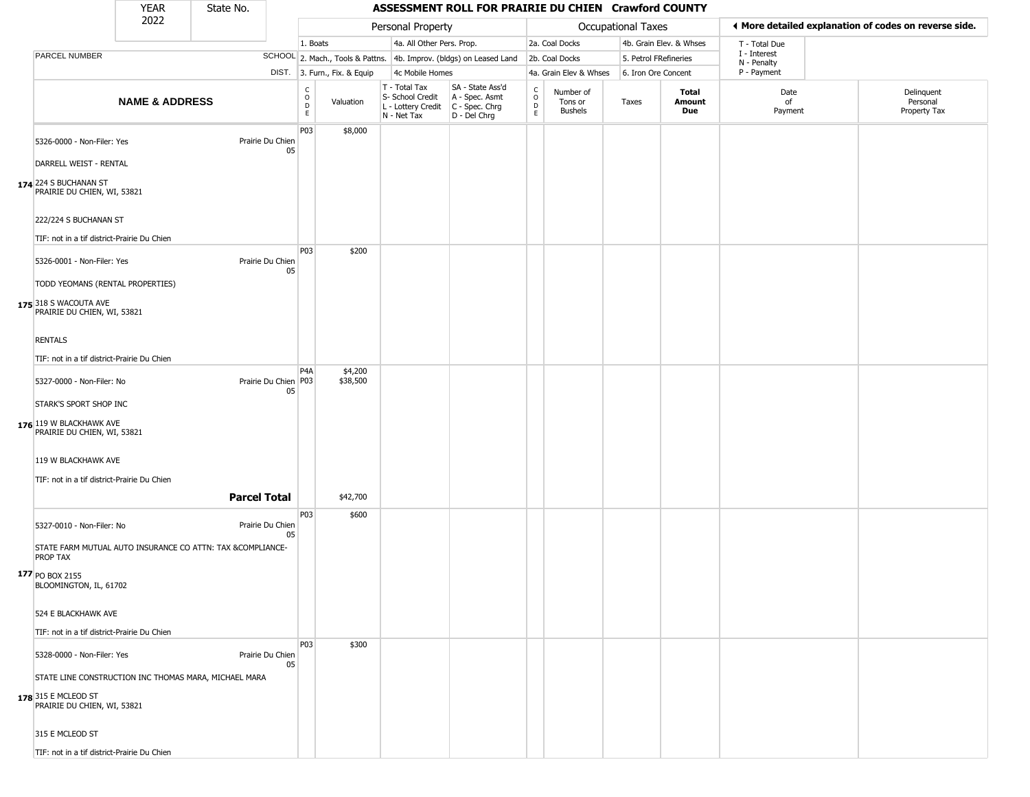# ASSESSMENT ROLL FOR PRAIRIE DU CHIEN Crawford COUNTY

YEAR 2022 | State No.

| PARCEL NUMBER / NAME & ADDRESS | SCHOOL DIST. | CODE | Valuation | T - Total Tax, S- School Credit, L - Lottery Credit, N - Net Tax | SA - State Ass'd, A - Spec. Asmt, C - Spec. Chrg, D - Del Chrg | CODE | Number of Tons or Bushels | Taxes | Total Amount Due | Date of Payment | Delinquent Personal Property Tax |
|---|---|---|---|---|---|---|---|---|---|---|---|
| **Personal Property:** 1. Boats; 2. Mach., Tools & Pattns.; 3. Furn., Fix. & Equip; 4a. All Other Pers. Prop.; 4b. Improv. (bldgs) on Leased Land; 4c Mobile Homes | | | | | | **Occupational Taxes:** 2a. Coal Docks; 2b. Coal Docks; 4a. Grain Elev & Whses; 4b. Grain Elev. & Whses; 5. Petrol FRefineries; 6. Iron Ore Concent | | | | T - Total Due; I - Interest; N - Penalty; P - Payment | ◄ More detailed explanation of codes on reverse side. |
| **174** 5326-0000 - Non-Filer: Yes<br>DARRELL WEIST - RENTAL<br>224 S BUCHANAN ST<br>PRAIRIE DU CHIEN, WI, 53821<br>222/224 S BUCHANAN ST<br>TIF: not in a tif district-Prairie Du Chien | Prairie Du Chien 05 | P03 | $8,000 | | | | | | | | |
| **175** 5326-0001 - Non-Filer: Yes<br>TODD YEOMANS (RENTAL PROPERTIES)<br>318 S WACOUTA AVE<br>PRAIRIE DU CHIEN, WI, 53821<br>RENTALS<br>TIF: not in a tif district-Prairie Du Chien | Prairie Du Chien 05 | P03 | $200 | | | | | | | | |
| **176** 5327-0000 - Non-Filer: No<br>STARK'S SPORT SHOP INC<br>119 W BLACKHAWK AVE<br>PRAIRIE DU CHIEN, WI, 53821<br>119 W BLACKHAWK AVE<br>TIF: not in a tif district-Prairie Du Chien | Prairie Du Chien 05 | P4A<br>P03 | $4,200<br>$38,500 | | | | | | | | |
| **Parcel Total** | | | $42,700 | | | | | | | | |
| **177** 5327-0010 - Non-Filer: No<br>STATE FARM MUTUAL AUTO INSURANCE CO ATTN: TAX &COMPLIANCE-PROP TAX<br>PO BOX 2155<br>BLOOMINGTON, IL, 61702<br>524 E BLACKHAWK AVE<br>TIF: not in a tif district-Prairie Du Chien | Prairie Du Chien 05 | P03 | $600 | | | | | | | | |
| **178** 5328-0000 - Non-Filer: Yes<br>STATE LINE CONSTRUCTION INC THOMAS MARA, MICHAEL MARA<br>315 E MCLEOD ST<br>PRAIRIE DU CHIEN, WI, 53821<br>315 E MCLEOD ST<br>TIF: not in a tif district-Prairie Du Chien | Prairie Du Chien 05 | P03 | $300 | | | | | | | | |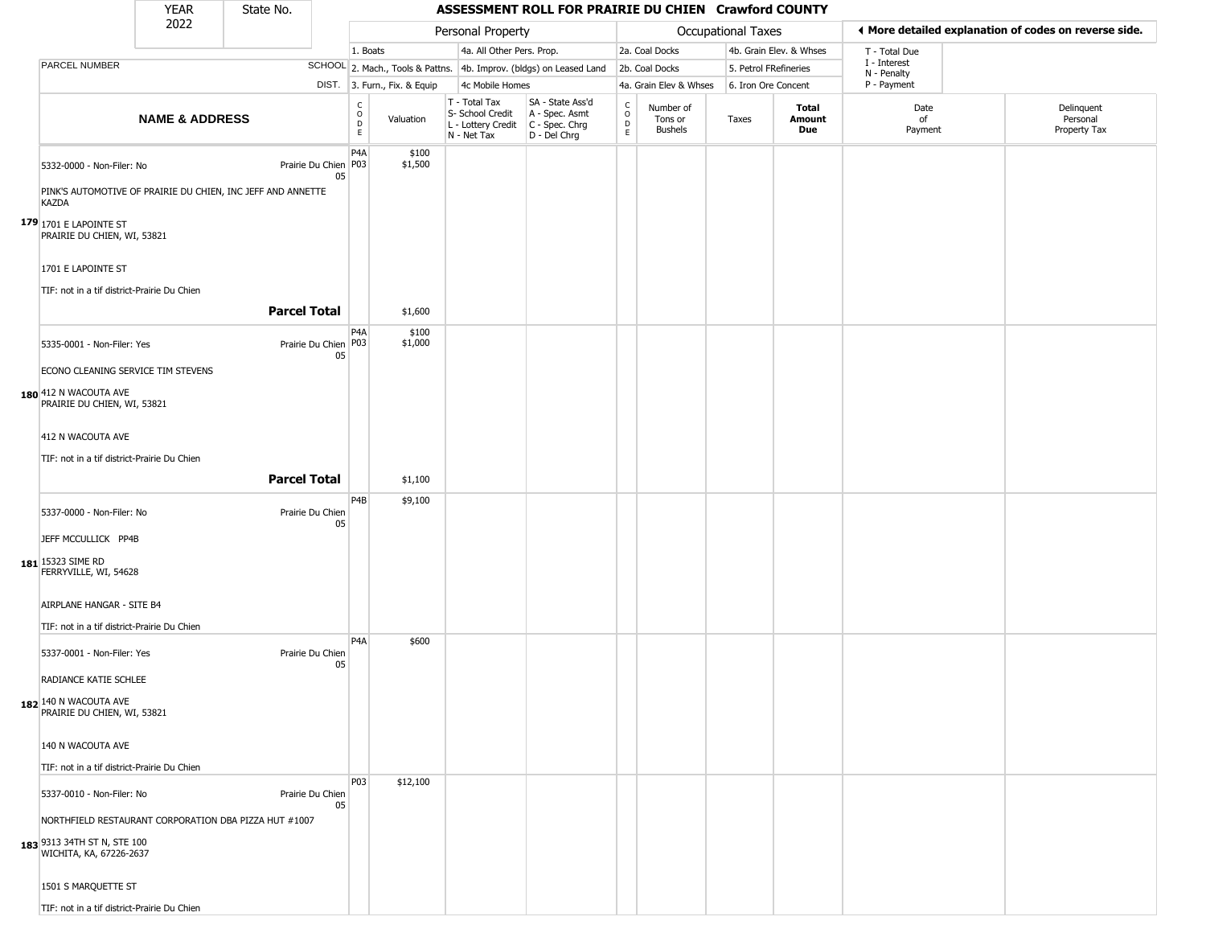| YEAR 2022 | State No. | ASSESSMENT ROLL FOR PRAIRIE DU CHIEN Crawford COUNTY | | | | | | | | | | | |
|---|---|---|---|---|---|---|---|---|---|---|---|---|---|
| | | Personal Property | | | | Occupational Taxes | | | | | ◀ More detailed explanation of codes on reverse side. | | |
| | | 1. Boats | | 4a. All Other Pers. Prop. | | 2a. Coal Docks | | 4b. Grain Elev. & Whses | | | T - Total Due<br>I - Interest<br>N - Penalty<br>P - Payment | | |
| PARCEL NUMBER | SCHOOL | 2. Mach., Tools & Pattns. | | 4b. Improv. (bldgs) on Leased Land | | 2b. Coal Docks | | 5. Petrol FRefineries | | | | | |
| | DIST. | 3. Furn., Fix. & Equip | | 4c Mobile Homes | | 4a. Grain Elev & Whses | | 6. Iron Ore Concent | | | | | |
| **NAME & ADDRESS** | | CODE | Valuation | T - Total Tax<br>S- School Credit<br>L - Lottery Credit<br>N - Net Tax | SA - State Ass'd<br>A - Spec. Asmt<br>C - Spec. Chrg<br>D - Del Chrg | CODE | Number of Tons or Bushels | Taxes | **Total Amount Due** | | Date of Payment | Delinquent Personal Property Tax | |
| **179** 5332-0000 - Non-Filer: No<br>PINK'S AUTOMOTIVE OF PRAIRIE DU CHIEN, INC JEFF AND ANNETTE KAZDA<br>1701 E LAPOINTE ST<br>PRAIRIE DU CHIEN, WI, 53821<br><br>1701 E LAPOINTE ST<br><br>TIF: not in a tif district-Prairie Du Chien | Prairie Du Chien 05 | P4A<br>P03 | $100<br>$1,500 | | | | | | | | | | |
| **Parcel Total** | | | $1,600 | | | | | | | | | | |
| **180** 5335-0001 - Non-Filer: Yes<br>ECONO CLEANING SERVICE TIM STEVENS<br>412 N WACOUTA AVE<br>PRAIRIE DU CHIEN, WI, 53821<br><br>412 N WACOUTA AVE<br><br>TIF: not in a tif district-Prairie Du Chien | Prairie Du Chien 05 | P4A<br>P03 | $100<br>$1,000 | | | | | | | | | | |
| **Parcel Total** | | | $1,100 | | | | | | | | | | |
| **181** 5337-0000 - Non-Filer: No<br>JEFF MCCULLICK PP4B<br>15323 SIME RD<br>FERRYVILLE, WI, 54628<br><br>AIRPLANE HANGAR - SITE B4<br><br>TIF: not in a tif district-Prairie Du Chien | Prairie Du Chien 05 | P4B | $9,100 | | | | | | | | | | |
| **182** 5337-0001 - Non-Filer: Yes<br>RADIANCE KATIE SCHLEE<br>140 N WACOUTA AVE<br>PRAIRIE DU CHIEN, WI, 53821<br><br>140 N WACOUTA AVE<br><br>TIF: not in a tif district-Prairie Du Chien | Prairie Du Chien 05 | P4A | $600 | | | | | | | | | | |
| **183** 5337-0010 - Non-Filer: No<br>NORTHFIELD RESTAURANT CORPORATION DBA PIZZA HUT #1007<br>9313 34TH ST N, STE 100<br>WICHITA, KA, 67226-2637<br><br>1501 S MARQUETTE ST<br><br>TIF: not in a tif district-Prairie Du Chien | Prairie Du Chien 05 | P03 | $12,100 | | | | | | | | | | |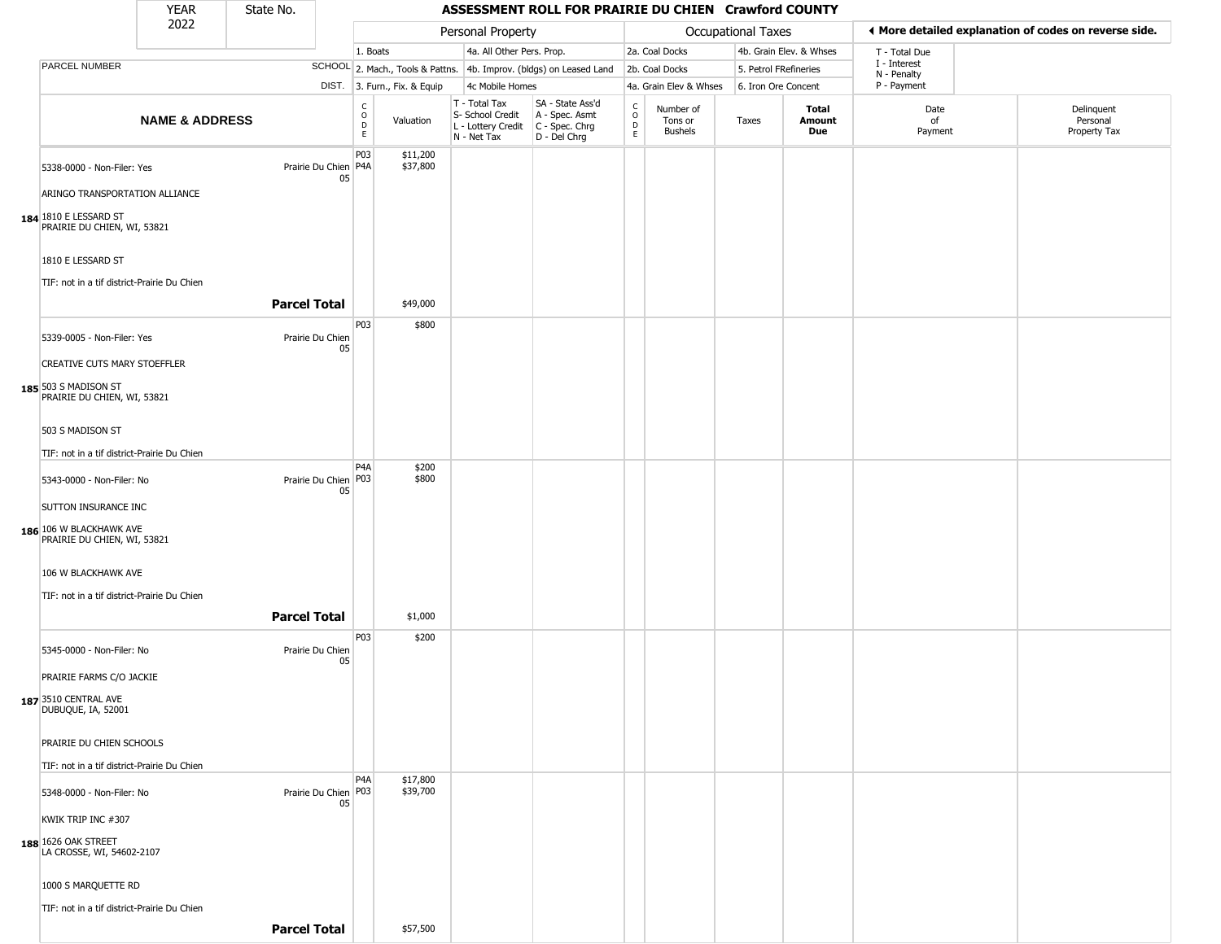| YEAR 2022 | State No. | | **ASSESSMENT ROLL FOR PRAIRIE DU CHIEN Crawford COUNTY** | | | | | | | | |
|---|---|---|---|---|---|---|---|---|---|---|---|

| | | Personal Property | | | | Occupational Taxes | | | | ◄ More detailed explanation of codes on reverse side. | |
|---|---|---|---|---|---|---|---|---|---|---|---|
| PARCEL NUMBER | SCHOOL DIST. | 1. Boats<br>2. Mach., Tools & Pattns.<br>3. Furn., Fix. & Equip | | 4a. All Other Pers. Prop.<br>4b. Improv. (bldgs) on Leased Land<br>4c Mobile Homes | | 2a. Coal Docks<br>2b. Coal Docks<br>4a. Grain Elev & Whses | | 4b. Grain Elev. & Whses<br>5. Petrol FRefineries<br>6. Iron Ore Concent | | T - Total Due<br>I - Interest<br>N - Penalty<br>P - Payment | |
| **NAME & ADDRESS** | | CODE | Valuation | T - Total Tax<br>S- School Credit<br>L - Lottery Credit<br>N - Net Tax | SA - State Ass'd<br>A - Spec. Asmt<br>C - Spec. Chrg<br>D - Del Chrg | CODE | Number of Tons or Bushels | Taxes | **Total Amount Due** | Date of Payment | Delinquent Personal Property Tax |
| **184** 5338-0000 - Non-Filer: Yes<br>ARINGO TRANSPORTATION ALLIANCE<br>1810 E LESSARD ST<br>PRAIRIE DU CHIEN, WI, 53821<br>1810 E LESSARD ST<br>TIF: not in a tif district-Prairie Du Chien | Prairie Du Chien 05 | P03<br>P4A | $11,200<br>$37,800 | | | | | | | | |
| | **Parcel Total** | | $49,000 | | | | | | | | |
| **185** 5339-0005 - Non-Filer: Yes<br>CREATIVE CUTS MARY STOEFFLER<br>503 S MADISON ST<br>PRAIRIE DU CHIEN, WI, 53821<br>503 S MADISON ST<br>TIF: not in a tif district-Prairie Du Chien | Prairie Du Chien 05 | P03 | $800 | | | | | | | | |
| **186** 5343-0000 - Non-Filer: No<br>SUTTON INSURANCE INC<br>106 W BLACKHAWK AVE<br>PRAIRIE DU CHIEN, WI, 53821<br>106 W BLACKHAWK AVE<br>TIF: not in a tif district-Prairie Du Chien | Prairie Du Chien 05 | P4A<br>P03 | $200<br>$800 | | | | | | | | |
| | **Parcel Total** | | $1,000 | | | | | | | | |
| **187** 5345-0000 - Non-Filer: No<br>PRAIRIE FARMS C/O JACKIE<br>3510 CENTRAL AVE<br>DUBUQUE, IA, 52001<br>PRAIRIE DU CHIEN SCHOOLS<br>TIF: not in a tif district-Prairie Du Chien | Prairie Du Chien 05 | P03 | $200 | | | | | | | | |
| **188** 5348-0000 - Non-Filer: No<br>KWIK TRIP INC #307<br>1626 OAK STREET<br>LA CROSSE, WI, 54602-2107<br>1000 S MARQUETTE RD<br>TIF: not in a tif district-Prairie Du Chien | Prairie Du Chien 05 | P4A<br>P03 | $17,800<br>$39,700 | | | | | | | | |
| | **Parcel Total** | | $57,500 | | | | | | | | |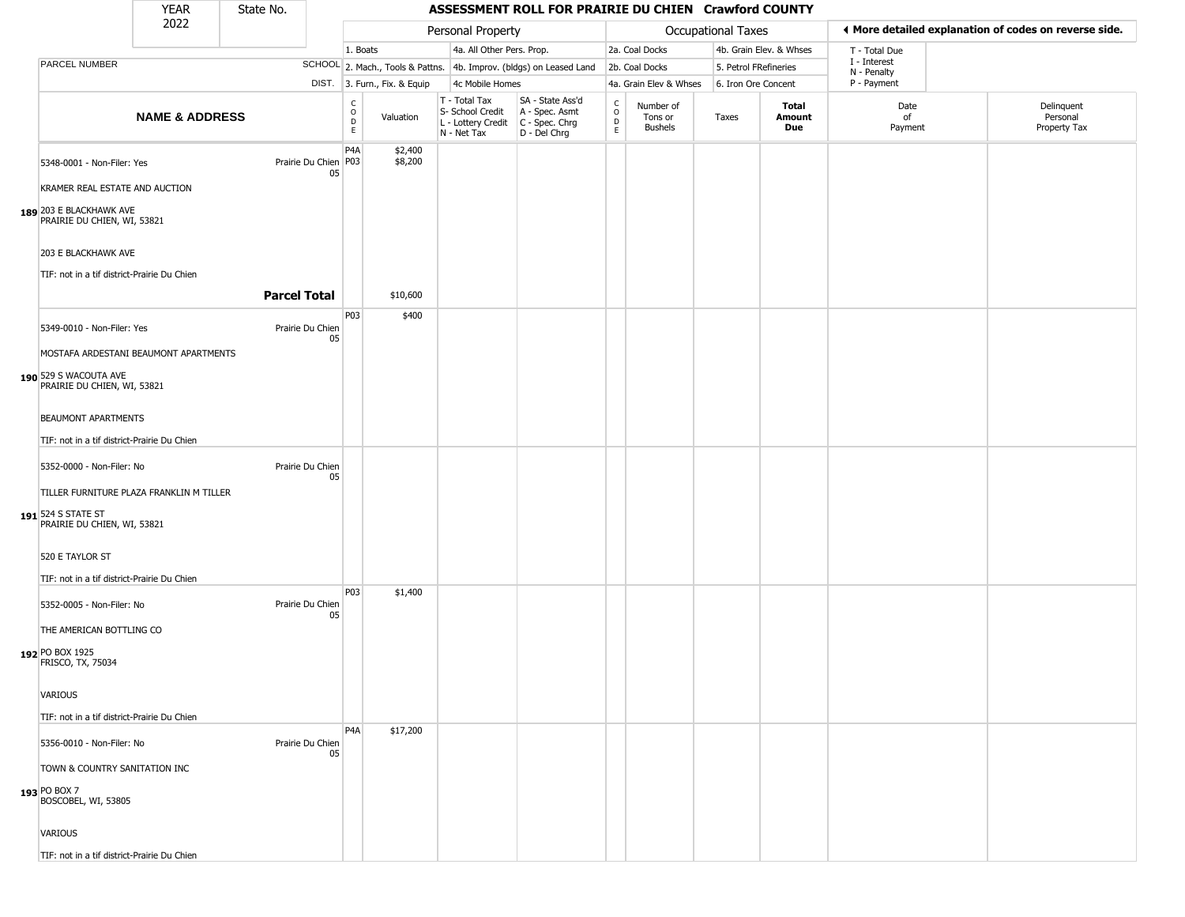| YEAR 2022 | State No. | | ASSESSMENT ROLL FOR PRAIRIE DU CHIEN Crawford COUNTY | | | | | | | | | |
|---|---|---|---|---|---|---|---|---|---|---|---|---|

**Personal Property:** 1. Boats; 2. Mach., Tools & Pattns.; 3. Furn., Fix. & Equip; 4a. All Other Pers. Prop.; 4b. Improv. (bldgs) on Leased Land; 4c Mobile Homes

**Occupational Taxes:** 2a. Coal Docks; 2b. Coal Docks; 4a. Grain Elev & Whses; 4b. Grain Elev. & Whses; 5. Petrol FRefineries; 6. Iron Ore Concent

◀ More detailed explanation of codes on reverse side.

T - Total Due; I - Interest; N - Penalty; P - Payment

| | NAME & ADDRESS | SCHOOL DIST. | CODE | Valuation | T - Total Tax S- School Credit L - Lottery Credit N - Net Tax | SA - State Ass'd A - Spec. Asmt C - Spec. Chrg D - Del Chrg | CODE | Number of Tons or Bushels | Taxes | Total Amount Due | Date of Payment | Delinquent Personal Property Tax |
|---|---|---|---|---|---|---|---|---|---|---|---|---|
| 189 | 5348-0001 - Non-Filer: Yes<br>KRAMER REAL ESTATE AND AUCTION<br>203 E BLACKHAWK AVE<br>PRAIRIE DU CHIEN, WI, 53821<br>203 E BLACKHAWK AVE<br>TIF: not in a tif district-Prairie Du Chien | Prairie Du Chien 05 | P4A<br>P03 | $2,400<br>$8,200 | | | | | | | | |
| | **Parcel Total** | | | $10,600 | | | | | | | | |
| 190 | 5349-0010 - Non-Filer: Yes<br>MOSTAFA ARDESTANI BEAUMONT APARTMENTS<br>529 S WACOUTA AVE<br>PRAIRIE DU CHIEN, WI, 53821<br>BEAUMONT APARTMENTS<br>TIF: not in a tif district-Prairie Du Chien | Prairie Du Chien 05 | P03 | $400 | | | | | | | | |
| 191 | 5352-0000 - Non-Filer: No<br>TILLER FURNITURE PLAZA FRANKLIN M TILLER<br>524 S STATE ST<br>PRAIRIE DU CHIEN, WI, 53821<br>520 E TAYLOR ST<br>TIF: not in a tif district-Prairie Du Chien | Prairie Du Chien 05 | | | | | | | | | | |
| 192 | 5352-0005 - Non-Filer: No<br>THE AMERICAN BOTTLING CO<br>PO BOX 1925<br>FRISCO, TX, 75034<br>VARIOUS<br>TIF: not in a tif district-Prairie Du Chien | Prairie Du Chien 05 | P03 | $1,400 | | | | | | | | |
| 193 | 5356-0010 - Non-Filer: No<br>TOWN & COUNTRY SANITATION INC<br>PO BOX 7<br>BOSCOBEL, WI, 53805<br>VARIOUS<br>TIF: not in a tif district-Prairie Du Chien | Prairie Du Chien 05 | P4A | $17,200 | | | | | | | | |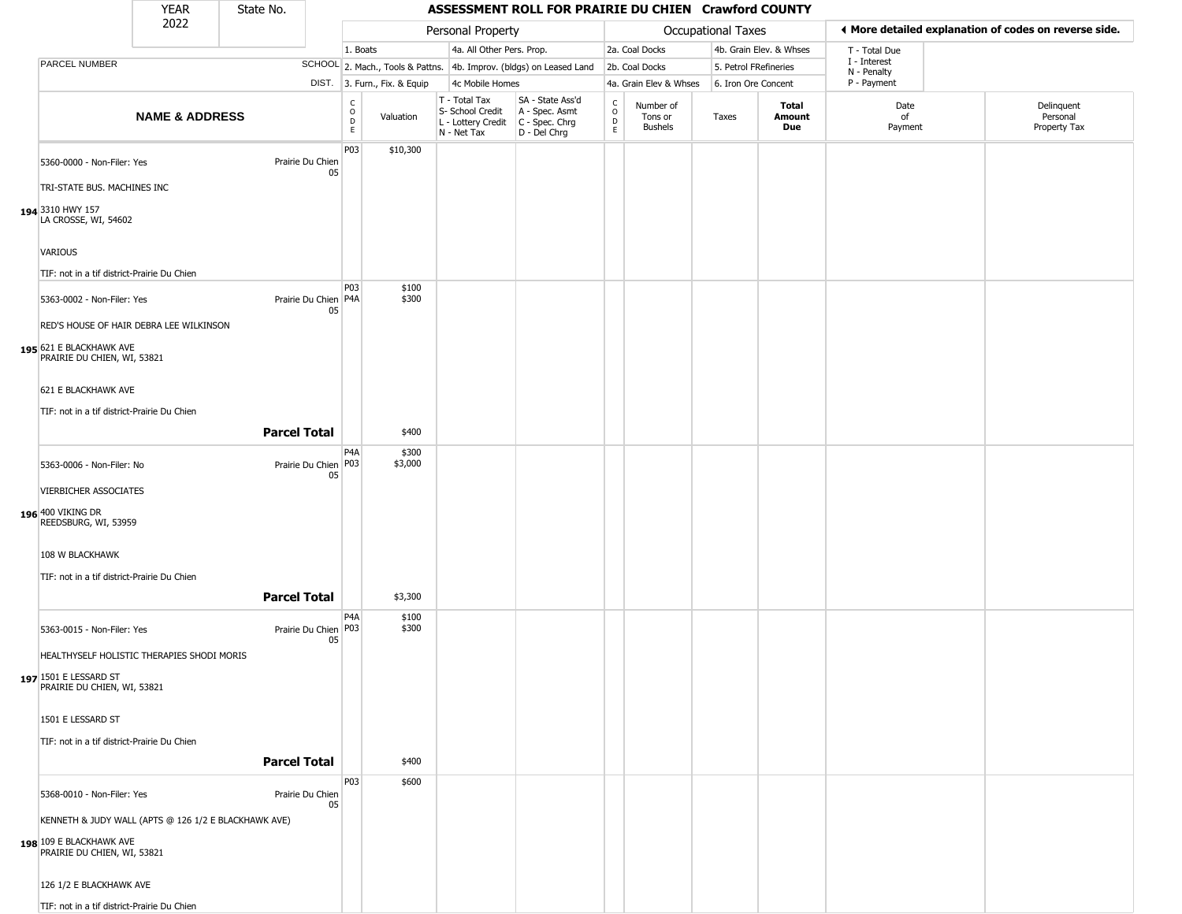| YEAR 2022 | State No. | | | | | | | | | | | | |
|---|---|---|---|---|---|---|---|---|---|---|---|---|---|

# ASSESSMENT ROLL FOR PRAIRIE DU CHIEN Crawford COUNTY

| | | Personal Property | | | | Occupational Taxes | | | | ◀ More detailed explanation of codes on reverse side. | |
|---|---|---|---|---|---|---|---|---|---|---|---|
| PARCEL NUMBER | SCHOOL DIST. | 1. Boats<br>2. Mach., Tools & Pattns.<br>3. Furn., Fix. & Equip | | 4a. All Other Pers. Prop.<br>4b. Improv. (bldgs) on Leased Land<br>4c Mobile Homes | | 2a. Coal Docks<br>2b. Coal Docks<br>4a. Grain Elev & Whses | | 4b. Grain Elev. & Whses<br>5. Petrol FRefineries<br>6. Iron Ore Concent | | T - Total Due<br>I - Interest<br>N - Penalty<br>P - Payment | |
| **NAME & ADDRESS** | | CODE | Valuation | T - Total Tax<br>S- School Credit<br>L - Lottery Credit<br>N - Net Tax | SA - State Ass'd<br>A - Spec. Asmt<br>C - Spec. Chrg<br>D - Del Chrg | CODE | Number of Tons or Bushels | Taxes | **Total Amount Due** | Date of Payment | Delinquent Personal Property Tax |
| 194 5360-0000 - Non-Filer: Yes<br>TRI-STATE BUS. MACHINES INC<br>3310 HWY 157<br>LA CROSSE, WI, 54602<br>VARIOUS<br>TIF: not in a tif district-Prairie Du Chien | Prairie Du Chien 05 | P03 | $10,300 | | | | | | | | |
| 195 5363-0002 - Non-Filer: Yes<br>RED'S HOUSE OF HAIR DEBRA LEE WILKINSON<br>621 E BLACKHAWK AVE<br>PRAIRIE DU CHIEN, WI, 53821<br>621 E BLACKHAWK AVE<br>TIF: not in a tif district-Prairie Du Chien | Prairie Du Chien 05 | P03<br>P4A | $100<br>$300 | | | | | | | | |
| | **Parcel Total** | | $400 | | | | | | | | |
| 196 5363-0006 - Non-Filer: No<br>VIERBICHER ASSOCIATES<br>400 VIKING DR<br>REEDSBURG, WI, 53959<br>108 W BLACKHAWK<br>TIF: not in a tif district-Prairie Du Chien | Prairie Du Chien 05 | P4A<br>P03 | $300<br>$3,000 | | | | | | | | |
| | **Parcel Total** | | $3,300 | | | | | | | | |
| 197 5363-0015 - Non-Filer: Yes<br>HEALTHYSELF HOLISTIC THERAPIES SHODI MORIS<br>1501 E LESSARD ST<br>PRAIRIE DU CHIEN, WI, 53821<br>1501 E LESSARD ST<br>TIF: not in a tif district-Prairie Du Chien | Prairie Du Chien 05 | P4A<br>P03 | $100<br>$300 | | | | | | | | |
| | **Parcel Total** | | $400 | | | | | | | | |
| 198 5368-0010 - Non-Filer: Yes<br>KENNETH & JUDY WALL (APTS @ 126 1/2 E BLACKHAWK AVE)<br>109 E BLACKHAWK AVE<br>PRAIRIE DU CHIEN, WI, 53821<br>126 1/2 E BLACKHAWK AVE<br>TIF: not in a tif district-Prairie Du Chien | Prairie Du Chien 05 | P03 | $600 | | | | | | | | |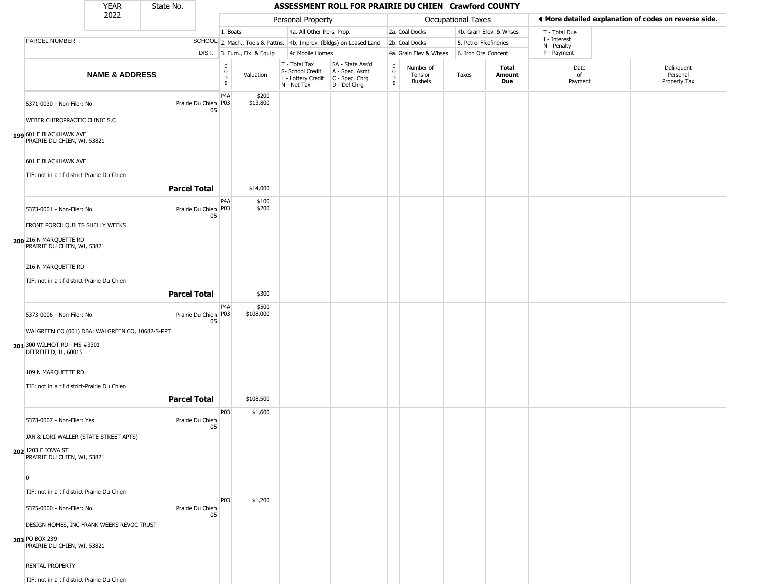# ASSESSMENT ROLL FOR PRAIRIE DU CHIEN Crawford COUNTY

YEAR 2022 | State No.

| | | Personal Property | | | | Occupational Taxes | | | | ◀ More detailed explanation of codes on reverse side. | |
|---|---|---|---|---|---|---|---|---|---|---|---|
| | | 1. Boats | | 4a. All Other Pers. Prop. | | 2a. Coal Docks | | 4b. Grain Elev. & Whses | | T - Total Due I - Interest N - Penalty P - Payment | |
| PARCEL NUMBER | SCHOOL | 2. Mach., Tools & Pattns. | | 4b. Improv. (bldgs) on Leased Land | | 2b. Coal Docks | | 5. Petrol FRefineries | | | |
| | DIST. | 3. Furn., Fix. & Equip | | 4c Mobile Homes | | 4a. Grain Elev & Whses | | 6. Iron Ore Concent | | | |
| NAME & ADDRESS | | CODE | Valuation | T - Total Tax S- School Credit L - Lottery Credit N - Net Tax | SA - State Ass'd A - Spec. Asmt C - Spec. Chrg D - Del Chrg | CODE | Number of Tons or Bushels | Taxes | Total Amount Due | Date of Payment | Delinquent Personal Property Tax |
| 199 5371-0030 - Non-Filer: No<br>WEBER CHIROPRACTIC CLINIC S.C<br>601 E BLACKHAWK AVE<br>PRAIRIE DU CHIEN, WI, 53821<br>601 E BLACKHAWK AVE<br>TIF: not in a tif district-Prairie Du Chien | Prairie Du Chien 05 | P4A<br>P03 | $200<br>$13,800 | | | | | | | | |
| **Parcel Total** | | | $14,000 | | | | | | | | |
| 200 5373-0001 - Non-Filer: No<br>FRONT PORCH QUILTS SHELLY WEEKS<br>216 N MARQUETTE RD<br>PRAIRIE DU CHIEN, WI, 53821<br>216 N MARQUETTE RD<br>TIF: not in a tif district-Prairie Du Chien | Prairie Du Chien 05 | P4A<br>P03 | $100<br>$200 | | | | | | | | |
| **Parcel Total** | | | $300 | | | | | | | | |
| 201 5373-0006 - Non-Filer: No<br>WALGREEN CO (001) DBA: WALGREEN CO, 10682-S-PPT<br>300 WILMOT RD - MS #3301<br>DEERFIELD, IL, 60015<br>109 N MARQUETTE RD<br>TIF: not in a tif district-Prairie Du Chien | Prairie Du Chien 05 | P4A<br>P03 | $500<br>$108,000 | | | | | | | | |
| **Parcel Total** | | | $108,500 | | | | | | | | |
| 202 5373-0007 - Non-Filer: Yes<br>JAN & LORI WALLER (STATE STREET APTS)<br>1203 E IOWA ST<br>PRAIRIE DU CHIEN, WI, 53821<br>0<br>TIF: not in a tif district-Prairie Du Chien | Prairie Du Chien 05 | P03 | $1,600 | | | | | | | | |
| 203 5375-0000 - Non-Filer: No<br>DESIGN HOMES, INC FRANK WEEKS REVOC TRUST<br>PO BOX 239<br>PRAIRIE DU CHIEN, WI, 53821<br>RENTAL PROPERTY<br>TIF: not in a tif district-Prairie Du Chien | Prairie Du Chien 05 | P03 | $1,200 | | | | | | | | |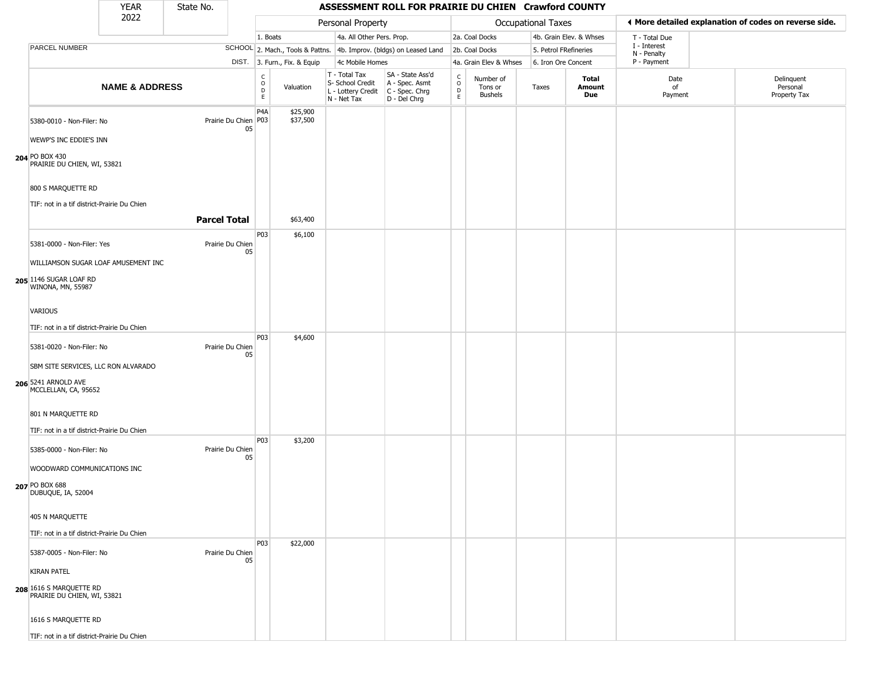| YEAR 2022 | State No. | ASSESSMENT ROLL FOR PRAIRIE DU CHIEN Crawford COUNTY | | | | | | | | | | |
|---|---|---|---|---|---|---|---|---|---|---|---|---|

**Personal Property:** 1. Boats; 2. Mach., Tools & Pattns.; 3. Furn., Fix. & Equip; 4a. All Other Pers. Prop.; 4b. Improv. (bldgs) on Leased Land; 4c Mobile Homes

**Occupational Taxes:** 2a. Coal Docks; 2b. Coal Docks; 4a. Grain Elev & Whses; 4b. Grain Elev. & Whses; 5. Petrol FRefineries; 6. Iron Ore Concent

◀ More detailed explanation of codes on reverse side. T - Total Due; I - Interest; N - Penalty; P - Payment

| | NAME & ADDRESS | PARCEL NUMBER / SCHOOL DIST. | CODE | Valuation | T - Total Tax S- School Credit L - Lottery Credit N - Net Tax | SA - State Ass'd A - Spec. Asmt C - Spec. Chrg D - Del Chrg | CODE | Number of Tons or Bushels | Taxes | Total Amount Due | Date of Payment | Delinquent Personal Property Tax |
|---|---|---|---|---|---|---|---|---|---|---|---|---|
| 204 | 5380-0010 - Non-Filer: No<br>WEWP'S INC EDDIE'S INN<br>PO BOX 430<br>PRAIRIE DU CHIEN, WI, 53821<br>800 S MARQUETTE RD<br>TIF: not in a tif district-Prairie Du Chien | Prairie Du Chien 05 | P4A<br>P03 | \$25,900<br>\$37,500 | | | | | | | | |
| | **Parcel Total** | | | \$63,400 | | | | | | | | |
| 205 | 5381-0000 - Non-Filer: Yes<br>WILLIAMSON SUGAR LOAF AMUSEMENT INC<br>1146 SUGAR LOAF RD<br>WINONA, MN, 55987<br>VARIOUS<br>TIF: not in a tif district-Prairie Du Chien | Prairie Du Chien 05 | P03 | \$6,100 | | | | | | | | |
| 206 | 5381-0020 - Non-Filer: No<br>SBM SITE SERVICES, LLC RON ALVARADO<br>5241 ARNOLD AVE<br>MCCLELLAN, CA, 95652<br>801 N MARQUETTE RD<br>TIF: not in a tif district-Prairie Du Chien | Prairie Du Chien 05 | P03 | \$4,600 | | | | | | | | |
| 207 | 5385-0000 - Non-Filer: No<br>WOODWARD COMMUNICATIONS INC<br>PO BOX 688<br>DUBUQUE, IA, 52004<br>405 N MARQUETTE<br>TIF: not in a tif district-Prairie Du Chien | Prairie Du Chien 05 | P03 | \$3,200 | | | | | | | | |
| 208 | 5387-0005 - Non-Filer: No<br>KIRAN PATEL<br>1616 S MARQUETTE RD<br>PRAIRIE DU CHIEN, WI, 53821<br>1616 S MARQUETTE RD<br>TIF: not in a tif district-Prairie Du Chien | Prairie Du Chien 05 | P03 | \$22,000 | | | | | | | | |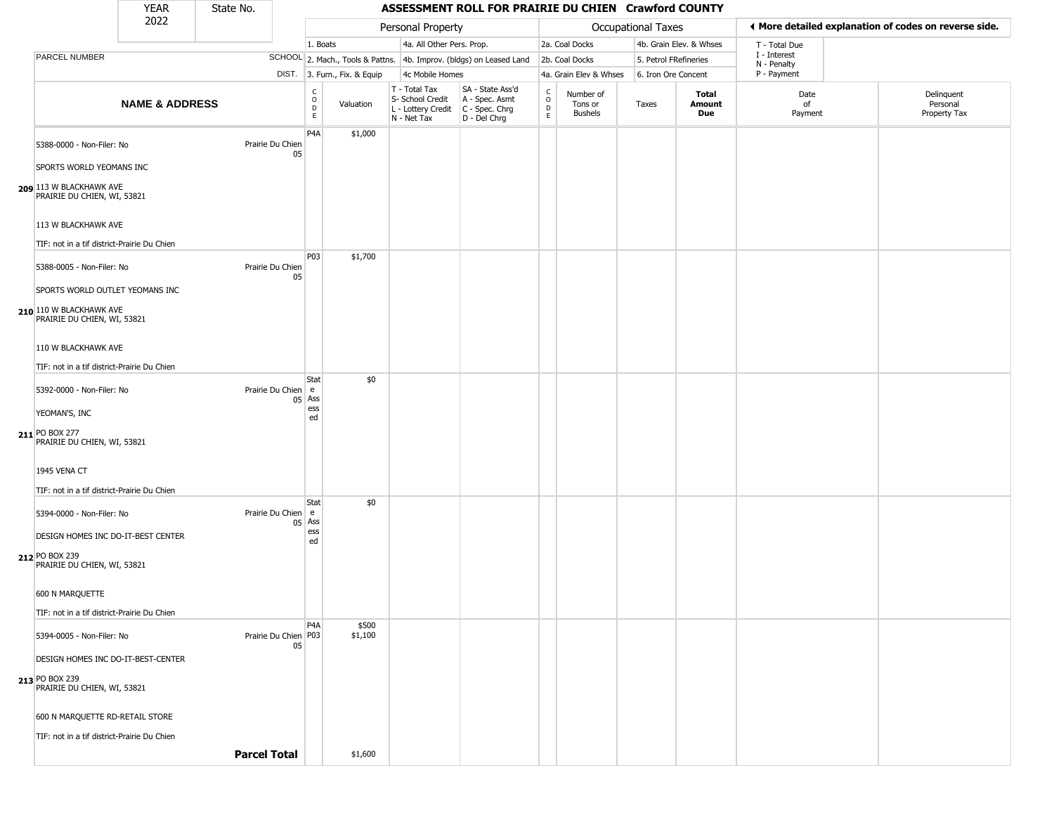# ASSESSMENT ROLL FOR PRAIRIE DU CHIEN Crawford COUNTY

| YEAR | State No. |
|---|---|
| 2022 | |

| | | Personal Property | | | | Occupational Taxes | | | | ◀ More detailed explanation of codes on reverse side. | |
|---|---|---|---|---|---|---|---|---|---|---|---|
| PARCEL NUMBER | SCHOOL DIST. | 1. Boats / 2. Mach., Tools & Pattns. / 3. Furn., Fix. & Equip | | 4a. All Other Pers. Prop. / 4b. Improv. (bldgs) on Leased Land / 4c Mobile Homes | | 2a. Coal Docks / 2b. Coal Docks / 4a. Grain Elev & Whses | | 4b. Grain Elev. & Whses / 5. Petrol FRefineries / 6. Iron Ore Concent | | T - Total Due / I - Interest / N - Penalty / P - Payment | |
| **NAME & ADDRESS** | | CODE | Valuation | T - Total Tax / S- School Credit / L - Lottery Credit / N - Net Tax | SA - State Ass'd / A - Spec. Asmt / C - Spec. Chrg / D - Del Chrg | CODE | Number of Tons or Bushels | Taxes | **Total Amount Due** | Date of Payment | Delinquent Personal Property Tax |
| **209** 5388-0000 - Non-Filer: No<br>SPORTS WORLD YEOMANS INC<br>113 W BLACKHAWK AVE<br>PRAIRIE DU CHIEN, WI, 53821<br>113 W BLACKHAWK AVE<br>TIF: not in a tif district-Prairie Du Chien | Prairie Du Chien 05 | P4A | $1,000 | | | | | | | | |
| **210** 5388-0005 - Non-Filer: No<br>SPORTS WORLD OUTLET YEOMANS INC<br>110 W BLACKHAWK AVE<br>PRAIRIE DU CHIEN, WI, 53821<br>110 W BLACKHAWK AVE<br>TIF: not in a tif district-Prairie Du Chien | Prairie Du Chien 05 | P03 | $1,700 | | | | | | | | |
| **211** 5392-0000 - Non-Filer: No<br>YEOMAN'S, INC<br>PO BOX 277<br>PRAIRIE DU CHIEN, WI, 53821<br>1945 VENA CT<br>TIF: not in a tif district-Prairie Du Chien | Prairie Du Chien 05 | State Assessed | $0 | | | | | | | | |
| **212** 5394-0000 - Non-Filer: No<br>DESIGN HOMES INC DO-IT-BEST CENTER<br>PO BOX 239<br>PRAIRIE DU CHIEN, WI, 53821<br>600 N MARQUETTE<br>TIF: not in a tif district-Prairie Du Chien | Prairie Du Chien 05 | State Assessed | $0 | | | | | | | | |
| **213** 5394-0005 - Non-Filer: No<br>DESIGN HOMES INC DO-IT-BEST-CENTER<br>PO BOX 239<br>PRAIRIE DU CHIEN, WI, 53821<br>600 N MARQUETTE RD-RETAIL STORE<br>TIF: not in a tif district-Prairie Du Chien | Prairie Du Chien 05 | P4A<br>P03 | $500<br>$1,100 | | | | | | | | |
| | **Parcel Total** | | $1,600 | | | | | | | | |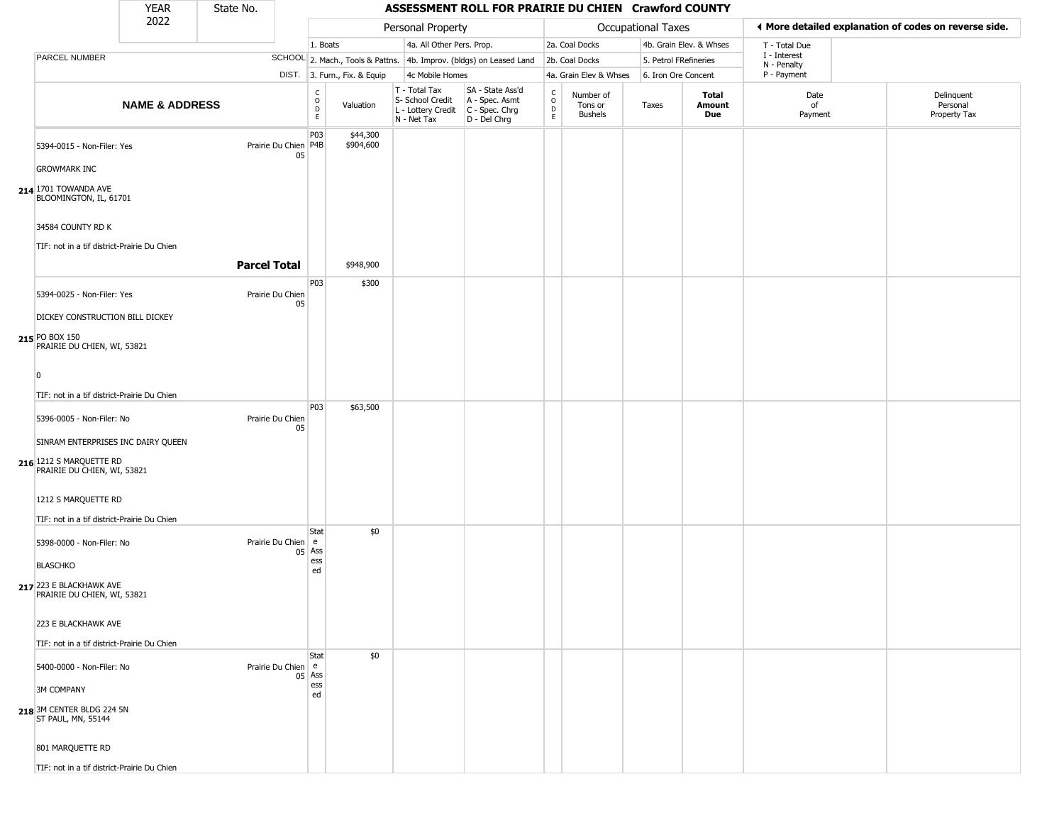# ASSESSMENT ROLL FOR PRAIRIE DU CHIEN Crawford COUNTY

YEAR 2022 | State No.

| | Personal Property | | Occupational Taxes | | |
|---|---|---|---|---|---|
| 1. Boats | 4a. All Other Pers. Prop. | | 2a. Coal Docks | 4b. Grain Elev. & Whses | T - Total Due<br>I - Interest<br>N - Penalty<br>P - Payment |
| 2. Mach., Tools & Pattns. | 4b. Improv. (bldgs) on Leased Land | | 2b. Coal Docks | 5. Petrol FRefineries | |
| 3. Furn., Fix. & Equip | 4c Mobile Homes | | 4a. Grain Elev & Whses | 6. Iron Ore Concent | |

◄ More detailed explanation of codes on reverse side.

| | PARCEL NUMBER / NAME & ADDRESS | SCHOOL DIST. | CODE | Valuation | T - Total Tax<br>S- School Credit<br>L - Lottery Credit<br>N - Net Tax | SA - State Ass'd<br>A - Spec. Asmt<br>C - Spec. Chrg<br>D - Del Chrg | CODE | Number of Tons or Bushels | Taxes | Total Amount Due | Date of Payment | Delinquent Personal Property Tax |
|---|---|---|---|---|---|---|---|---|---|---|---|---|
| 214 | 5394-0015 - Non-Filer: Yes<br>GROWMARK INC<br>1701 TOWANDA AVE<br>BLOOMINGTON, IL, 61701<br><br>34584 COUNTY RD K<br>TIF: not in a tif district-Prairie Du Chien | Prairie Du Chien 05 | P03<br>P4B | $44,300<br>$904,600 | | | | | | | | |
| | **Parcel Total** | | | $948,900 | | | | | | | | |
| 215 | 5394-0025 - Non-Filer: Yes<br>DICKEY CONSTRUCTION BILL DICKEY<br>PO BOX 150<br>PRAIRIE DU CHIEN, WI, 53821<br><br>0<br>TIF: not in a tif district-Prairie Du Chien | Prairie Du Chien 05 | P03 | $300 | | | | | | | | |
| 216 | 5396-0005 - Non-Filer: No<br>SINRAM ENTERPRISES INC DAIRY QUEEN<br>1212 S MARQUETTE RD<br>PRAIRIE DU CHIEN, WI, 53821<br><br>1212 S MARQUETTE RD<br>TIF: not in a tif district-Prairie Du Chien | Prairie Du Chien 05 | P03 | $63,500 | | | | | | | | |
| 217 | 5398-0000 - Non-Filer: No<br>BLASCHKO<br>223 E BLACKHAWK AVE<br>PRAIRIE DU CHIEN, WI, 53821<br><br>223 E BLACKHAWK AVE<br>TIF: not in a tif district-Prairie Du Chien | Prairie Du Chien 05 | State Assessed | $0 | | | | | | | | |
| 218 | 5400-0000 - Non-Filer: No<br>3M COMPANY<br>3M CENTER BLDG 224 5N<br>ST PAUL, MN, 55144<br><br>801 MARQUETTE RD<br>TIF: not in a tif district-Prairie Du Chien | Prairie Du Chien 05 | State Assessed | $0 | | | | | | | | |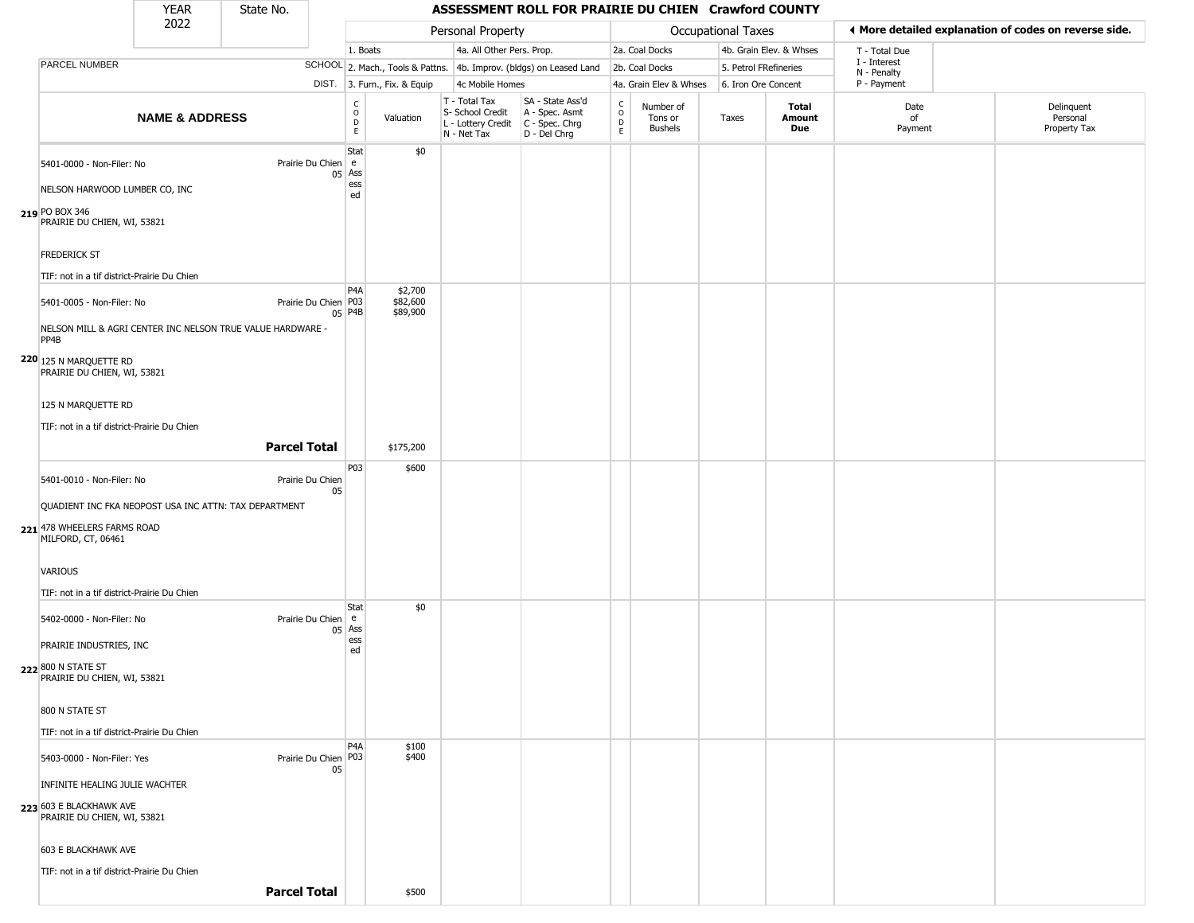| YEAR 2022 | State No. | | ASSESSMENT ROLL FOR PRAIRIE DU CHIEN Crawford COUNTY | | | | | | | | | | |
|---|---|---|---|---|---|---|---|---|---|---|---|---|---|
| | | | Personal Property | | | | Occupational Taxes | | | | ◀ More detailed explanation of codes on reverse side. | | |
| | | | 1. Boats | | 4a. All Other Pers. Prop. | | 2a. Coal Docks | | 4b. Grain Elev. & Whses | | T - Total Due<br>I - Interest<br>N - Penalty<br>P - Payment | | |
| PARCEL NUMBER | | SCHOOL | 2. Mach., Tools & Pattns. | | 4b. Improv. (bldgs) on Leased Land | | 2b. Coal Docks | | 5. Petrol FRefineries | | | | |
| | | DIST. | 3. Furn., Fix. & Equip | | 4c Mobile Homes | | 4a. Grain Elev & Whses | | 6. Iron Ore Concent | | | | |
| | NAME & ADDRESS | | CODE | Valuation | T - Total Tax<br>S- School Credit<br>L - Lottery Credit<br>N - Net Tax | SA - State Ass'd<br>A - Spec. Asmt<br>C - Spec. Chrg<br>D - Del Chrg | CODE | Number of Tons or Bushels | Taxes | Total Amount Due | Date of Payment | Delinquent Personal Property Tax | |
| 219 | 5401-0000 - Non-Filer: No<br>NELSON HARWOOD LUMBER CO, INC<br>PO BOX 346<br>PRAIRIE DU CHIEN, WI, 53821<br>FREDERICK ST<br>TIF: not in a tif district-Prairie Du Chien | Prairie Du Chien 05 | State Assessed | $0 | | | | | | | | | |
| 220 | 5401-0005 - Non-Filer: No<br>NELSON MILL & AGRI CENTER INC NELSON TRUE VALUE HARDWARE - PP4B<br>125 N MARQUETTE RD<br>PRAIRIE DU CHIEN, WI, 53821<br>125 N MARQUETTE RD<br>TIF: not in a tif district-Prairie Du Chien | Prairie Du Chien 05 | P4A<br>P03<br>P4B | $2,700<br>$82,600<br>$89,900 | | | | | | | | | |
| | **Parcel Total** | | | $175,200 | | | | | | | | | |
| 221 | 5401-0010 - Non-Filer: No<br>QUADIENT INC FKA NEOPOST USA INC ATTN: TAX DEPARTMENT<br>478 WHEELERS FARMS ROAD<br>MILFORD, CT, 06461<br>VARIOUS<br>TIF: not in a tif district-Prairie Du Chien | Prairie Du Chien 05 | P03 | $600 | | | | | | | | | |
| 222 | 5402-0000 - Non-Filer: No<br>PRAIRIE INDUSTRIES, INC<br>800 N STATE ST<br>PRAIRIE DU CHIEN, WI, 53821<br>800 N STATE ST<br>TIF: not in a tif district-Prairie Du Chien | Prairie Du Chien 05 | State Assessed | $0 | | | | | | | | | |
| 223 | 5403-0000 - Non-Filer: Yes<br>INFINITE HEALING JULIE WACHTER<br>603 E BLACKHAWK AVE<br>PRAIRIE DU CHIEN, WI, 53821<br>603 E BLACKHAWK AVE<br>TIF: not in a tif district-Prairie Du Chien | Prairie Du Chien 05 | P4A<br>P03 | $100<br>$400 | | | | | | | | | |
| | **Parcel Total** | | | $500 | | | | | | | | | |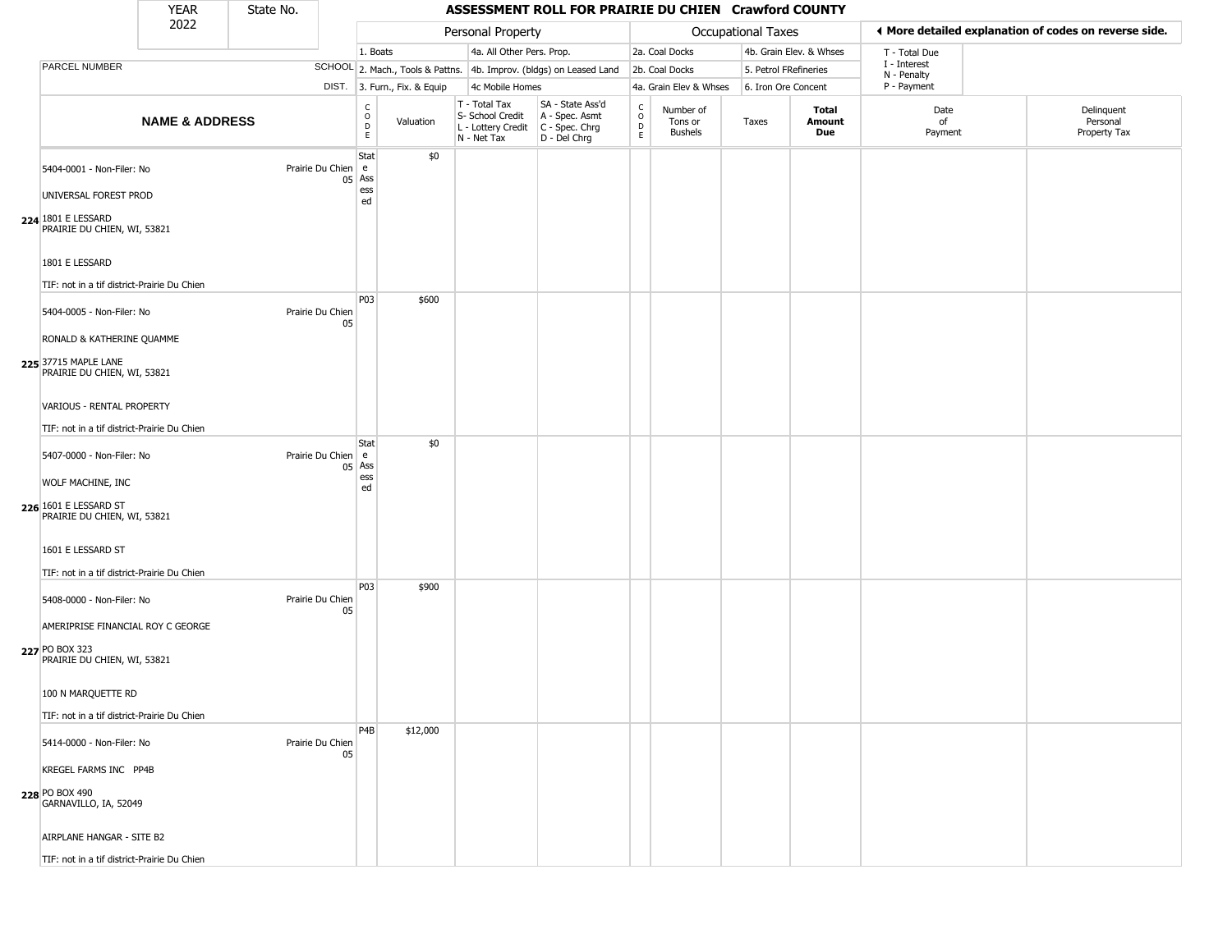| YEAR 2022 | State No. | | ASSESSMENT ROLL FOR PRAIRIE DU CHIEN Crawford COUNTY | | | | | | | | | | |
|---|---|---|---|---|---|---|---|---|---|---|---|---|---|

| | | | Personal Property | | | | Occupational Taxes | | | | ◀ More detailed explanation of codes on reverse side. | |
|---|---|---|---|---|---|---|---|---|---|---|---|---|
| | | | 1. Boats | | 4a. All Other Pers. Prop. | | 2a. Coal Docks | | 4b. Grain Elev. & Whses | | T - Total Due | |
| PARCEL NUMBER | SCHOOL | | 2. Mach., Tools & Pattns. | | 4b. Improv. (bldgs) on Leased Land | | 2b. Coal Docks | | 5. Petrol FRefineries | | I - Interest, N - Penalty | |
| | DIST. | | 3. Furn., Fix. & Equip | | 4c Mobile Homes | | 4a. Grain Elev & Whses | | 6. Iron Ore Concent | | P - Payment | |
| NAME & ADDRESS | | CODE | Valuation | T - Total Tax, S- School Credit, L - Lottery Credit, N - Net Tax | SA - State Ass'd, A - Spec. Asmt, C - Spec. Chrg, D - Del Chrg | CODE | Number of Tons or Bushels | Taxes | Total Amount Due | Date of Payment | Delinquent Personal Property Tax |
| **224** 5404-0001 - Non-Filer: No<br>UNIVERSAL FOREST PROD<br>1801 E LESSARD<br>PRAIRIE DU CHIEN, WI, 53821<br>1801 E LESSARD<br>TIF: not in a tif district-Prairie Du Chien | Prairie Du Chien 05 | State Assessed | $0 | | | | | | | | |
| **225** 5404-0005 - Non-Filer: No<br>RONALD & KATHERINE QUAMME<br>37715 MAPLE LANE<br>PRAIRIE DU CHIEN, WI, 53821<br>VARIOUS - RENTAL PROPERTY<br>TIF: not in a tif district-Prairie Du Chien | Prairie Du Chien 05 | P03 | $600 | | | | | | | | |
| **226** 5407-0000 - Non-Filer: No<br>WOLF MACHINE, INC<br>1601 E LESSARD ST<br>PRAIRIE DU CHIEN, WI, 53821<br>1601 E LESSARD ST<br>TIF: not in a tif district-Prairie Du Chien | Prairie Du Chien 05 | State Assessed | $0 | | | | | | | | |
| **227** 5408-0000 - Non-Filer: No<br>AMERIPRISE FINANCIAL ROY C GEORGE<br>PO BOX 323<br>PRAIRIE DU CHIEN, WI, 53821<br>100 N MARQUETTE RD<br>TIF: not in a tif district-Prairie Du Chien | Prairie Du Chien 05 | P03 | $900 | | | | | | | | |
| **228** 5414-0000 - Non-Filer: No<br>KREGEL FARMS INC PP4B<br>PO BOX 490<br>GARNAVILLO, IA, 52049<br>AIRPLANE HANGAR - SITE B2<br>TIF: not in a tif district-Prairie Du Chien | Prairie Du Chien 05 | P4B | $12,000 | | | | | | | | |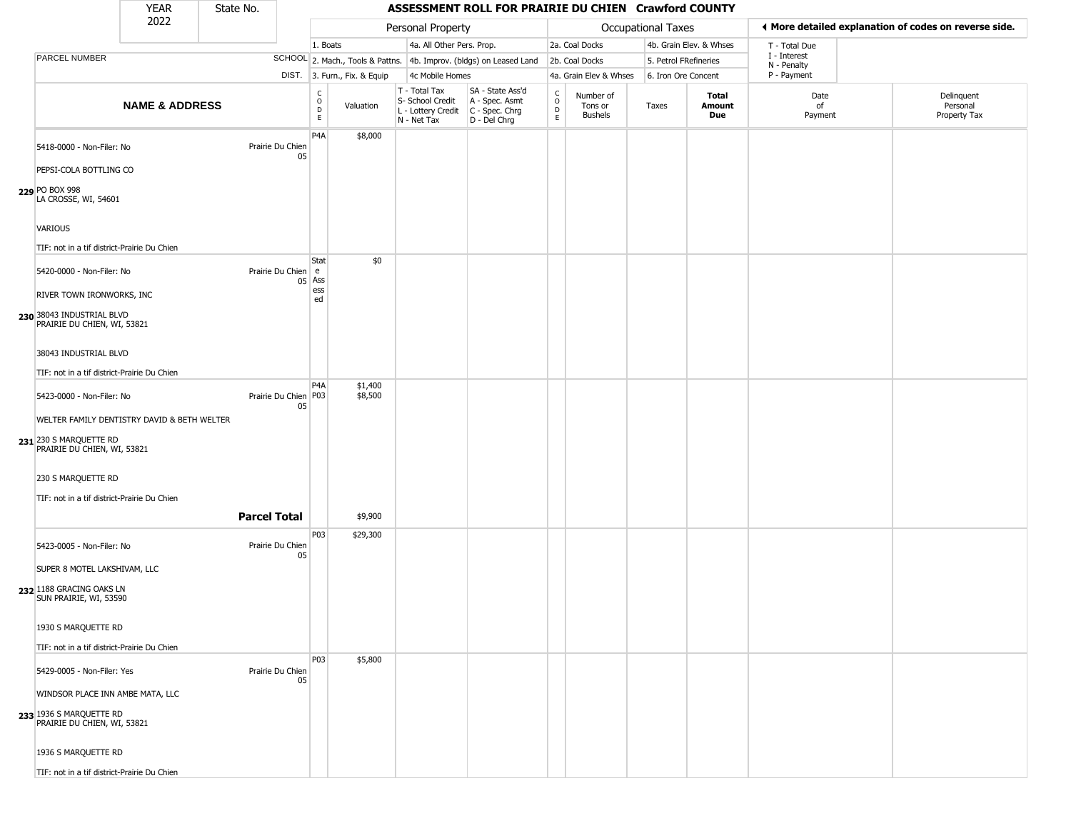# ASSESSMENT ROLL FOR PRAIRIE DU CHIEN Crawford COUNTY

| YEAR | State No. |
|---|---|
| 2022 | |

| | | Personal Property | | | | Occupational Taxes | | | | ◀ More detailed explanation of codes on reverse side. | |
|---|---|---|---|---|---|---|---|---|---|---|---|
| PARCEL NUMBER | SCHOOL DIST. | 1. Boats<br>2. Mach., Tools & Pattns.<br>3. Furn., Fix. & Equip | | 4a. All Other Pers. Prop.<br>4b. Improv. (bldgs) on Leased Land<br>4c Mobile Homes | | 2a. Coal Docks<br>2b. Coal Docks<br>4a. Grain Elev & Whses | | 4b. Grain Elev. & Whses<br>5. Petrol FRefineries<br>6. Iron Ore Concent | | T - Total Due<br>I - Interest<br>N - Penalty<br>P - Payment | |
| **NAME & ADDRESS** | | CODE | Valuation | T - Total Tax<br>S- School Credit<br>L - Lottery Credit<br>N - Net Tax | SA - State Ass'd<br>A - Spec. Asmt<br>C - Spec. Chrg<br>D - Del Chrg | CODE | Number of Tons or Bushels | Taxes | **Total Amount Due** | Date of Payment | Delinquent Personal Property Tax |
| **229** 5418-0000 - Non-Filer: No<br>PEPSI-COLA BOTTLING CO<br>PO BOX 998<br>LA CROSSE, WI, 54601<br>VARIOUS<br>TIF: not in a tif district-Prairie Du Chien | Prairie Du Chien 05 | P4A | $8,000 | | | | | | | | |
| **230** 5420-0000 - Non-Filer: No<br>RIVER TOWN IRONWORKS, INC<br>38043 INDUSTRIAL BLVD<br>PRAIRIE DU CHIEN, WI, 53821<br>38043 INDUSTRIAL BLVD<br>TIF: not in a tif district-Prairie Du Chien | Prairie Du Chien 05 | State Assessed | $0 | | | | | | | | |
| **231** 5423-0000 - Non-Filer: No<br>WELTER FAMILY DENTISTRY DAVID & BETH WELTER<br>230 S MARQUETTE RD<br>PRAIRIE DU CHIEN, WI, 53821<br>230 S MARQUETTE RD<br>TIF: not in a tif district-Prairie Du Chien | Prairie Du Chien 05 | P4A<br>P03 | $1,400<br>$8,500 | | | | | | | | |
| | **Parcel Total** | | $9,900 | | | | | | | | |
| **232** 5423-0005 - Non-Filer: No<br>SUPER 8 MOTEL LAKSHIVAM, LLC<br>1188 GRACING OAKS LN<br>SUN PRAIRIE, WI, 53590<br>1930 S MARQUETTE RD<br>TIF: not in a tif district-Prairie Du Chien | Prairie Du Chien 05 | P03 | $29,300 | | | | | | | | |
| **233** 5429-0005 - Non-Filer: Yes<br>WINDSOR PLACE INN AMBE MATA, LLC<br>1936 S MARQUETTE RD<br>PRAIRIE DU CHIEN, WI, 53821<br>1936 S MARQUETTE RD<br>TIF: not in a tif district-Prairie Du Chien | Prairie Du Chien 05 | P03 | $5,800 | | | | | | | | |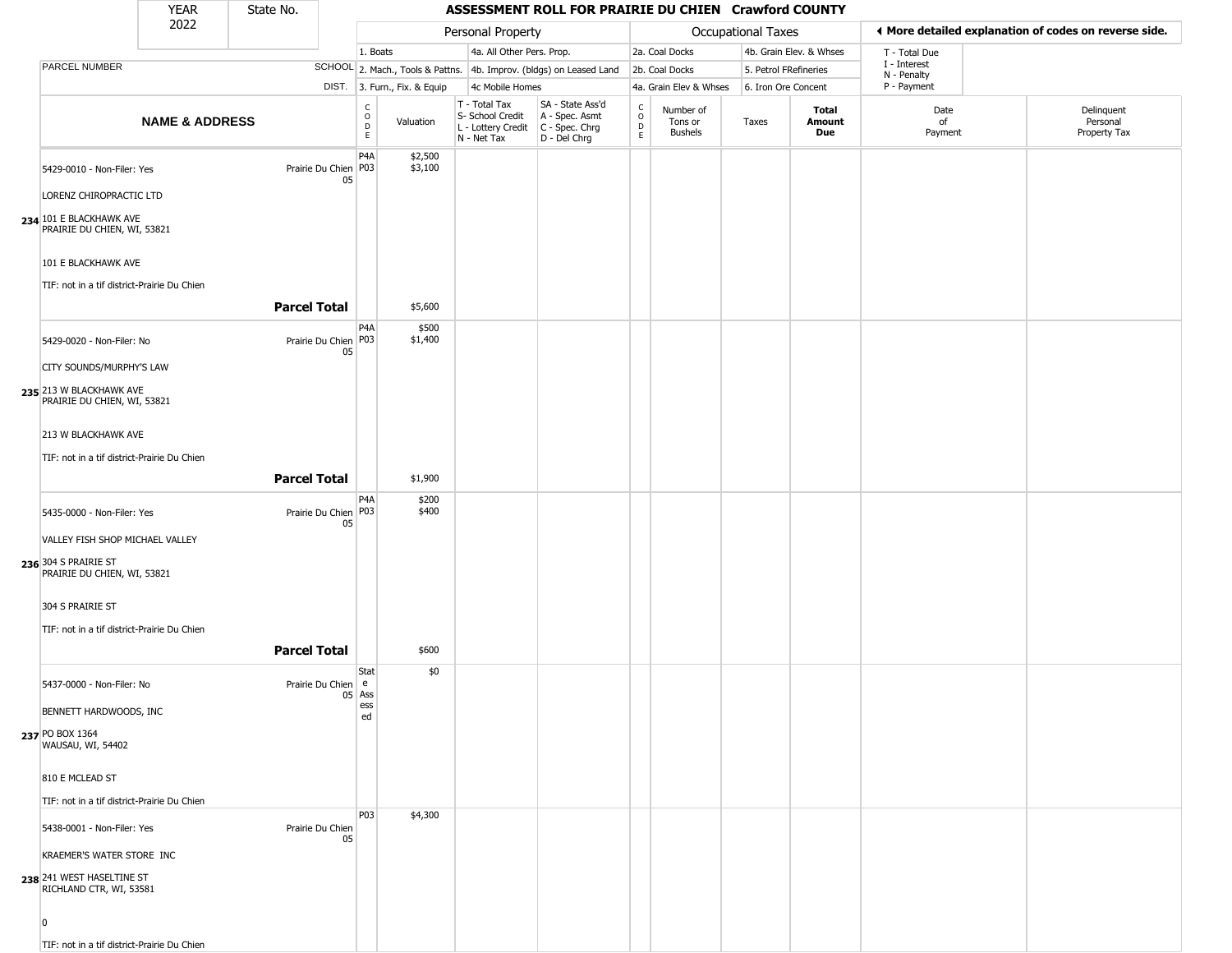YEAR 2022 | State No.

# ASSESSMENT ROLL FOR PRAIRIE DU CHIEN Crawford COUNTY

| | | Personal Property | | | | Occupational Taxes | | | | ◄ More detailed explanation of codes on reverse side. | |
|---|---|---|---|---|---|---|---|---|---|---|---|
| | | 1. Boats | | 4a. All Other Pers. Prop. | | 2a. Coal Docks | | 4b. Grain Elev. & Whses | | T - Total Due | |
| PARCEL NUMBER | SCHOOL | 2. Mach., Tools & Pattns. | | 4b. Improv. (bldgs) on Leased Land | | 2b. Coal Docks | | 5. Petrol FRefineries | | I - Interest N - Penalty | |
| | DIST. | 3. Furn., Fix. & Equip | | 4c Mobile Homes | | 4a. Grain Elev & Whses | | 6. Iron Ore Concent | | P - Payment | |
| **NAME & ADDRESS** | | CODE | Valuation | T - Total Tax S- School Credit L - Lottery Credit N - Net Tax | SA - State Ass'd A - Spec. Asmt C - Spec. Chrg D - Del Chrg | CODE | Number of Tons or Bushels | Taxes | **Total Amount Due** | Date of Payment | Delinquent Personal Property Tax |
| 5429-0010 - Non-Filer: Yes | Prairie Du Chien 05 | P4A P03 | $2,500 $3,100 | | | | | | | | |
| LORENZ CHIROPRACTIC LTD | | | | | | | | | | | |
| 234 101 E BLACKHAWK AVE PRAIRIE DU CHIEN, WI, 53821 | | | | | | | | | | | |
| 101 E BLACKHAWK AVE | | | | | | | | | | | |
| TIF: not in a tif district-Prairie Du Chien | | | | | | | | | | | |
| | **Parcel Total** | | $5,600 | | | | | | | | |
| 5429-0020 - Non-Filer: No | Prairie Du Chien 05 | P4A P03 | $500 $1,400 | | | | | | | | |
| CITY SOUNDS/MURPHY'S LAW | | | | | | | | | | | |
| 235 213 W BLACKHAWK AVE PRAIRIE DU CHIEN, WI, 53821 | | | | | | | | | | | |
| 213 W BLACKHAWK AVE | | | | | | | | | | | |
| TIF: not in a tif district-Prairie Du Chien | | | | | | | | | | | |
| | **Parcel Total** | | $1,900 | | | | | | | | |
| 5435-0000 - Non-Filer: Yes | Prairie Du Chien 05 | P4A P03 | $200 $400 | | | | | | | | |
| VALLEY FISH SHOP MICHAEL VALLEY | | | | | | | | | | | |
| 236 304 S PRAIRIE ST PRAIRIE DU CHIEN, WI, 53821 | | | | | | | | | | | |
| 304 S PRAIRIE ST | | | | | | | | | | | |
| TIF: not in a tif district-Prairie Du Chien | | | | | | | | | | | |
| | **Parcel Total** | | $600 | | | | | | | | |
| 5437-0000 - Non-Filer: No | Prairie Du Chien 05 | State Assessed | $0 | | | | | | | | |
| BENNETT HARDWOODS, INC | | | | | | | | | | | |
| 237 PO BOX 1364 WAUSAU, WI, 54402 | | | | | | | | | | | |
| 810 E MCLEAD ST | | | | | | | | | | | |
| TIF: not in a tif district-Prairie Du Chien | | | | | | | | | | | |
| 5438-0001 - Non-Filer: Yes | Prairie Du Chien 05 | P03 | $4,300 | | | | | | | | |
| KRAEMER'S WATER STORE INC | | | | | | | | | | | |
| 238 241 WEST HASELTINE ST RICHLAND CTR, WI, 53581 | | | | | | | | | | | |
| 0 | | | | | | | | | | | |
| TIF: not in a tif district-Prairie Du Chien | | | | | | | | | | | |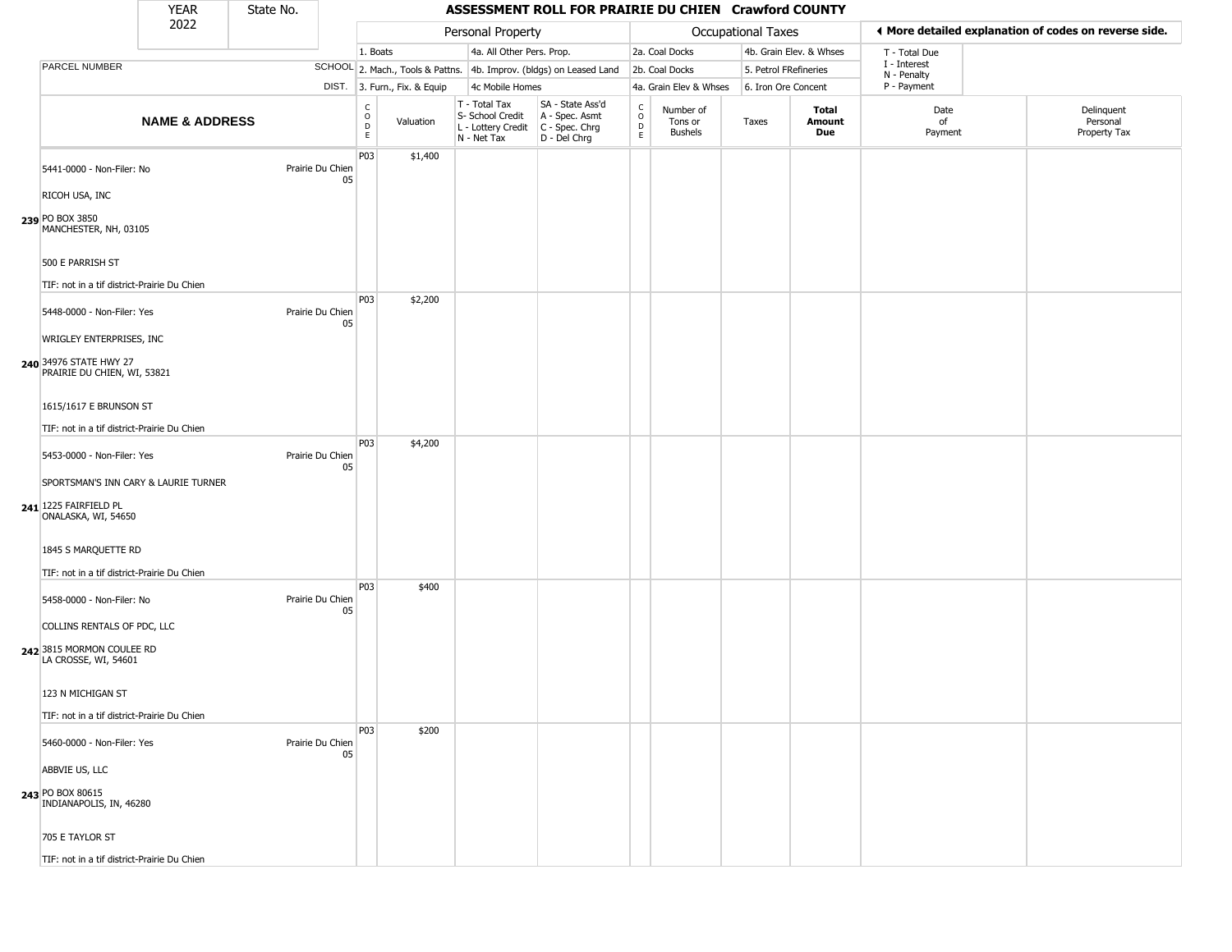| YEAR 2022 | State No. | | | ASSESSMENT ROLL FOR PRAIRIE DU CHIEN Crawford COUNTY | | | | | | | | |
|---|---|---|---|---|---|---|---|---|---|---|---|---|

| | | Personal Property | | | | Occupational Taxes | | | | More detailed explanation of codes on reverse side. | |
|---|---|---|---|---|---|---|---|---|---|---|---|
| PARCEL NUMBER | SCHOOL DIST. | 1. Boats<br>2. Mach., Tools & Pattns.<br>3. Furn., Fix. & Equip | | 4a. All Other Pers. Prop.<br>4b. Improv. (bldgs) on Leased Land<br>4c Mobile Homes | | 2a. Coal Docks<br>2b. Coal Docks<br>4a. Grain Elev & Whses | | 4b. Grain Elev. & Whses<br>5. Petrol FRefineries<br>6. Iron Ore Concent | | T - Total Due<br>I - Interest<br>N - Penalty<br>P - Payment | |
| **NAME & ADDRESS** | | CODE | Valuation | T - Total Tax<br>S- School Credit<br>L - Lottery Credit<br>N - Net Tax | SA - State Ass'd<br>A - Spec. Asmt<br>C - Spec. Chrg<br>D - Del Chrg | CODE | Number of Tons or Bushels | Taxes | **Total Amount Due** | Date of Payment | Delinquent Personal Property Tax |
| 5441-0000 - Non-Filer: No<br>RICOH USA, INC<br>239 PO BOX 3850<br>MANCHESTER, NH, 03105<br>500 E PARRISH ST<br>TIF: not in a tif district-Prairie Du Chien | Prairie Du Chien 05 | P03 | $1,400 | | | | | | | | |
| 5448-0000 - Non-Filer: Yes<br>WRIGLEY ENTERPRISES, INC<br>240 34976 STATE HWY 27<br>PRAIRIE DU CHIEN, WI, 53821<br>1615/1617 E BRUNSON ST<br>TIF: not in a tif district-Prairie Du Chien | Prairie Du Chien 05 | P03 | $2,200 | | | | | | | | |
| 5453-0000 - Non-Filer: Yes<br>SPORTSMAN'S INN CARY & LAURIE TURNER<br>241 1225 FAIRFIELD PL<br>ONALASKA, WI, 54650<br>1845 S MARQUETTE RD<br>TIF: not in a tif district-Prairie Du Chien | Prairie Du Chien 05 | P03 | $4,200 | | | | | | | | |
| 5458-0000 - Non-Filer: No<br>COLLINS RENTALS OF PDC, LLC<br>242 3815 MORMON COULEE RD<br>LA CROSSE, WI, 54601<br>123 N MICHIGAN ST<br>TIF: not in a tif district-Prairie Du Chien | Prairie Du Chien 05 | P03 | $400 | | | | | | | | |
| 5460-0000 - Non-Filer: Yes<br>ABBVIE US, LLC<br>243 PO BOX 80615<br>INDIANAPOLIS, IN, 46280<br>705 E TAYLOR ST<br>TIF: not in a tif district-Prairie Du Chien | Prairie Du Chien 05 | P03 | $200 | | | | | | | | |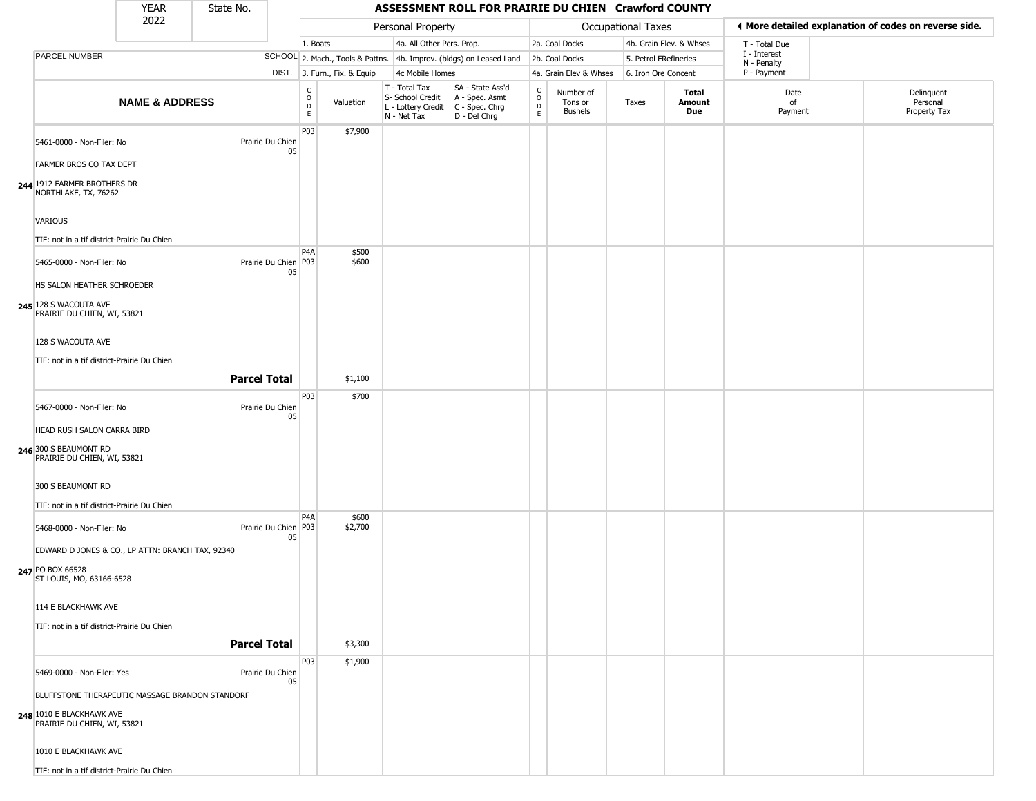| YEAR 2022 | State No. | ASSESSMENT ROLL FOR PRAIRIE DU CHIEN Crawford COUNTY | | | | | | | | | | | |
|---|---|---|---|---|---|---|---|---|---|---|---|---|---|

**Personal Property:** 1. Boats; 2. Mach., Tools & Pattns.; 3. Furn., Fix. & Equip; 4a. All Other Pers. Prop.; 4b. Improv. (bldgs) on Leased Land; 4c Mobile Homes

**Occupational Taxes:** 2a. Coal Docks; 2b. Coal Docks; 4a. Grain Elev & Whses; 4b. Grain Elev. & Whses; 5. Petrol FRefineries; 6. Iron Ore Concent

◀ More detailed explanation of codes on reverse side.

T - Total Due; I - Interest; N - Penalty; P - Payment

| | NAME & ADDRESS | SCHOOL DIST. | CODE | Valuation | T - Total Tax S- School Credit L - Lottery Credit N - Net Tax | SA - State Ass'd A - Spec. Asmt C - Spec. Chrg D - Del Chrg | CODE | Number of Tons or Bushels | Taxes | Total Amount Due | Date of Payment | Delinquent Personal Property Tax |
|---|---|---|---|---|---|---|---|---|---|---|---|---|
| 244 | 5461-0000 - Non-Filer: No<br>FARMER BROS CO TAX DEPT<br>1912 FARMER BROTHERS DR<br>NORTHLAKE, TX, 76262<br>VARIOUS<br>TIF: not in a tif district-Prairie Du Chien | Prairie Du Chien 05 | P03 | $7,900 | | | | | | | | |
| 245 | 5465-0000 - Non-Filer: No<br>HS SALON HEATHER SCHROEDER<br>128 S WACOUTA AVE<br>PRAIRIE DU CHIEN, WI, 53821<br>128 S WACOUTA AVE<br>TIF: not in a tif district-Prairie Du Chien | Prairie Du Chien 05 | P4A<br>P03 | $500<br>$600 | | | | | | | | |
| | **Parcel Total** | | | $1,100 | | | | | | | | |
| 246 | 5467-0000 - Non-Filer: No<br>HEAD RUSH SALON CARRA BIRD<br>300 S BEAUMONT RD<br>PRAIRIE DU CHIEN, WI, 53821<br>300 S BEAUMONT RD<br>TIF: not in a tif district-Prairie Du Chien | Prairie Du Chien 05 | P03 | $700 | | | | | | | | |
| 247 | 5468-0000 - Non-Filer: No<br>EDWARD D JONES & CO., LP ATTN: BRANCH TAX, 92340<br>PO BOX 66528<br>ST LOUIS, MO, 63166-6528<br>114 E BLACKHAWK AVE<br>TIF: not in a tif district-Prairie Du Chien | Prairie Du Chien 05 | P4A<br>P03 | $600<br>$2,700 | | | | | | | | |
| | **Parcel Total** | | | $3,300 | | | | | | | | |
| 248 | 5469-0000 - Non-Filer: Yes<br>BLUFFSTONE THERAPEUTIC MASSAGE BRANDON STANDORF<br>1010 E BLACKHAWK AVE<br>PRAIRIE DU CHIEN, WI, 53821<br>1010 E BLACKHAWK AVE<br>TIF: not in a tif district-Prairie Du Chien | Prairie Du Chien 05 | P03 | $1,900 | | | | | | | | |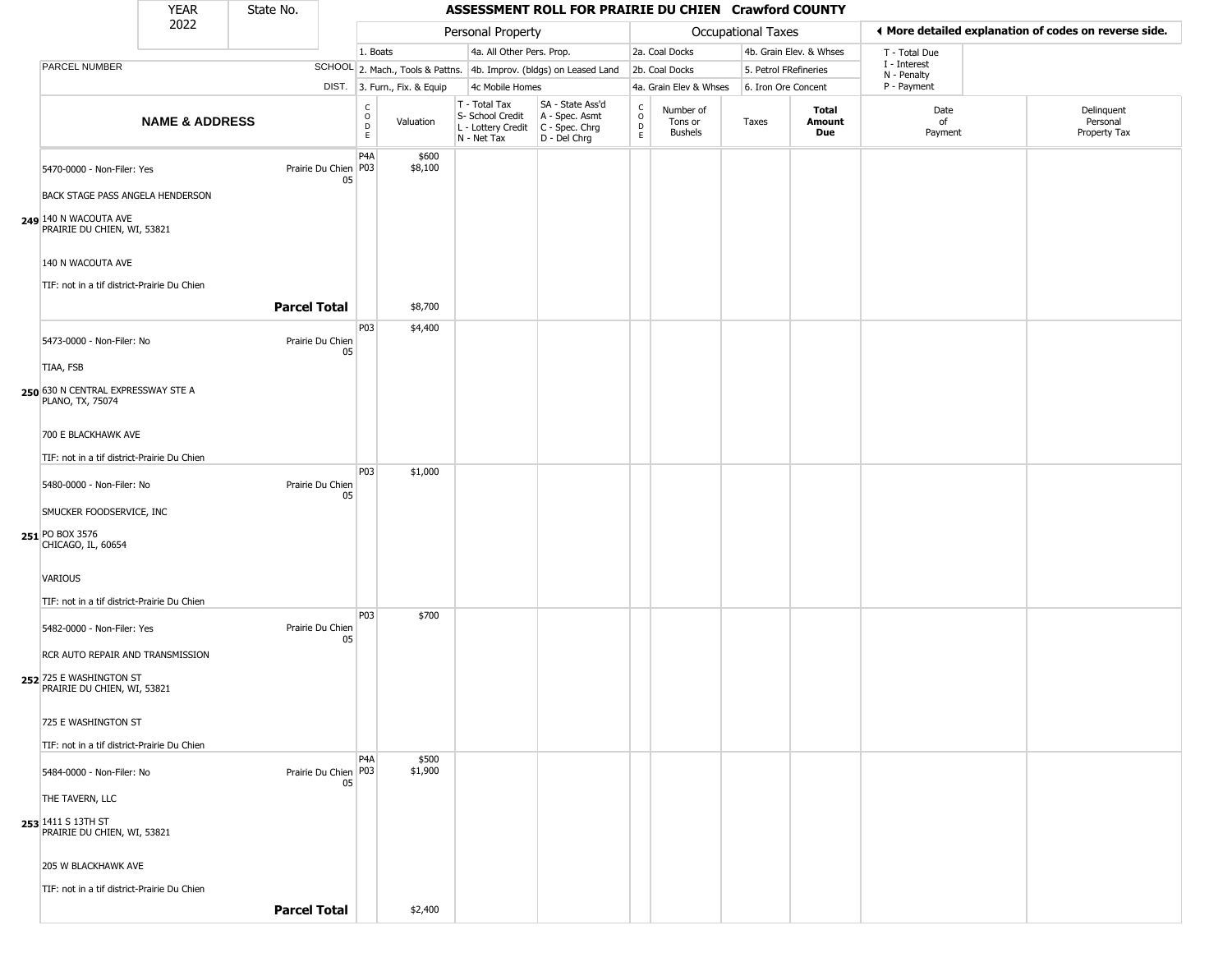| YEAR | State No. | | | | | | | | | | | | |
|---|---|---|---|---|---|---|---|---|---|---|---|---|---|
| 2022 | | | | | | | | | | | | | |

# ASSESSMENT ROLL FOR PRAIRIE DU CHIEN Crawford COUNTY

| PARCEL NUMBER | SCHOOL DIST. | Personal Property | | | | Occupational Taxes | | | | ◄ More detailed explanation of codes on reverse side. | |
|---|---|---|---|---|---|---|---|---|---|---|---|
| | | 1. Boats | | 4a. All Other Pers. Prop. | | 2a. Coal Docks | | 4b. Grain Elev. & Whses | | T - Total Due | |
| | | 2. Mach., Tools & Pattns. | | 4b. Improv. (bldgs) on Leased Land | | 2b. Coal Docks | | 5. Petrol FRefineries | | I - Interest<br>N - Penalty | |
| | | 3. Furn., Fix. & Equip | | 4c Mobile Homes | | 4a. Grain Elev & Whses | | 6. Iron Ore Concent | | P - Payment | |
| **NAME & ADDRESS** | | CODE | Valuation | T - Total Tax<br>S- School Credit<br>L - Lottery Credit<br>N - Net Tax | SA - State Ass'd<br>A - Spec. Asmt<br>C - Spec. Chrg<br>D - Del Chrg | CODE | Number of Tons or Bushels | Taxes | **Total Amount Due** | Date of Payment | Delinquent Personal Property Tax |
| 5470-0000 - Non-Filer: Yes<br><br>BACK STAGE PASS ANGELA HENDERSON<br><br>**249** 140 N WACOUTA AVE<br>PRAIRIE DU CHIEN, WI, 53821<br><br>140 N WACOUTA AVE<br><br>TIF: not in a tif district-Prairie Du Chien | Prairie Du Chien 05 | P4A<br>P03 | $600<br>$8,100 | | | | | | | | |
| | **Parcel Total** | | $8,700 | | | | | | | | |
| 5473-0000 - Non-Filer: No<br><br>TIAA, FSB<br><br>**250** 630 N CENTRAL EXPRESSWAY STE A<br>PLANO, TX, 75074<br><br>700 E BLACKHAWK AVE<br><br>TIF: not in a tif district-Prairie Du Chien | Prairie Du Chien 05 | P03 | $4,400 | | | | | | | | |
| 5480-0000 - Non-Filer: No<br><br>SMUCKER FOODSERVICE, INC<br><br>**251** PO BOX 3576<br>CHICAGO, IL, 60654<br><br>VARIOUS<br><br>TIF: not in a tif district-Prairie Du Chien | Prairie Du Chien 05 | P03 | $1,000 | | | | | | | | |
| 5482-0000 - Non-Filer: Yes<br><br>RCR AUTO REPAIR AND TRANSMISSION<br><br>**252** 725 E WASHINGTON ST<br>PRAIRIE DU CHIEN, WI, 53821<br><br>725 E WASHINGTON ST<br><br>TIF: not in a tif district-Prairie Du Chien | Prairie Du Chien 05 | P03 | $700 | | | | | | | | |
| 5484-0000 - Non-Filer: No<br><br>THE TAVERN, LLC<br><br>**253** 1411 S 13TH ST<br>PRAIRIE DU CHIEN, WI, 53821<br><br>205 W BLACKHAWK AVE<br><br>TIF: not in a tif district-Prairie Du Chien | Prairie Du Chien 05 | P4A<br>P03 | $500<br>$1,900 | | | | | | | | |
| | **Parcel Total** | | $2,400 | | | | | | | | |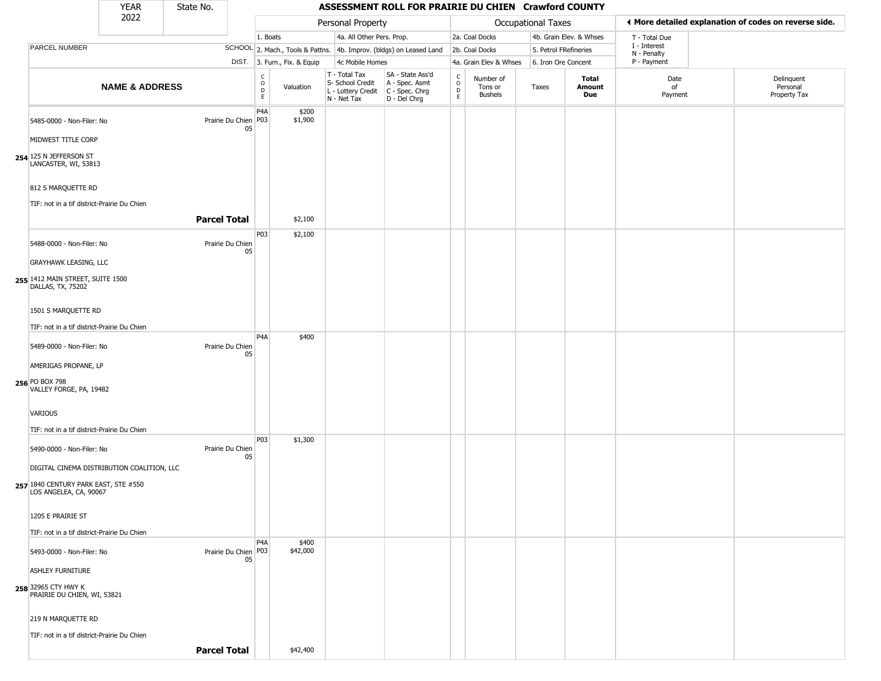| YEAR 2022 | State No. | | ASSESSMENT ROLL FOR PRAIRIE DU CHIEN Crawford COUNTY | | | | | | | | | |
|---|---|---|---|---|---|---|---|---|---|---|---|---|

| | | | Personal Property | | | | Occupational Taxes | | | | ◂ More detailed explanation of codes on reverse side. | |
|---|---|---|---|---|---|---|---|---|---|---|---|---|
| | | | 1. Boats | | 4a. All Other Pers. Prop. | | 2a. Coal Docks | | 4b. Grain Elev. & Whses | | T - Total Due | |
| PARCEL NUMBER | SCHOOL | | 2. Mach., Tools & Pattns. | | 4b. Improv. (bldgs) on Leased Land | | 2b. Coal Docks | | 5. Petrol FRefineries | | I - Interest N - Penalty | |
| | DIST. | | 3. Furn., Fix. & Equip | | 4c Mobile Homes | | 4a. Grain Elev & Whses | | 6. Iron Ore Concent | | P - Payment | |
| NAME & ADDRESS | | CODE | Valuation | T - Total Tax S- School Credit L - Lottery Credit N - Net Tax | SA - State Ass'd A - Spec. Asmt C - Spec. Chrg D - Del Chrg | CODE | Number of Tons or Bushels | Taxes | Total Amount Due | Date of Payment | Delinquent Personal Property Tax |
| 254 5485-0000 - Non-Filer: No MIDWEST TITLE CORP 125 N JEFFERSON ST LANCASTER, WI, 53813 812 S MARQUETTE RD TIF: not in a tif district-Prairie Du Chien | Prairie Du Chien 05 | P4A P03 | $200 $1,900 | | | | | | | | |
| | Parcel Total | | $2,100 | | | | | | | | |
| 255 5488-0000 - Non-Filer: No GRAYHAWK LEASING, LLC 1412 MAIN STREET, SUITE 1500 DALLAS, TX, 75202 1501 S MARQUETTE RD TIF: not in a tif district-Prairie Du Chien | Prairie Du Chien 05 | P03 | $2,100 | | | | | | | | |
| 256 5489-0000 - Non-Filer: No AMERIGAS PROPANE, LP PO BOX 798 VALLEY FORGE, PA, 19482 VARIOUS TIF: not in a tif district-Prairie Du Chien | Prairie Du Chien 05 | P4A | $400 | | | | | | | | |
| 257 5490-0000 - Non-Filer: No DIGITAL CINEMA DISTRIBUTION COALITION, LLC 1840 CENTURY PARK EAST, STE #550 LOS ANGELEA, CA, 90067 1205 E PRAIRIE ST TIF: not in a tif district-Prairie Du Chien | Prairie Du Chien 05 | P03 | $1,300 | | | | | | | | |
| 258 5493-0000 - Non-Filer: No ASHLEY FURNITURE 32965 CTY HWY K PRAIRIE DU CHIEN, WI, 53821 219 N MARQUETTE RD TIF: not in a tif district-Prairie Du Chien | Prairie Du Chien 05 | P4A P03 | $400 $42,000 | | | | | | | | |
| | Parcel Total | | $42,400 | | | | | | | | |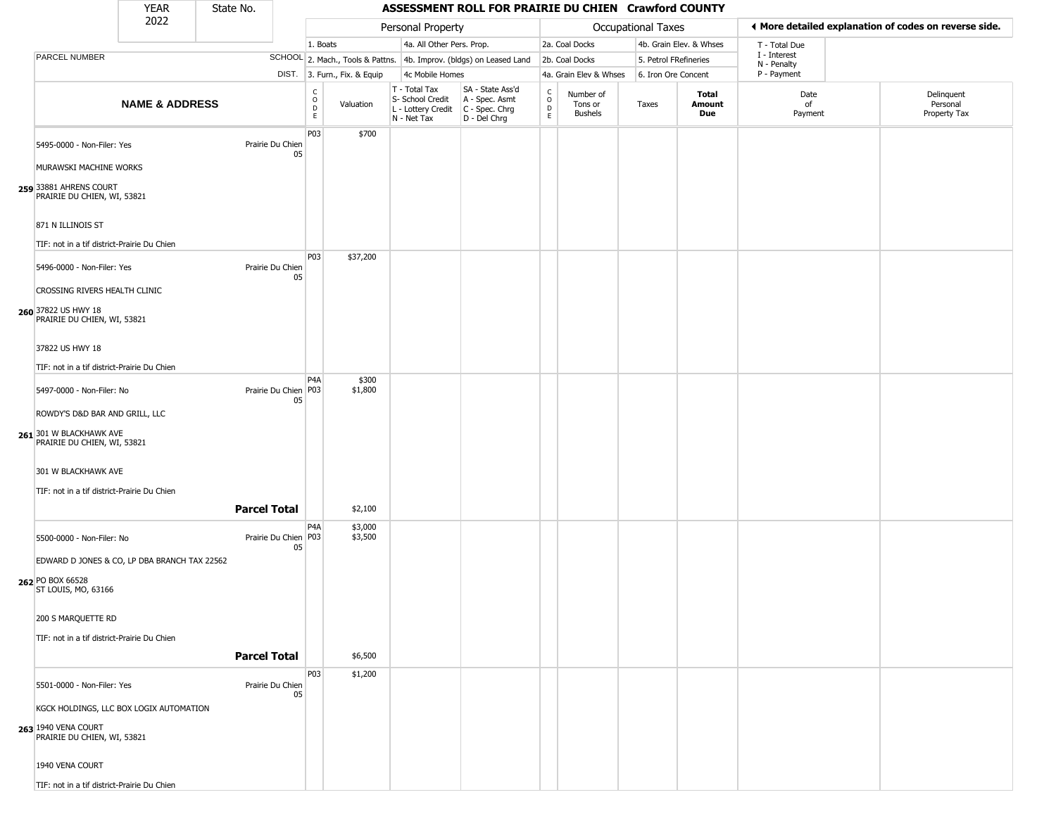| YEAR 2022 | State No. | ASSESSMENT ROLL FOR PRAIRIE DU CHIEN Crawford COUNTY | | | | | | | | | |
|---|---|---|---|---|---|---|---|---|---|---|---|

| | | Personal Property | | | | Occupational Taxes | | | | ◄ More detailed explanation of codes on reverse side. | |
|---|---|---|---|---|---|---|---|---|---|---|---|
| PARCEL NUMBER | SCHOOL DIST. | 1. Boats<br>2. Mach., Tools & Pattns.<br>3. Furn., Fix. & Equip | | 4a. All Other Pers. Prop.<br>4b. Improv. (bldgs) on Leased Land<br>4c Mobile Homes | | 2a. Coal Docks<br>2b. Coal Docks<br>4a. Grain Elev & Whses | | 4b. Grain Elev. & Whses<br>5. Petrol FRefineries<br>6. Iron Ore Concent | | T - Total Due<br>I - Interest<br>N - Penalty<br>P - Payment | |
| NAME & ADDRESS | | CODE | Valuation | T - Total Tax<br>S- School Credit<br>L - Lottery Credit<br>N - Net Tax | SA - State Ass'd<br>A - Spec. Asmt<br>C - Spec. Chrg<br>D - Del Chrg | CODE | Number of Tons or Bushels | Taxes | Total Amount Due | Date of Payment | Delinquent Personal Property Tax |
| 259 5495-0000 - Non-Filer: Yes<br>MURAWSKI MACHINE WORKS<br>33881 AHRENS COURT<br>PRAIRIE DU CHIEN, WI, 53821<br><br>871 N ILLINOIS ST<br><br>TIF: not in a tif district-Prairie Du Chien | Prairie Du Chien 05 | P03 | $700 | | | | | | | | |
| 260 5496-0000 - Non-Filer: Yes<br>CROSSING RIVERS HEALTH CLINIC<br>37822 US HWY 18<br>PRAIRIE DU CHIEN, WI, 53821<br><br>37822 US HWY 18<br><br>TIF: not in a tif district-Prairie Du Chien | Prairie Du Chien 05 | P03 | $37,200 | | | | | | | | |
| 261 5497-0000 - Non-Filer: No<br>ROWDY'S D&D BAR AND GRILL, LLC<br>301 W BLACKHAWK AVE<br>PRAIRIE DU CHIEN, WI, 53821<br><br>301 W BLACKHAWK AVE<br><br>TIF: not in a tif district-Prairie Du Chien | Prairie Du Chien 05 | P4A<br>P03 | $300<br>$1,800 | | | | | | | | |
| | **Parcel Total** | | $2,100 | | | | | | | | |
| 262 5500-0000 - Non-Filer: No<br>EDWARD D JONES & CO, LP DBA BRANCH TAX 22562<br>PO BOX 66528<br>ST LOUIS, MO, 63166<br><br>200 S MARQUETTE RD<br><br>TIF: not in a tif district-Prairie Du Chien | Prairie Du Chien 05 | P4A<br>P03 | $3,000<br>$3,500 | | | | | | | | |
| | **Parcel Total** | | $6,500 | | | | | | | | |
| 263 5501-0000 - Non-Filer: Yes<br>KGCK HOLDINGS, LLC BOX LOGIX AUTOMATION<br>1940 VENA COURT<br>PRAIRIE DU CHIEN, WI, 53821<br><br>1940 VENA COURT<br><br>TIF: not in a tif district-Prairie Du Chien | Prairie Du Chien 05 | P03 | $1,200 | | | | | | | | |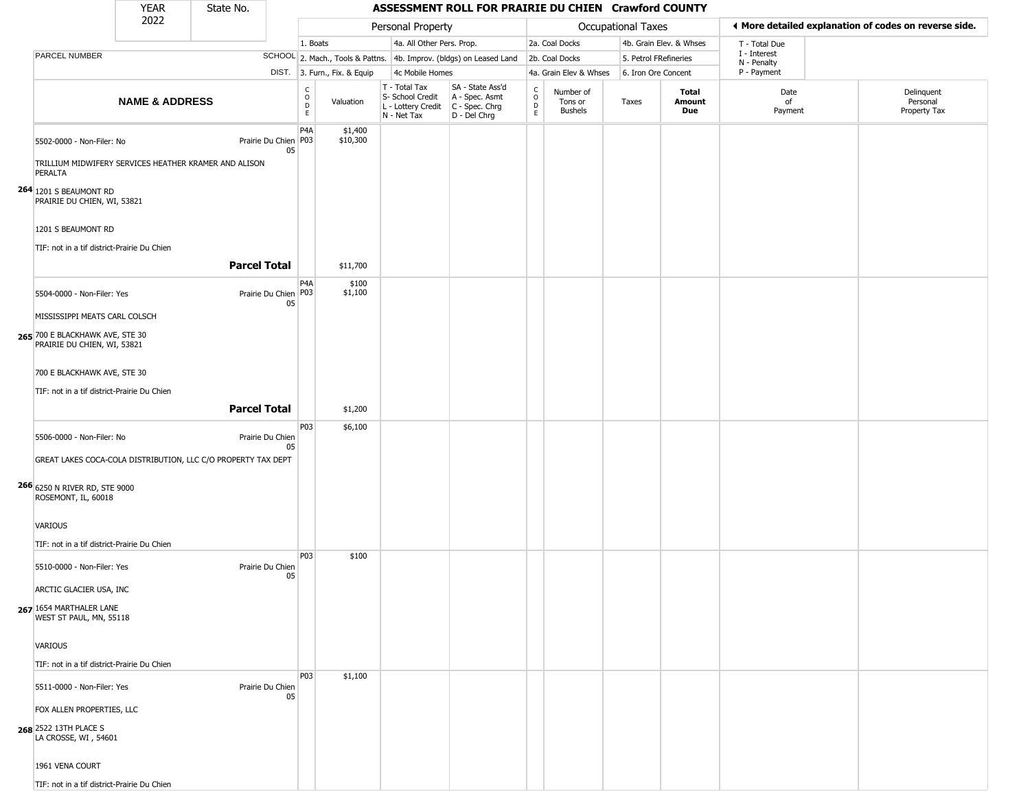| YEAR 2022 | State No. | ASSESSMENT ROLL FOR PRAIRIE DU CHIEN Crawford COUNTY |
|---|---|---|

| | | Personal Property | | | | Occupational Taxes | | | | ◀ More detailed explanation of codes on reverse side. | |
|---|---|---|---|---|---|---|---|---|---|---|---|
| PARCEL NUMBER | SCHOOL DIST. | 1. Boats<br>2. Mach., Tools & Pattns.<br>3. Furn., Fix. & Equip | | 4a. All Other Pers. Prop.<br>4b. Improv. (bldgs) on Leased Land<br>4c Mobile Homes | | 2a. Coal Docks<br>2b. Coal Docks<br>4a. Grain Elev & Whses | | 4b. Grain Elev. & Whses<br>5. Petrol FRefineries<br>6. Iron Ore Concent | | T - Total Due<br>I - Interest<br>N - Penalty<br>P - Payment | |
| **NAME & ADDRESS** | | CODE | Valuation | T - Total Tax<br>S- School Credit<br>L - Lottery Credit<br>N - Net Tax | SA - State Ass'd<br>A - Spec. Asmt<br>C - Spec. Chrg<br>D - Del Chrg | CODE | Number of Tons or Bushels | Taxes | **Total Amount Due** | Date of Payment | Delinquent Personal Property Tax |
| 264 5502-0000 - Non-Filer: No<br>TRILLIUM MIDWIFERY SERVICES HEATHER KRAMER AND ALISON PERALTA<br>1201 S BEAUMONT RD<br>PRAIRIE DU CHIEN, WI, 53821<br>1201 S BEAUMONT RD<br>TIF: not in a tif district-Prairie Du Chien | Prairie Du Chien 05 | P4A<br>P03 | $1,400<br>$10,300 | | | | | | | | |
| **Parcel Total** | | | $11,700 | | | | | | | | |
| 265 5504-0000 - Non-Filer: Yes<br>MISSISSIPPI MEATS CARL COLSCH<br>700 E BLACKHAWK AVE, STE 30<br>PRAIRIE DU CHIEN, WI, 53821<br>700 E BLACKHAWK AVE, STE 30<br>TIF: not in a tif district-Prairie Du Chien | Prairie Du Chien 05 | P4A<br>P03 | $100<br>$1,100 | | | | | | | | |
| **Parcel Total** | | | $1,200 | | | | | | | | |
| 266 5506-0000 - Non-Filer: No<br>GREAT LAKES COCA-COLA DISTRIBUTION, LLC C/O PROPERTY TAX DEPT<br>6250 N RIVER RD, STE 9000<br>ROSEMONT, IL, 60018<br>VARIOUS<br>TIF: not in a tif district-Prairie Du Chien | Prairie Du Chien 05 | P03 | $6,100 | | | | | | | | |
| 267 5510-0000 - Non-Filer: Yes<br>ARCTIC GLACIER USA, INC<br>1654 MARTHALER LANE<br>WEST ST PAUL, MN, 55118<br>VARIOUS<br>TIF: not in a tif district-Prairie Du Chien | Prairie Du Chien 05 | P03 | $100 | | | | | | | | |
| 268 5511-0000 - Non-Filer: Yes<br>FOX ALLEN PROPERTIES, LLC<br>2522 13TH PLACE S<br>LA CROSSE, WI , 54601<br>1961 VENA COURT<br>TIF: not in a tif district-Prairie Du Chien | Prairie Du Chien 05 | P03 | $1,100 | | | | | | | | |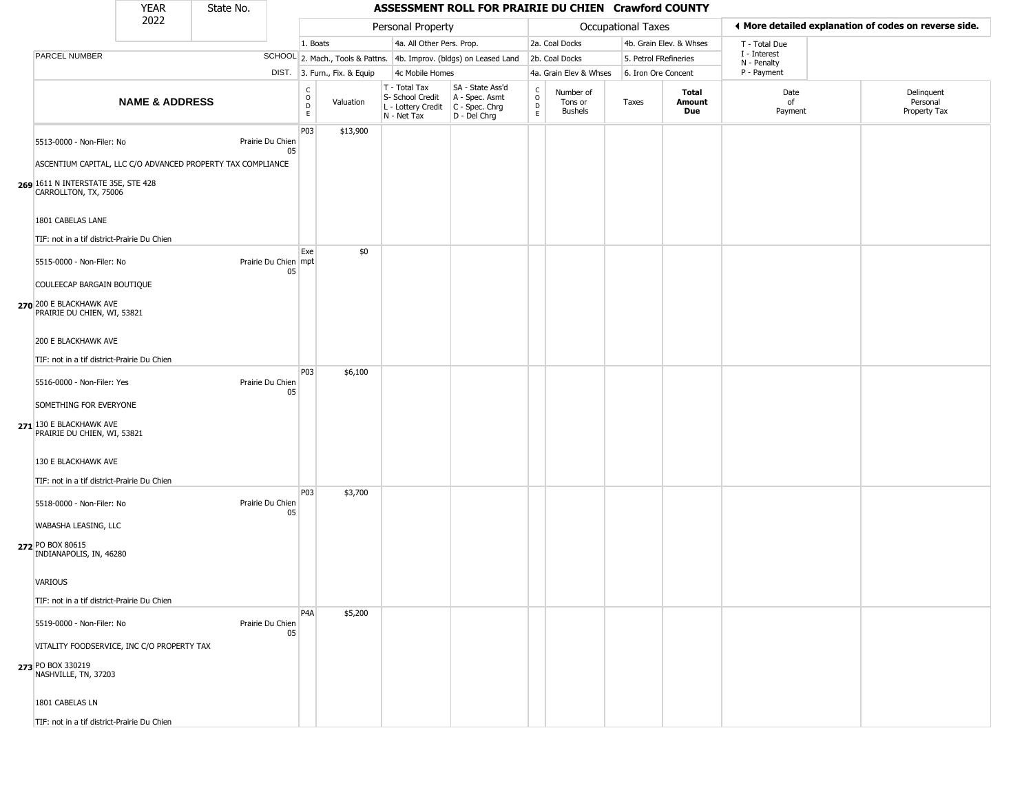| YEAR 2022 | State No. | | ASSESSMENT ROLL FOR PRAIRIE DU CHIEN Crawford COUNTY | | | | | | | | | |
|---|---|---|---|---|---|---|---|---|---|---|---|---|

| | | Personal Property | | | | Occupational Taxes | | | | ◀ More detailed explanation of codes on reverse side. | | |
|---|---|---|---|---|---|---|---|---|---|---|---|---|
| | | 1. Boats | | 4a. All Other Pers. Prop. | | 2a. Coal Docks | | 4b. Grain Elev. & Whses | | T - Total Due | | |
| PARCEL NUMBER | SCHOOL | 2. Mach., Tools & Pattns. | | 4b. Improv. (bldgs) on Leased Land | | 2b. Coal Docks | | 5. Petrol FRefineries | | I - Interest N - Penalty | | |
| | DIST. | 3. Furn., Fix. & Equip | | 4c Mobile Homes | | 4a. Grain Elev & Whses | | 6. Iron Ore Concent | | P - Payment | | |
| **NAME & ADDRESS** | | CODE | Valuation | T - Total Tax S- School Credit L - Lottery Credit N - Net Tax | SA - State Ass'd A - Spec. Asmt C - Spec. Chrg D - Del Chrg | CODE | Number of Tons or Bushels | Taxes | **Total Amount Due** | Date of Payment | Delinquent Personal Property Tax | |
| 269 5513-0000 - Non-Filer: No<br>ASCENTIUM CAPITAL, LLC C/O ADVANCED PROPERTY TAX COMPLIANCE<br>1611 N INTERSTATE 35E, STE 428<br>CARROLLTON, TX, 75006<br>1801 CABELAS LANE<br>TIF: not in a tif district-Prairie Du Chien | Prairie Du Chien 05 | P03 | $13,900 | | | | | | | | | |
| 270 5515-0000 - Non-Filer: No<br>COULEECAP BARGAIN BOUTIQUE<br>200 E BLACKHAWK AVE<br>PRAIRIE DU CHIEN, WI, 53821<br>200 E BLACKHAWK AVE<br>TIF: not in a tif district-Prairie Du Chien | Prairie Du Chien 05 | Exempt | $0 | | | | | | | | | |
| 271 5516-0000 - Non-Filer: Yes<br>SOMETHING FOR EVERYONE<br>130 E BLACKHAWK AVE<br>PRAIRIE DU CHIEN, WI, 53821<br>130 E BLACKHAWK AVE<br>TIF: not in a tif district-Prairie Du Chien | Prairie Du Chien 05 | P03 | $6,100 | | | | | | | | | |
| 272 5518-0000 - Non-Filer: No<br>WABASHA LEASING, LLC<br>PO BOX 80615<br>INDIANAPOLIS, IN, 46280<br>VARIOUS<br>TIF: not in a tif district-Prairie Du Chien | Prairie Du Chien 05 | P03 | $3,700 | | | | | | | | | |
| 273 5519-0000 - Non-Filer: No<br>VITALITY FOODSERVICE, INC C/O PROPERTY TAX<br>PO BOX 330219<br>NASHVILLE, TN, 37203<br>1801 CABELAS LN<br>TIF: not in a tif district-Prairie Du Chien | Prairie Du Chien 05 | P4A | $5,200 | | | | | | | | | |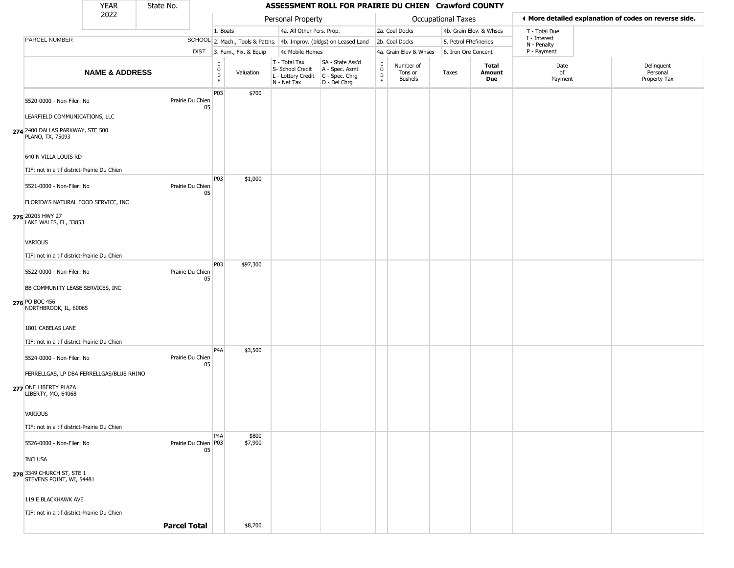| YEAR 2022 | State No. | | ASSESSMENT ROLL FOR PRAIRIE DU CHIEN Crawford COUNTY | | | | | | | | | |
|---|---|---|---|---|---|---|---|---|---|---|---|---|

| | | Personal Property | | | | Occupational Taxes | | | | | ◀ More detailed explanation of codes on reverse side. | |
|---|---|---|---|---|---|---|---|---|---|---|---|---|
| PARCEL NUMBER | SCHOOL DIST. | 1. Boats<br>2. Mach., Tools & Pattns.<br>3. Furn., Fix. & Equip | | 4a. All Other Pers. Prop.<br>4b. Improv. (bldgs) on Leased Land<br>4c Mobile Homes | | 2a. Coal Docks<br>2b. Coal Docks<br>4a. Grain Elev & Whses | | 4b. Grain Elev. & Whses<br>5. Petrol FRefineries<br>6. Iron Ore Concent | | | T - Total Due<br>I - Interest<br>N - Penalty<br>P - Payment | |
| **NAME & ADDRESS** | | CODE | Valuation | T - Total Tax<br>S- School Credit<br>L - Lottery Credit<br>N - Net Tax | SA - State Ass'd<br>A - Spec. Asmt<br>C - Spec. Chrg<br>D - Del Chrg | CODE | Number of Tons or Bushels | Taxes | **Total Amount Due** | Date of Payment | Delinquent Personal Property Tax |
| 274 5520-0000 - Non-Filer: No<br>LEARFIELD COMMUNICATIONS, LLC<br>2400 DALLAS PARKWAY, STE 500<br>PLANO, TX, 75093<br>640 N VILLA LOUIS RD<br>TIF: not in a tif district-Prairie Du Chien | Prairie Du Chien 05 | P03 | $700 | | | | | | | | |
| 275 5521-0000 - Non-Filer: No<br>FLORIDA'S NATURAL FOOD SERVICE, INC<br>20205 HWY 27<br>LAKE WALES, FL, 33853<br>VARIOUS<br>TIF: not in a tif district-Prairie Du Chien | Prairie Du Chien 05 | P03 | $1,000 | | | | | | | | |
| 276 5522-0000 - Non-Filer: No<br>BB COMMUNITY LEASE SERVICES, INC<br>PO BOC 456<br>NORTHBROOK, IL, 60065<br>1801 CABELAS LANE<br>TIF: not in a tif district-Prairie Du Chien | Prairie Du Chien 05 | P03 | $97,300 | | | | | | | | |
| 277 5524-0000 - Non-Filer: No<br>FERRELLGAS, LP DBA FERRELLGAS/BLUE RHINO<br>ONE LIBERTY PLAZA<br>LIBERTY, MO, 64068<br>VARIOUS<br>TIF: not in a tif district-Prairie Du Chien | Prairie Du Chien 05 | P4A | $3,500 | | | | | | | | |
| 278 5526-0000 - Non-Filer: No<br>INCLUSA<br>3349 CHURCH ST, STE 1<br>STEVENS POINT, WI, 54481<br>119 E BLACKHAWK AVE<br>TIF: not in a tif district-Prairie Du Chien | Prairie Du Chien 05 | P4A<br>P03 | $800<br>$7,900 | | | | | | | | |
| | **Parcel Total** | | $8,700 | | | | | | | | |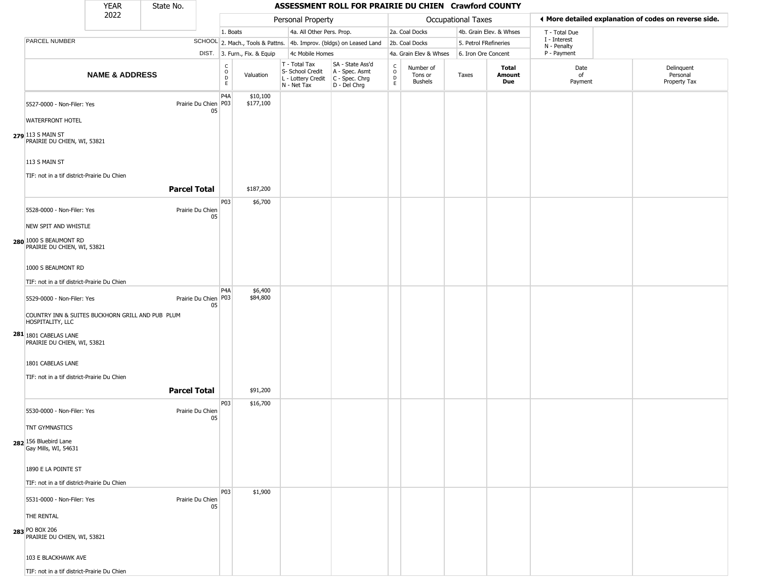| YEAR 2022 | State No. | ASSESSMENT ROLL FOR PRAIRIE DU CHIEN Crawford COUNTY | | | | | | | | | | |
|---|---|---|---|---|---|---|---|---|---|---|---|---|

**Personal Property:** 1. Boats; 2. Mach., Tools & Pattns.; 3. Furn., Fix. & Equip; 4a. All Other Pers. Prop.; 4b. Improv. (bldgs) on Leased Land; 4c Mobile Homes

**Occupational Taxes:** 2a. Coal Docks; 2b. Coal Docks; 4a. Grain Elev & Whses; 4b. Grain Elev. & Whses; 5. Petrol FRefineries; 6. Iron Ore Concent

**◄ More detailed explanation of codes on reverse side.** T - Total Due; I - Interest; N - Penalty; P - Payment

| | NAME & ADDRESS | PARCEL NUMBER / SCHOOL DIST. | CODE | Valuation | T - Total Tax S- School Credit L - Lottery Credit N - Net Tax | SA - State Ass'd A - Spec. Asmt C - Spec. Chrg D - Del Chrg | CODE | Number of Tons or Bushels | Taxes | Total Amount Due | Date of Payment | Delinquent Personal Property Tax |
|---|---|---|---|---|---|---|---|---|---|---|---|---|
| 279 | 5527-0000 - Non-Filer: Yes<br>WATERFRONT HOTEL<br>113 S MAIN ST<br>PRAIRIE DU CHIEN, WI, 53821<br>113 S MAIN ST<br>TIF: not in a tif district-Prairie Du Chien | Prairie Du Chien 05 | P4A<br>P03 | $10,100<br>$177,100 | | | | | | | | |
| | | **Parcel Total** | | $187,200 | | | | | | | | |
| 280 | 5528-0000 - Non-Filer: Yes<br>NEW SPIT AND WHISTLE<br>1000 S BEAUMONT RD<br>PRAIRIE DU CHIEN, WI, 53821<br>1000 S BEAUMONT RD<br>TIF: not in a tif district-Prairie Du Chien | Prairie Du Chien 05 | P03 | $6,700 | | | | | | | | |
| 281 | 5529-0000 - Non-Filer: Yes<br>COUNTRY INN & SUITES BUCKHORN GRILL AND PUB PLUM HOSPITALITY, LLC<br>1801 CABELAS LANE<br>PRAIRIE DU CHIEN, WI, 53821<br>1801 CABELAS LANE<br>TIF: not in a tif district-Prairie Du Chien | Prairie Du Chien 05 | P4A<br>P03 | $6,400<br>$84,800 | | | | | | | | |
| | | **Parcel Total** | | $91,200 | | | | | | | | |
| 282 | 5530-0000 - Non-Filer: Yes<br>TNT GYMNASTICS<br>156 Bluebird Lane<br>Gay Mills, WI, 54631<br>1890 E LA POINTE ST<br>TIF: not in a tif district-Prairie Du Chien | Prairie Du Chien 05 | P03 | $16,700 | | | | | | | | |
| 283 | 5531-0000 - Non-Filer: Yes<br>THE RENTAL<br>PO BOX 206<br>PRAIRIE DU CHIEN, WI, 53821<br>103 E BLACKHAWK AVE<br>TIF: not in a tif district-Prairie Du Chien | Prairie Du Chien 05 | P03 | $1,900 | | | | | | | | |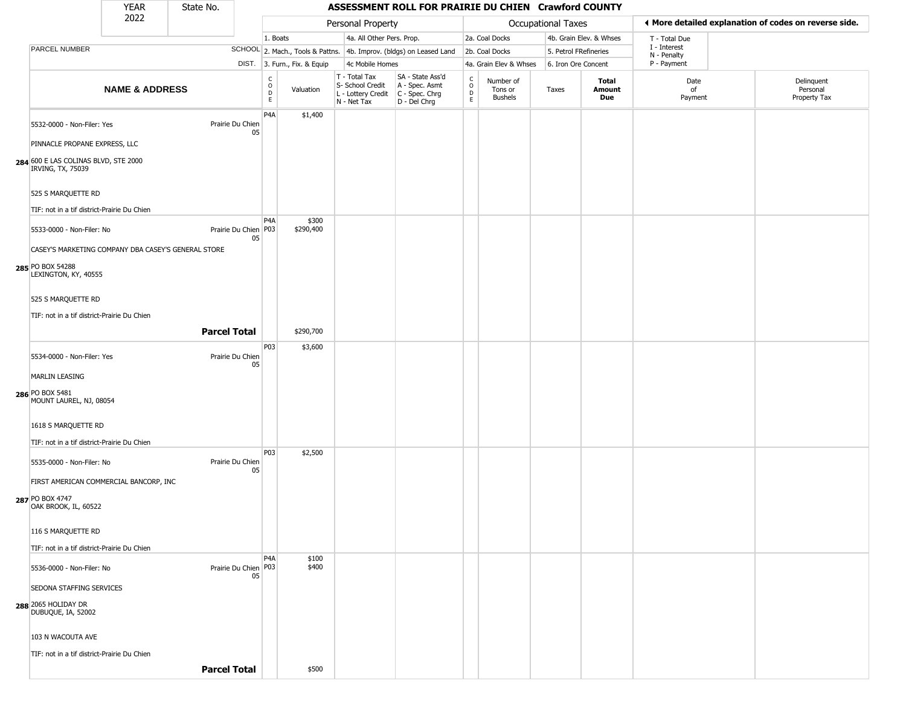| YEAR 2022 | State No. | | ASSESSMENT ROLL FOR PRAIRIE DU CHIEN Crawford COUNTY | | | | | | | | | |
|---|---|---|---|---|---|---|---|---|---|---|---|---|

| | | Personal Property | | | | Occupational Taxes | | | | ◄ More detailed explanation of codes on reverse side. | |
|---|---|---|---|---|---|---|---|---|---|---|---|
| PARCEL NUMBER | SCHOOL DIST. | 1. Boats<br>2. Mach., Tools & Pattns.<br>3. Furn., Fix. & Equip | | 4a. All Other Pers. Prop.<br>4b. Improv. (bldgs) on Leased Land<br>4c Mobile Homes | | 2a. Coal Docks<br>2b. Coal Docks<br>4a. Grain Elev & Whses | | 4b. Grain Elev. & Whses<br>5. Petrol FRefineries<br>6. Iron Ore Concent | | T - Total Due<br>I - Interest<br>N - Penalty<br>P - Payment | |
| **NAME & ADDRESS** | | CODE | Valuation | T - Total Tax<br>S- School Credit<br>L - Lottery Credit<br>N - Net Tax | SA - State Ass'd<br>A - Spec. Asmt<br>C - Spec. Chrg<br>D - Del Chrg | CODE | Number of Tons or Bushels | Taxes | **Total Amount Due** | Date of Payment | Delinquent Personal Property Tax |
| **284** 5532-0000 - Non-Filer: Yes<br>PINNACLE PROPANE EXPRESS, LLC<br>600 E LAS COLINAS BLVD, STE 2000<br>IRVING, TX, 75039<br>525 S MARQUETTE RD<br>TIF: not in a tif district-Prairie Du Chien | Prairie Du Chien 05 | P4A | $1,400 | | | | | | | | |
| **285** 5533-0000 - Non-Filer: No<br>CASEY'S MARKETING COMPANY DBA CASEY'S GENERAL STORE<br>PO BOX 54288<br>LEXINGTON, KY, 40555<br>525 S MARQUETTE RD<br>TIF: not in a tif district-Prairie Du Chien | Prairie Du Chien 05 | P4A<br>P03 | $300<br>$290,400 | | | | | | | | |
| | **Parcel Total** | | $290,700 | | | | | | | | |
| **286** 5534-0000 - Non-Filer: Yes<br>MARLIN LEASING<br>PO BOX 5481<br>MOUNT LAUREL, NJ, 08054<br>1618 S MARQUETTE RD<br>TIF: not in a tif district-Prairie Du Chien | Prairie Du Chien 05 | P03 | $3,600 | | | | | | | | |
| **287** 5535-0000 - Non-Filer: No<br>FIRST AMERICAN COMMERCIAL BANCORP, INC<br>PO BOX 4747<br>OAK BROOK, IL, 60522<br>116 S MARQUETTE RD<br>TIF: not in a tif district-Prairie Du Chien | Prairie Du Chien 05 | P03 | $2,500 | | | | | | | | |
| **288** 5536-0000 - Non-Filer: No<br>SEDONA STAFFING SERVICES<br>2065 HOLIDAY DR<br>DUBUQUE, IA, 52002<br>103 N WACOUTA AVE<br>TIF: not in a tif district-Prairie Du Chien | Prairie Du Chien 05 | P4A<br>P03 | $100<br>$400 | | | | | | | | |
| | **Parcel Total** | | $500 | | | | | | | | |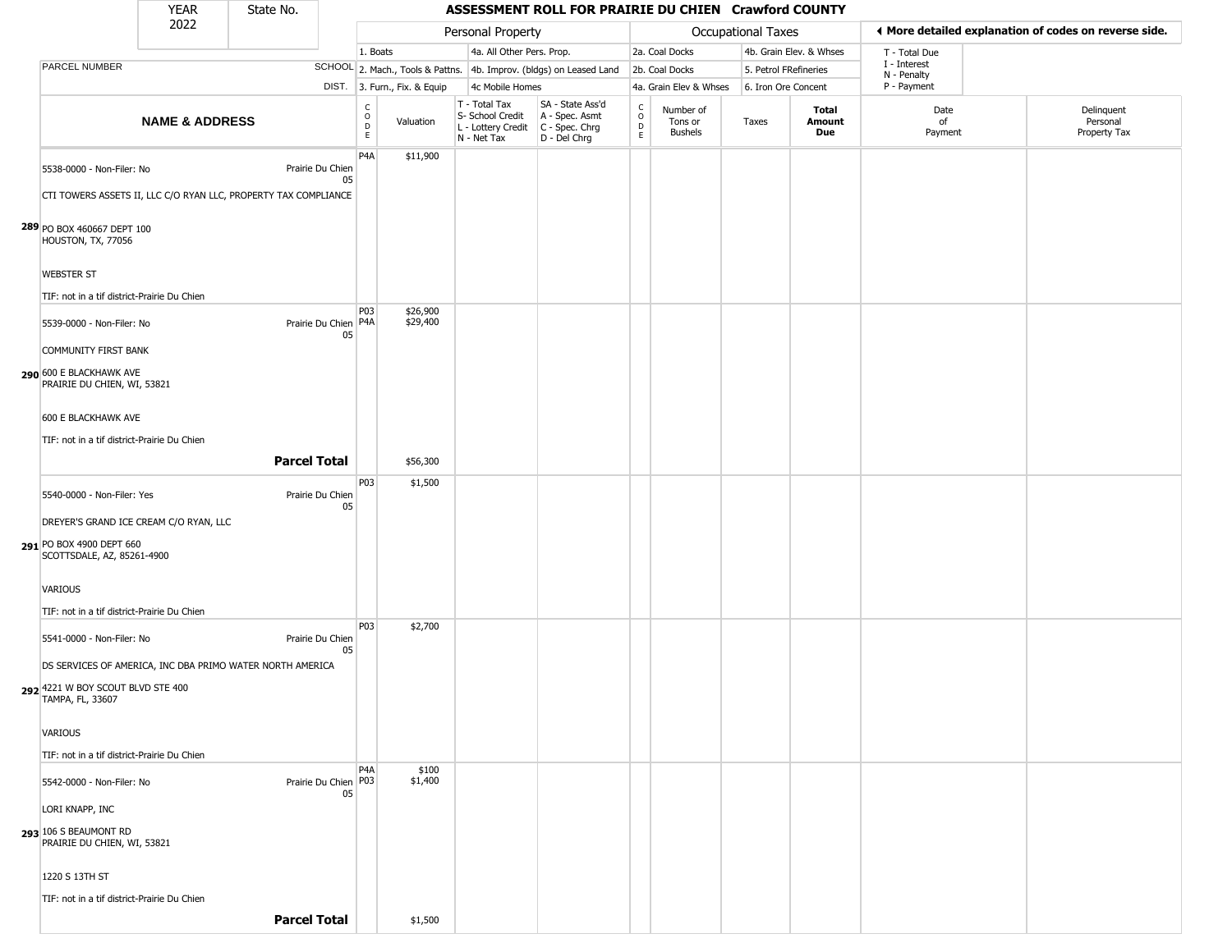| YEAR 2022 | State No. | | ASSESSMENT ROLL FOR PRAIRIE DU CHIEN Crawford COUNTY | | | | | | | | | |
|---|---|---|---|---|---|---|---|---|---|---|---|---|

**Personal Property:** 1. Boats; 2. Mach., Tools & Pattns.; 3. Furn., Fix. & Equip; 4a. All Other Pers. Prop.; 4b. Improv. (bldgs) on Leased Land; 4c Mobile Homes

**Occupational Taxes:** 2a. Coal Docks; 2b. Coal Docks; 4a. Grain Elev & Whses; 4b. Grain Elev. & Whses; 5. Petrol FRefineries; 6. Iron Ore Concent

◄ More detailed explanation of codes on reverse side.

T - Total Due; I - Interest; N - Penalty; P - Payment

| | PARCEL NUMBER / NAME & ADDRESS | SCHOOL DIST. | CODE | Valuation | T - Total Tax S- School Credit L - Lottery Credit N - Net Tax | SA - State Ass'd A - Spec. Asmt C - Spec. Chrg D - Del Chrg | CODE | Number of Tons or Bushels | Taxes | Total Amount Due | Date of Payment | Delinquent Personal Property Tax |
|---|---|---|---|---|---|---|---|---|---|---|---|---|
| 289 | 5538-0000 - Non-Filer: No<br>CTI TOWERS ASSETS II, LLC C/O RYAN LLC, PROPERTY TAX COMPLIANCE<br>PO BOX 460667 DEPT 100<br>HOUSTON, TX, 77056<br>WEBSTER ST<br>TIF: not in a tif district-Prairie Du Chien | Prairie Du Chien 05 | P4A | $11,900 | | | | | | | | |
| 290 | 5539-0000 - Non-Filer: No<br>COMMUNITY FIRST BANK<br>600 E BLACKHAWK AVE<br>PRAIRIE DU CHIEN, WI, 53821<br>600 E BLACKHAWK AVE<br>TIF: not in a tif district-Prairie Du Chien | Prairie Du Chien 05 | P03<br>P4A | $26,900<br>$29,400 | | | | | | | | |
| | **Parcel Total** | | | $56,300 | | | | | | | | |
| 291 | 5540-0000 - Non-Filer: Yes<br>DREYER'S GRAND ICE CREAM C/O RYAN, LLC<br>PO BOX 4900 DEPT 660<br>SCOTTSDALE, AZ, 85261-4900<br>VARIOUS<br>TIF: not in a tif district-Prairie Du Chien | Prairie Du Chien 05 | P03 | $1,500 | | | | | | | | |
| 292 | 5541-0000 - Non-Filer: No<br>DS SERVICES OF AMERICA, INC DBA PRIMO WATER NORTH AMERICA<br>4221 W BOY SCOUT BLVD STE 400<br>TAMPA, FL, 33607<br>VARIOUS<br>TIF: not in a tif district-Prairie Du Chien | Prairie Du Chien 05 | P03 | $2,700 | | | | | | | | |
| 293 | 5542-0000 - Non-Filer: No<br>LORI KNAPP, INC<br>106 S BEAUMONT RD<br>PRAIRIE DU CHIEN, WI, 53821<br>1220 S 13TH ST<br>TIF: not in a tif district-Prairie Du Chien | Prairie Du Chien 05 | P4A<br>P03 | $100<br>$1,400 | | | | | | | | |
| | **Parcel Total** | | | $1,500 | | | | | | | | |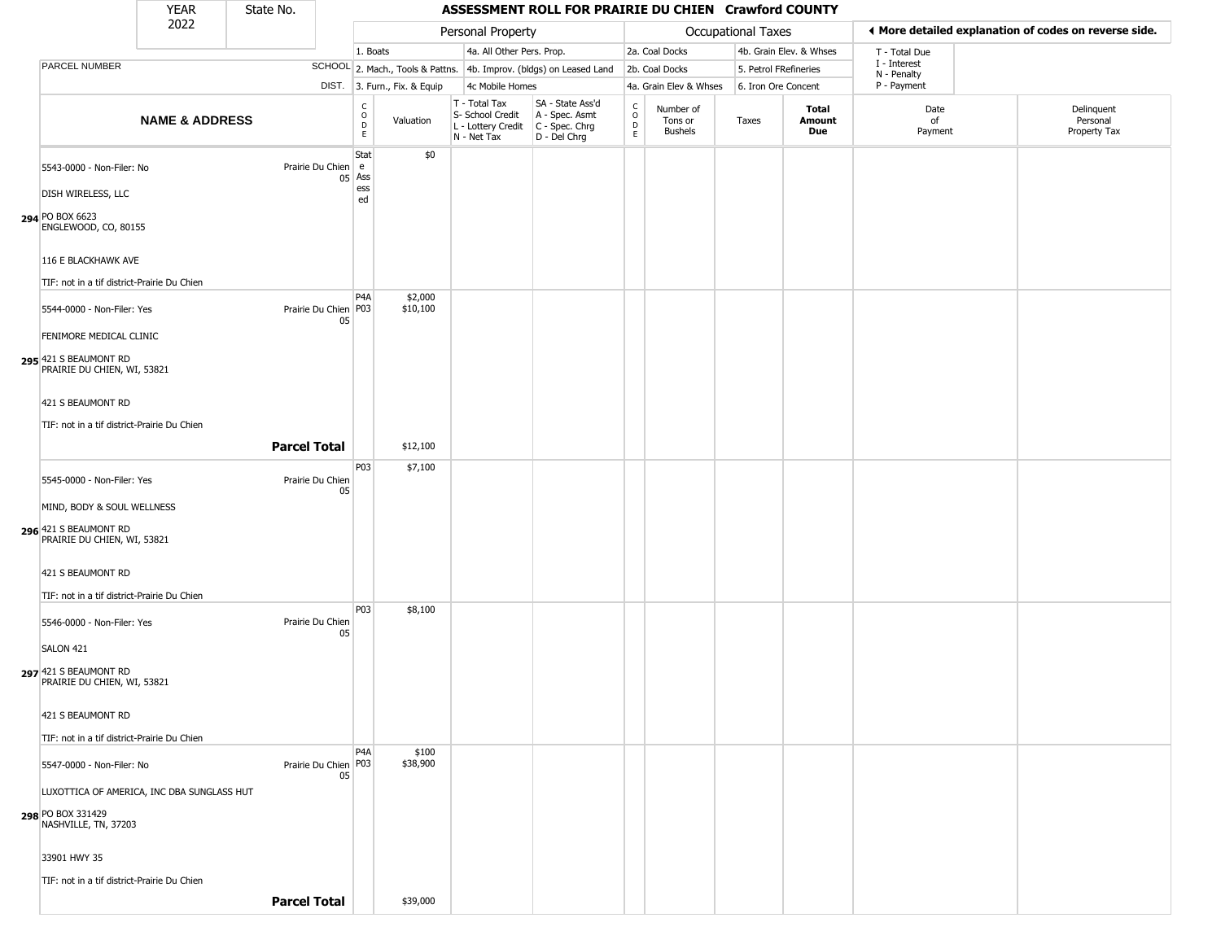# ASSESSMENT ROLL FOR PRAIRIE DU CHIEN Crawford COUNTY

YEAR 2022 | State No.

| | | Personal Property | | | | Occupational Taxes | | | | | |
|---|---|---|---|---|---|---|---|---|---|---|---|
| | | 1. Boats | | 4a. All Other Pers. Prop. | | 2a. Coal Docks | | 4b. Grain Elev. & Whses | | T - Total Due<br>I - Interest<br>N - Penalty<br>P - Payment | |
| PARCEL NUMBER | SCHOOL | 2. Mach., Tools & Pattns. | | 4b. Improv. (bldgs) on Leased Land | | 2b. Coal Docks | | 5. Petrol FRefineries | | | |
| | DIST. | 3. Furn., Fix. & Equip | | 4c Mobile Homes | | 4a. Grain Elev & Whses | | 6. Iron Ore Concent | | | |
| **NAME & ADDRESS** | | CODE | Valuation | T - Total Tax<br>S- School Credit<br>L - Lottery Credit<br>N - Net Tax | SA - State Ass'd<br>A - Spec. Asmt<br>C - Spec. Chrg<br>D - Del Chrg | CODE | Number of Tons or Bushels | Taxes | **Total Amount Due** | Date of Payment | Delinquent Personal Property Tax |
| 294 5543-0000 - Non-Filer: No<br>DISH WIRELESS, LLC<br>PO BOX 6623<br>ENGLEWOOD, CO, 80155<br>116 E BLACKHAWK AVE<br>TIF: not in a tif district-Prairie Du Chien | Prairie Du Chien 05 | State Assessed | $0 | | | | | | | | |
| 295 5544-0000 - Non-Filer: Yes<br>FENIMORE MEDICAL CLINIC<br>421 S BEAUMONT RD<br>PRAIRIE DU CHIEN, WI, 53821<br>421 S BEAUMONT RD<br>TIF: not in a tif district-Prairie Du Chien | Prairie Du Chien 05 | P4A<br>P03 | $2,000<br>$10,100 | | | | | | | | |
| | **Parcel Total** | | $12,100 | | | | | | | | |
| 296 5545-0000 - Non-Filer: Yes<br>MIND, BODY & SOUL WELLNESS<br>421 S BEAUMONT RD<br>PRAIRIE DU CHIEN, WI, 53821<br>421 S BEAUMONT RD<br>TIF: not in a tif district-Prairie Du Chien | Prairie Du Chien 05 | P03 | $7,100 | | | | | | | | |
| 297 5546-0000 - Non-Filer: Yes<br>SALON 421<br>421 S BEAUMONT RD<br>PRAIRIE DU CHIEN, WI, 53821<br>421 S BEAUMONT RD<br>TIF: not in a tif district-Prairie Du Chien | Prairie Du Chien 05 | P03 | $8,100 | | | | | | | | |
| 298 5547-0000 - Non-Filer: No<br>LUXOTTICA OF AMERICA, INC DBA SUNGLASS HUT<br>PO BOX 331429<br>NASHVILLE, TN, 37203<br>33901 HWY 35<br>TIF: not in a tif district-Prairie Du Chien | Prairie Du Chien 05 | P4A<br>P03 | $100<br>$38,900 | | | | | | | | |
| | **Parcel Total** | | $39,000 | | | | | | | | |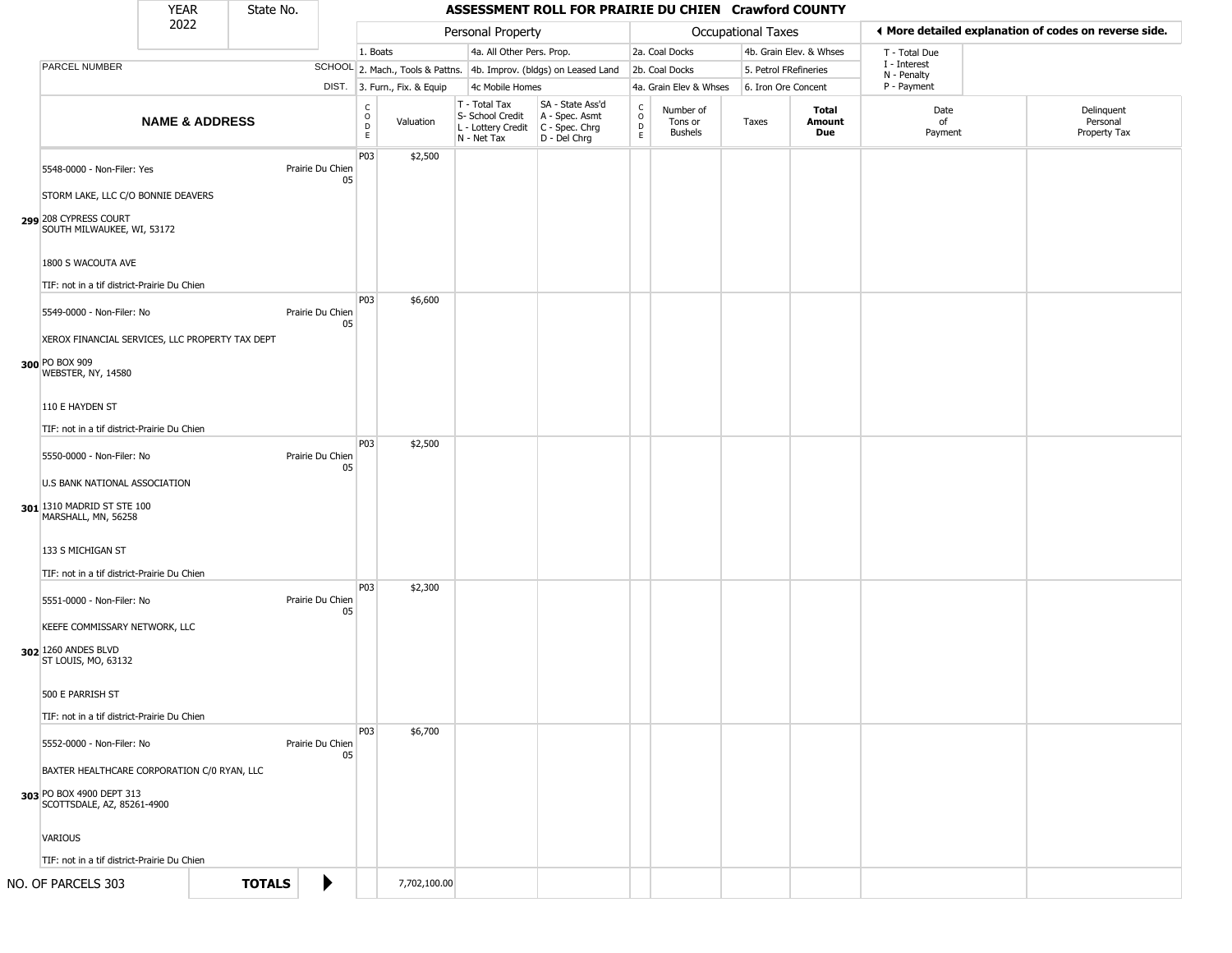| YEAR 2022 | State No. | | ASSESSMENT ROLL FOR PRAIRIE DU CHIEN Crawford COUNTY | | | | | | | | | |
|---|---|---|---|---|---|---|---|---|---|---|---|---|
| | | | Personal Property | | | | Occupational Taxes | | | | ◂ More detailed explanation of codes on reverse side. | |
| PARCEL NUMBER | SCHOOL DIST. | | 1. Boats / 2. Mach., Tools & Pattns. / 3. Furn., Fix. & Equip | | 4a. All Other Pers. Prop. / 4b. Improv. (bldgs) on Leased Land / 4c Mobile Homes | | 2a. Coal Docks / 2b. Coal Docks / 4a. Grain Elev & Whses | | 4b. Grain Elev. & Whses / 5. Petrol FRefineries / 6. Iron Ore Concent | | T - Total Due / I - Interest / N - Penalty / P - Payment | |
| NAME & ADDRESS | | CODE | Valuation | T - Total Tax / S- School Credit / L - Lottery Credit / N - Net Tax | SA - State Ass'd / A - Spec. Asmt / C - Spec. Chrg / D - Del Chrg | CODE | Number of Tons or Bushels | Taxes | Total Amount Due | Date of Payment | Delinquent Personal Property Tax | |
| 299 5548-0000 - Non-Filer: Yes<br>STORM LAKE, LLC C/O BONNIE DEAVERS<br>208 CYPRESS COURT<br>SOUTH MILWAUKEE, WI, 53172<br>1800 S WACOUTA AVE<br>TIF: not in a tif district-Prairie Du Chien | Prairie Du Chien 05 | P03 | $2,500 | | | | | | | | | |
| 300 5549-0000 - Non-Filer: No<br>XEROX FINANCIAL SERVICES, LLC PROPERTY TAX DEPT<br>PO BOX 909<br>WEBSTER, NY, 14580<br>110 E HAYDEN ST<br>TIF: not in a tif district-Prairie Du Chien | Prairie Du Chien 05 | P03 | $6,600 | | | | | | | | | |
| 301 5550-0000 - Non-Filer: No<br>U.S BANK NATIONAL ASSOCIATION<br>1310 MADRID ST STE 100<br>MARSHALL, MN, 56258<br>133 S MICHIGAN ST<br>TIF: not in a tif district-Prairie Du Chien | Prairie Du Chien 05 | P03 | $2,500 | | | | | | | | | |
| 302 5551-0000 - Non-Filer: No<br>KEEFE COMMISSARY NETWORK, LLC<br>1260 ANDES BLVD<br>ST LOUIS, MO, 63132<br>500 E PARRISH ST<br>TIF: not in a tif district-Prairie Du Chien | Prairie Du Chien 05 | P03 | $2,300 | | | | | | | | | |
| 303 5552-0000 - Non-Filer: No<br>BAXTER HEALTHCARE CORPORATION C/0 RYAN, LLC<br>PO BOX 4900 DEPT 313<br>SCOTTSDALE, AZ, 85261-4900<br>VARIOUS<br>TIF: not in a tif district-Prairie Du Chien | Prairie Du Chien 05 | P03 | $6,700 | | | | | | | | | |
| NO. OF PARCELS 303 | TOTALS ▶ | | 7,702,100.00 | | | | | | | | | |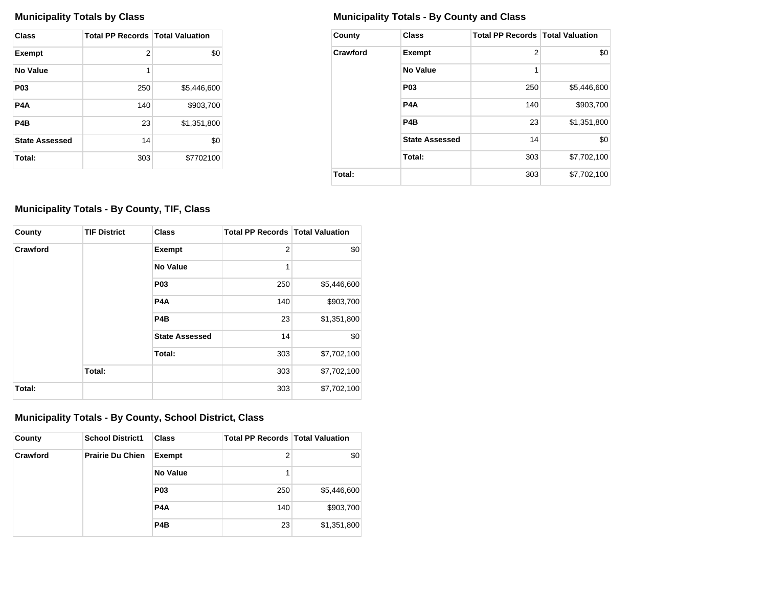### Municipality Totals by Class

| Class | Total PP Records | Total Valuation |
|---|---|---|
| **Exempt** | 2 | $0 |
| **No Value** | 1 | |
| **P03** | 250 | $5,446,600 |
| **P4A** | 140 | $903,700 |
| **P4B** | 23 | $1,351,800 |
| **State Assessed** | 14 | $0 |
| **Total:** | 303 | $7702100 |

### Municipality Totals - By County and Class

| County | Class | Total PP Records | Total Valuation |
|---|---|---|---|
| **Crawford** | **Exempt** | 2 | $0 |
| | **No Value** | 1 | |
| | **P03** | 250 | $5,446,600 |
| | **P4A** | 140 | $903,700 |
| | **P4B** | 23 | $1,351,800 |
| | **State Assessed** | 14 | $0 |
| | **Total:** | 303 | $7,702,100 |
| **Total:** | | 303 | $7,702,100 |

### Municipality Totals - By County, TIF, Class

| County | TIF District | Class | Total PP Records | Total Valuation |
|---|---|---|---|---|
| **Crawford** | | **Exempt** | 2 | $0 |
| | | **No Value** | 1 | |
| | | **P03** | 250 | $5,446,600 |
| | | **P4A** | 140 | $903,700 |
| | | **P4B** | 23 | $1,351,800 |
| | | **State Assessed** | 14 | $0 |
| | | **Total:** | 303 | $7,702,100 |
| | **Total:** | | 303 | $7,702,100 |
| **Total:** | | | 303 | $7,702,100 |

### Municipality Totals - By County, School District, Class

| County | School District1 | Class | Total PP Records | Total Valuation |
|---|---|---|---|---|
| **Crawford** | **Prairie Du Chien** | **Exempt** | 2 | $0 |
| | | **No Value** | 1 | |
| | | **P03** | 250 | $5,446,600 |
| | | **P4A** | 140 | $903,700 |
| | | **P4B** | 23 | $1,351,800 |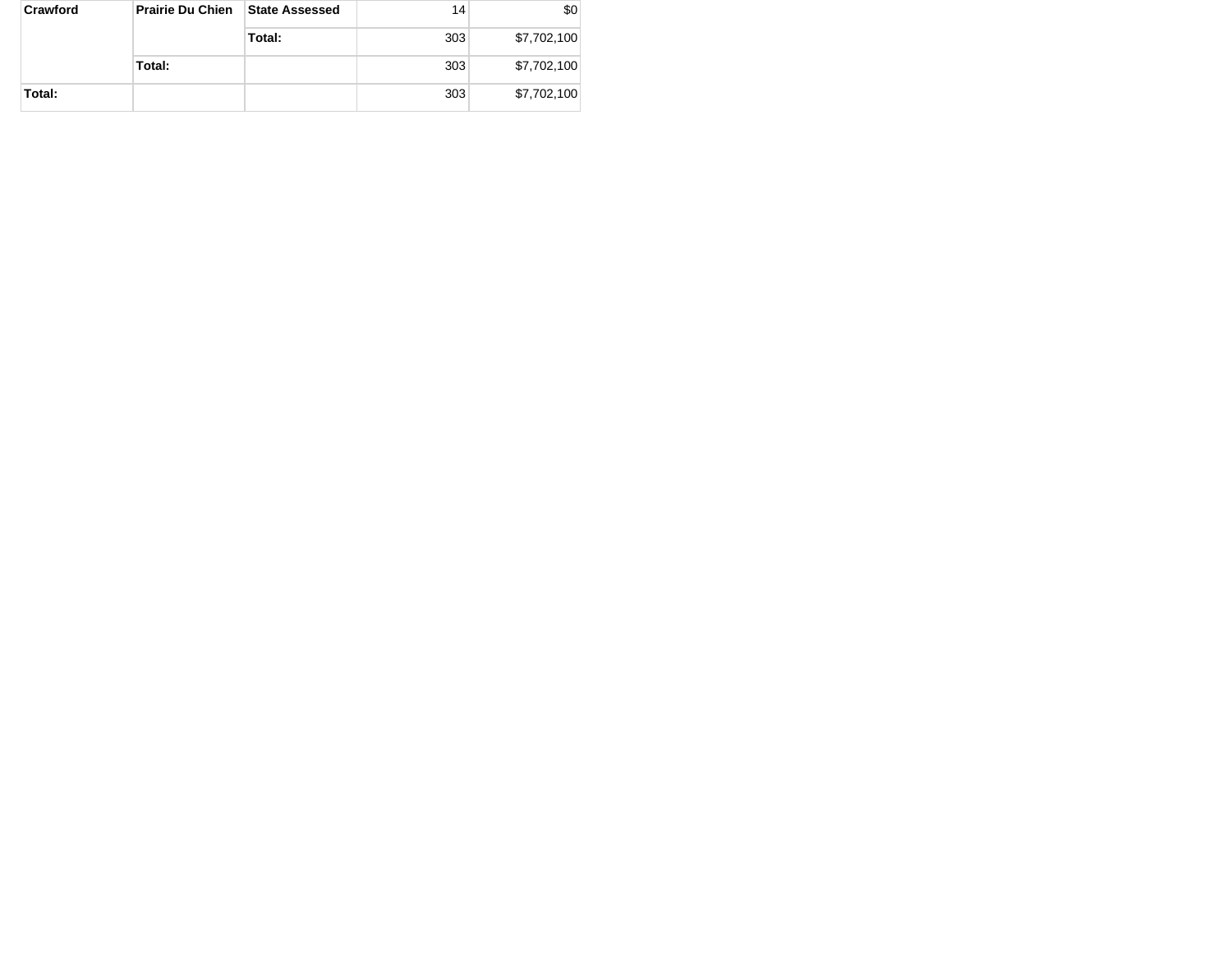| | | | | |
|---|---|---|---|---|
| **Crawford** | **Prairie Du Chien** | **State Assessed** | 14 | $0 |
| | | **Total:** | 303 | $7,702,100 |
| | **Total:** | | 303 | $7,702,100 |
| **Total:** | | | 303 | $7,702,100 |